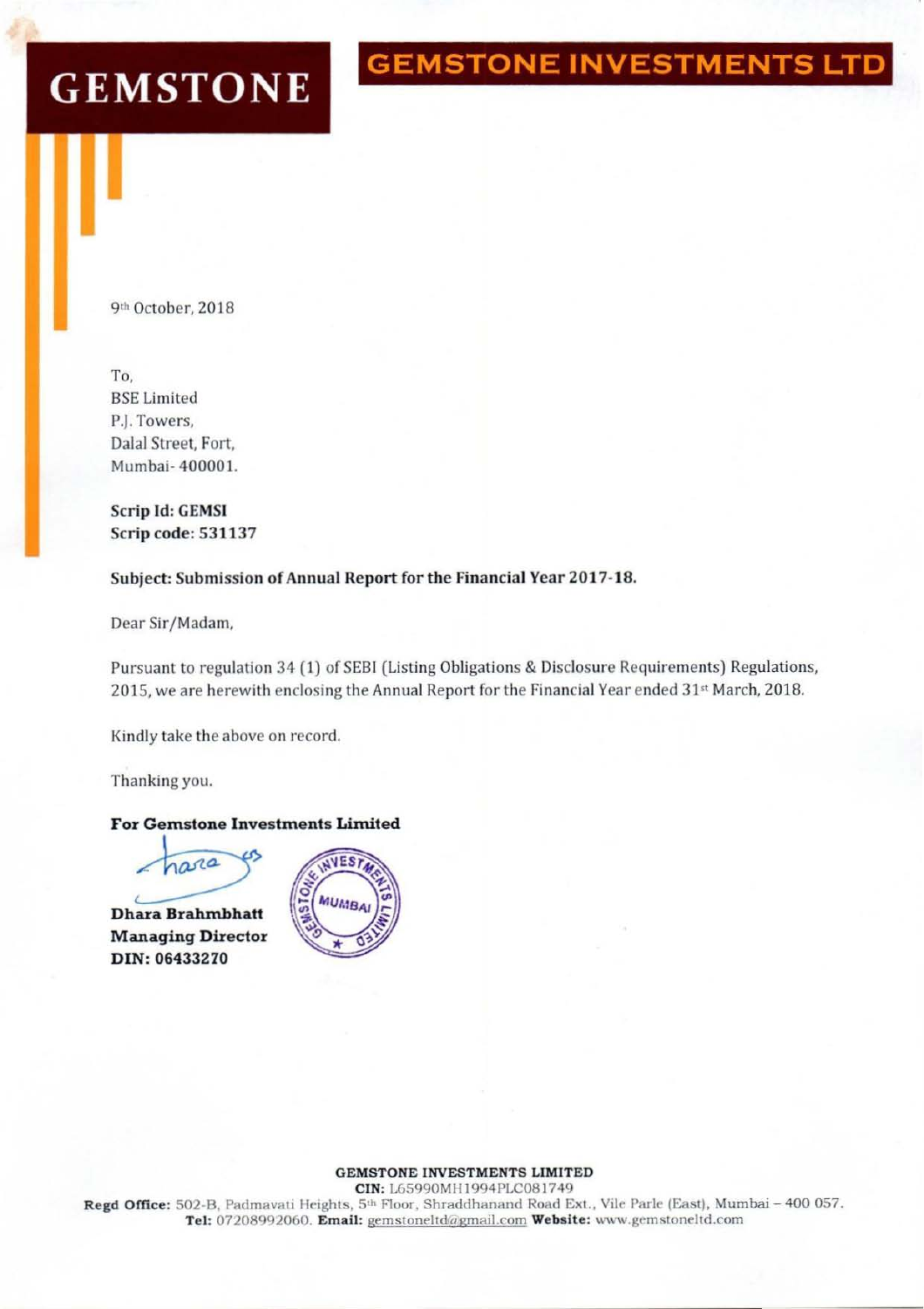# GEMSTONE

## GEMSTONE INVESTMENTS LTD

9th October, 2018

To,
BSE Limited
P.J. Towers,
Dalal Street, Fort,
Mumbai- 400001.

**Scrip Id: GEMSI**
**Scrip code: 531137**

**Subject: Submission of Annual Report for the Financial Year 2017-18.**

Dear Sir/Madam,

Pursuant to regulation 34 (1) of SEBI (Listing Obligations & Disclosure Requirements) Regulations, 2015, we are herewith enclosing the Annual Report for the Financial Year ended 31st March, 2018.

Kindly take the above on record.

Thanking you.

**For Gemstone Investments Limited**

**Dhara Brahmbhatt**
**Managing Director**
**DIN: 06433270**

**GEMSTONE INVESTMENTS LIMITED**
**CIN:** L65990MH1994PLC081749
**Regd Office:** 502-B, Padmavati Heights, 5th Floor, Shraddhanand Road Ext., Vile Parle (East), Mumbai – 400 057.
**Tel:** 07208992060. **Email:** gemstoneltd@gmail.com **Website:** www.gemstoneltd.com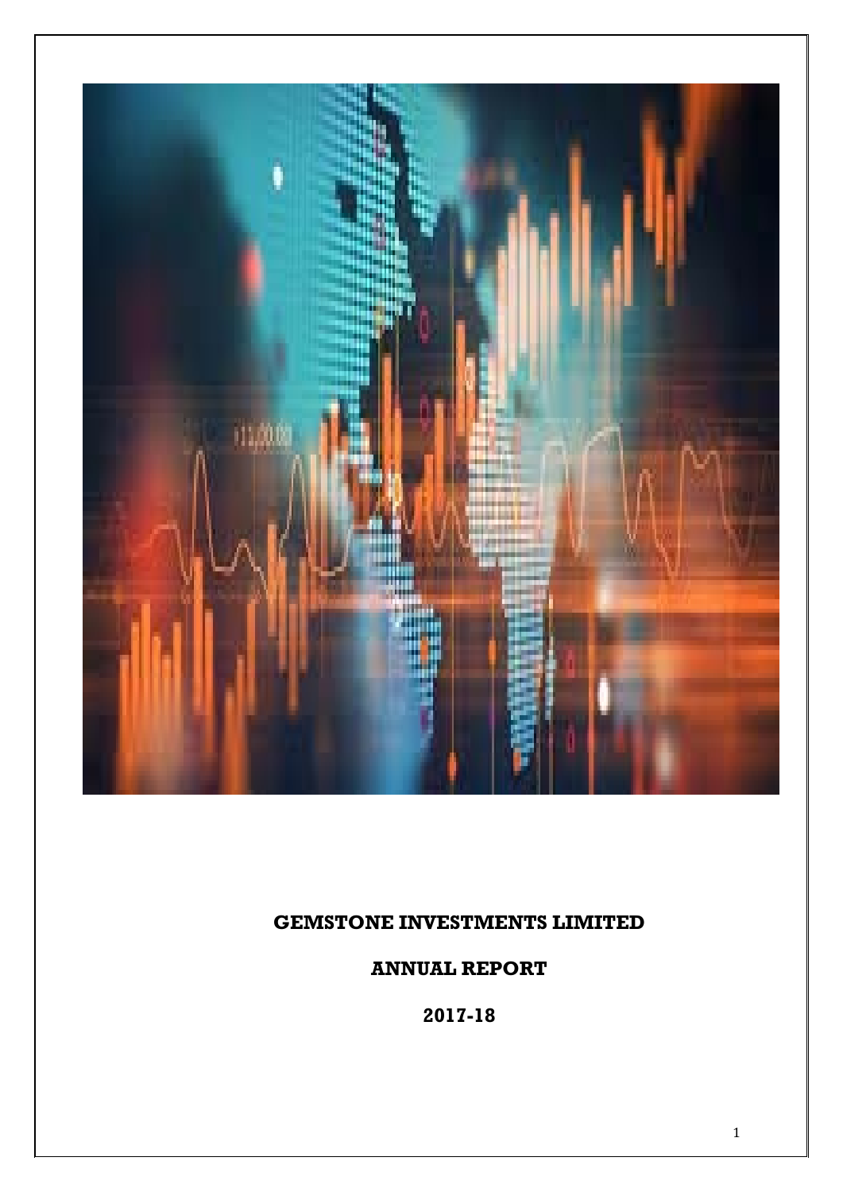**GEMSTONE INVESTMENTS LIMITED**

**ANNUAL REPORT**

**2017-18**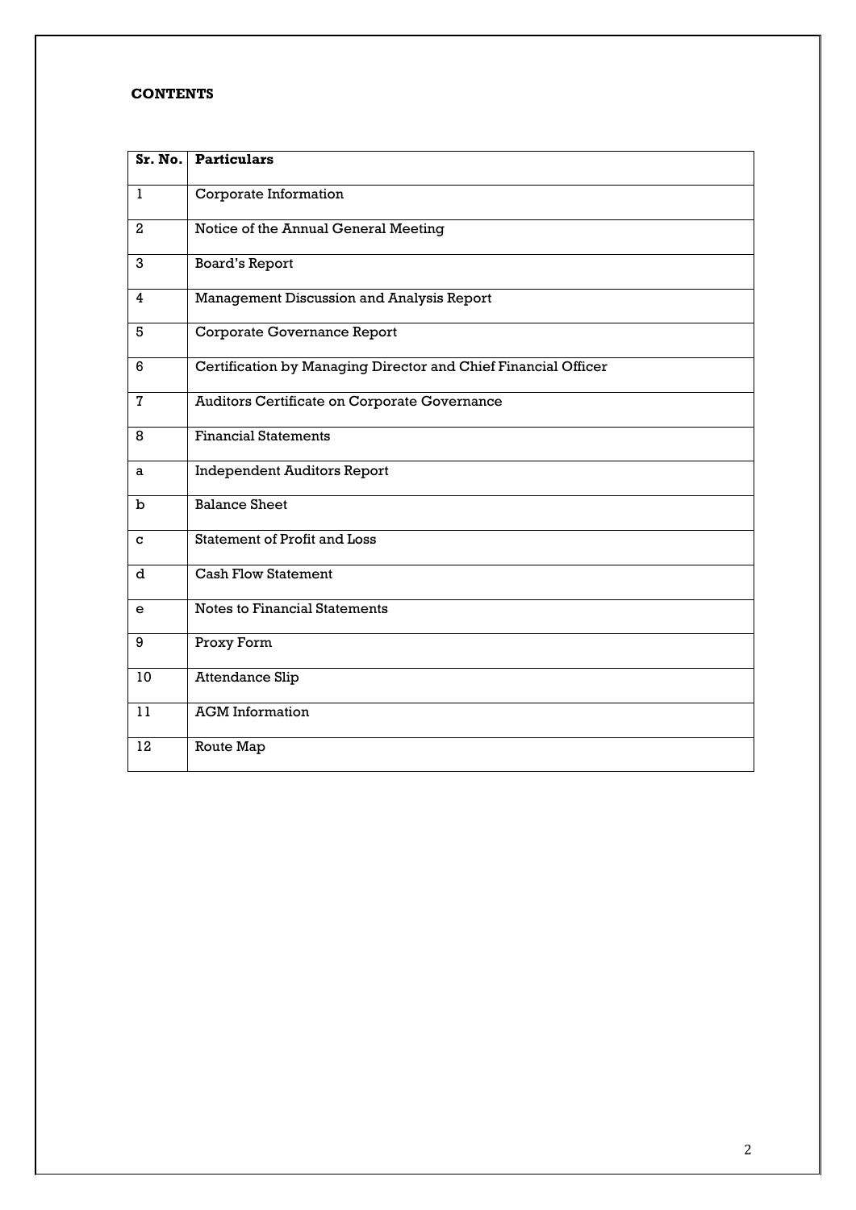**CONTENTS**

| Sr. No. | Particulars |
|---|---|
| 1 | Corporate Information |
| 2 | Notice of the Annual General Meeting |
| 3 | Board's Report |
| 4 | Management Discussion and Analysis Report |
| 5 | Corporate Governance Report |
| 6 | Certification by Managing Director and Chief Financial Officer |
| 7 | Auditors Certificate on Corporate Governance |
| 8 | Financial Statements |
| a | Independent Auditors Report |
| b | Balance Sheet |
| c | Statement of Profit and Loss |
| d | Cash Flow Statement |
| e | Notes to Financial Statements |
| 9 | Proxy Form |
| 10 | Attendance Slip |
| 11 | AGM Information |
| 12 | Route Map |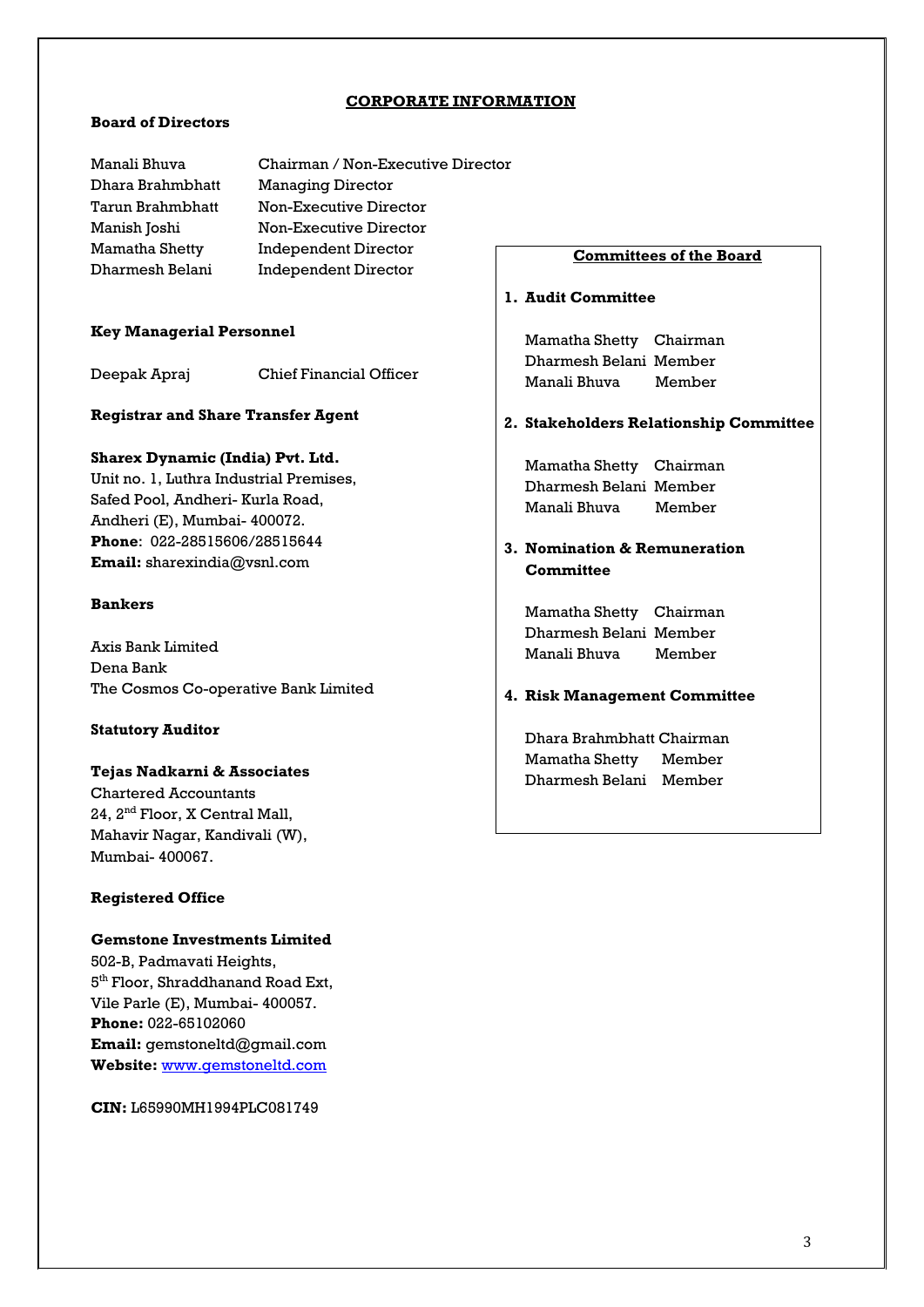# CORPORATE INFORMATION

**Board of Directors**

| | |
|---|---|
| Manali Bhuva | Chairman / Non-Executive Director |
| Dhara Brahmbhatt | Managing Director |
| Tarun Brahmbhatt | Non-Executive Director |
| Manish Joshi | Non-Executive Director |
| Mamatha Shetty | Independent Director |
| Dharmesh Belani | Independent Director |

**Key Managerial Personnel**

| | |
|---|---|
| Deepak Apraj | Chief Financial Officer |

**Registrar and Share Transfer Agent**

**Sharex Dynamic (India) Pvt. Ltd.**
Unit no. 1, Luthra Industrial Premises,
Safed Pool, Andheri- Kurla Road,
Andheri (E), Mumbai- 400072.
**Phone**: 022-28515606/28515644
**Email:** sharexindia@vsnl.com

**Bankers**

Axis Bank Limited
Dena Bank
The Cosmos Co-operative Bank Limited

**Statutory Auditor**

**Tejas Nadkarni & Associates**
Chartered Accountants
24, 2nd Floor, X Central Mall,
Mahavir Nagar, Kandivali (W),
Mumbai- 400067.

**Registered Office**

**Gemstone Investments Limited**
502-B, Padmavati Heights,
5th Floor, Shraddhanand Road Ext,
Vile Parle (E), Mumbai- 400057.
**Phone:** 022-65102060
**Email:** gemstoneltd@gmail.com
**Website:** www.gemstoneltd.com

**CIN:** L65990MH1994PLC081749

**Committees of the Board**

**1. Audit Committee**

| | |
|---|---|
| Mamatha Shetty | Chairman |
| Dharmesh Belani | Member |
| Manali Bhuva | Member |

**2. Stakeholders Relationship Committee**

| | |
|---|---|
| Mamatha Shetty | Chairman |
| Dharmesh Belani | Member |
| Manali Bhuva | Member |

**3. Nomination & Remuneration Committee**

| | |
|---|---|
| Mamatha Shetty | Chairman |
| Dharmesh Belani | Member |
| Manali Bhuva | Member |

**4. Risk Management Committee**

| | |
|---|---|
| Dhara Brahmbhatt | Chairman |
| Mamatha Shetty | Member |
| Dharmesh Belani | Member |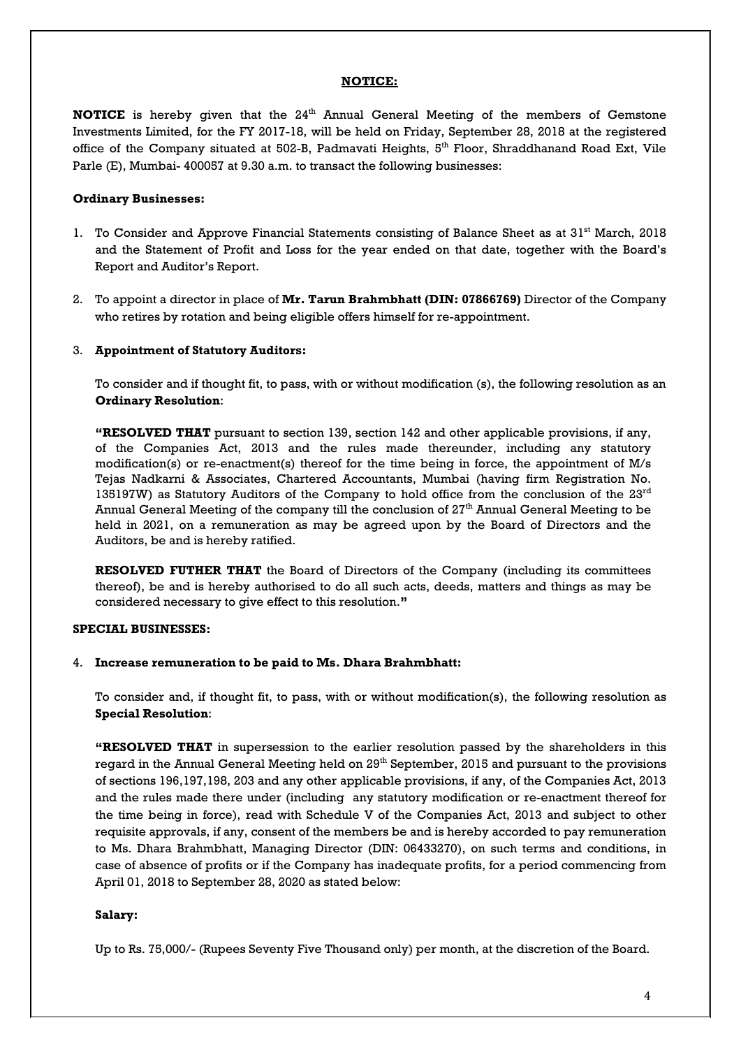## NOTICE:

**NOTICE** is hereby given that the 24th Annual General Meeting of the members of Gemstone Investments Limited, for the FY 2017-18, will be held on Friday, September 28, 2018 at the registered office of the Company situated at 502-B, Padmavati Heights, 5th Floor, Shraddhanand Road Ext, Vile Parle (E), Mumbai- 400057 at 9.30 a.m. to transact the following businesses:

**Ordinary Businesses:**

1. To Consider and Approve Financial Statements consisting of Balance Sheet as at 31st March, 2018 and the Statement of Profit and Loss for the year ended on that date, together with the Board's Report and Auditor's Report.

2. To appoint a director in place of **Mr. Tarun Brahmbhatt (DIN: 07866769)** Director of the Company who retires by rotation and being eligible offers himself for re-appointment.

3. **Appointment of Statutory Auditors:**

   To consider and if thought fit, to pass, with or without modification (s), the following resolution as an **Ordinary Resolution**:

   **"RESOLVED THAT** pursuant to section 139, section 142 and other applicable provisions, if any, of the Companies Act, 2013 and the rules made thereunder, including any statutory modification(s) or re-enactment(s) thereof for the time being in force, the appointment of M/s Tejas Nadkarni & Associates, Chartered Accountants, Mumbai (having firm Registration No. 135197W) as Statutory Auditors of the Company to hold office from the conclusion of the 23rd Annual General Meeting of the company till the conclusion of 27th Annual General Meeting to be held in 2021, on a remuneration as may be agreed upon by the Board of Directors and the Auditors, be and is hereby ratified.

   **RESOLVED FUTHER THAT** the Board of Directors of the Company (including its committees thereof), be and is hereby authorised to do all such acts, deeds, matters and things as may be considered necessary to give effect to this resolution.**"**

**SPECIAL BUSINESSES:**

4. **Increase remuneration to be paid to Ms. Dhara Brahmbhatt:**

   To consider and, if thought fit, to pass, with or without modification(s), the following resolution as **Special Resolution**:

   **"RESOLVED THAT** in supersession to the earlier resolution passed by the shareholders in this regard in the Annual General Meeting held on 29th September, 2015 and pursuant to the provisions of sections 196,197,198, 203 and any other applicable provisions, if any, of the Companies Act, 2013 and the rules made there under (including any statutory modification or re-enactment thereof for the time being in force), read with Schedule V of the Companies Act, 2013 and subject to other requisite approvals, if any, consent of the members be and is hereby accorded to pay remuneration to Ms. Dhara Brahmbhatt, Managing Director (DIN: 06433270), on such terms and conditions, in case of absence of profits or if the Company has inadequate profits, for a period commencing from April 01, 2018 to September 28, 2020 as stated below:

   **Salary:**

   Up to Rs. 75,000/- (Rupees Seventy Five Thousand only) per month, at the discretion of the Board.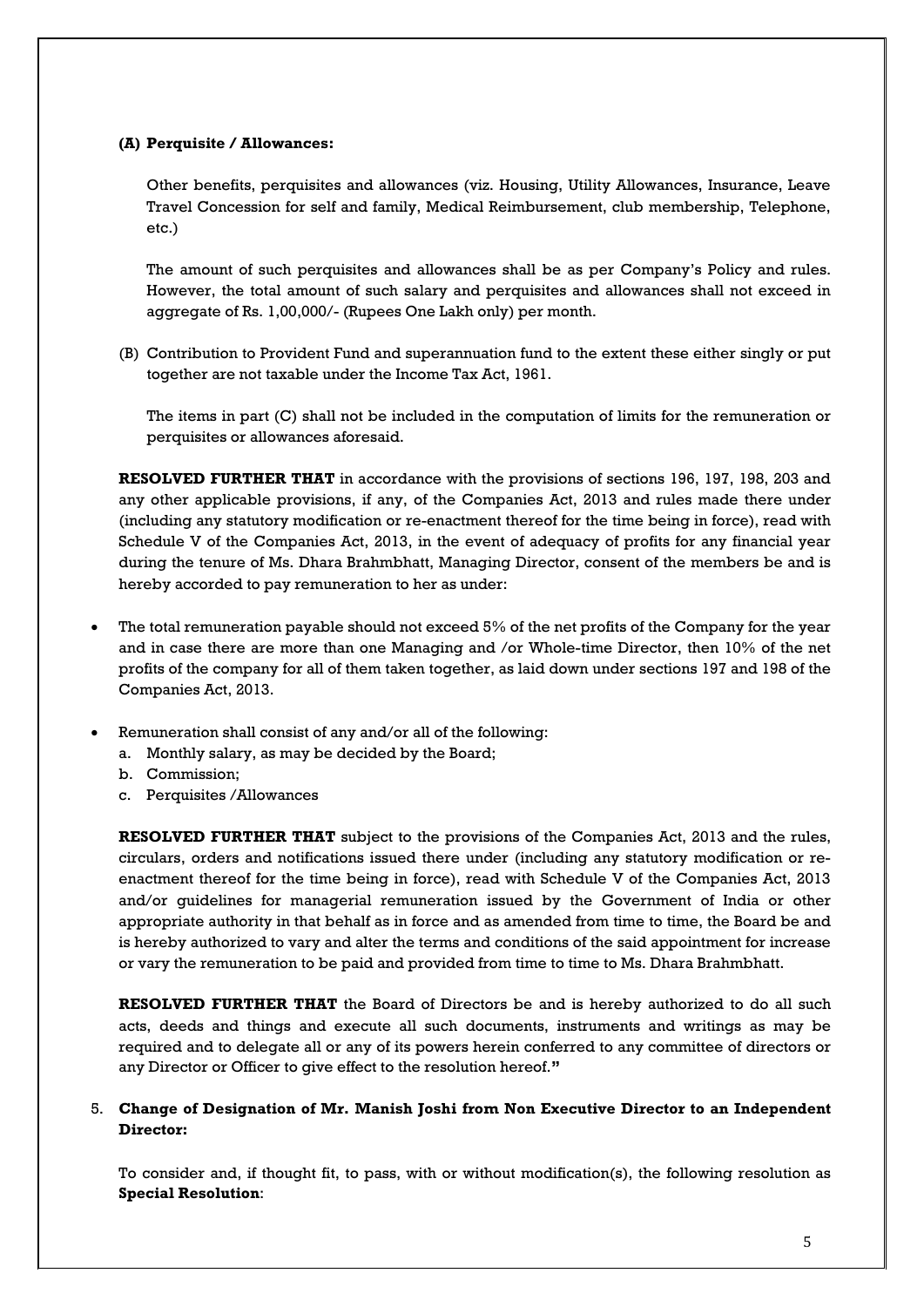**(A) Perquisite / Allowances:**

Other benefits, perquisites and allowances (viz. Housing, Utility Allowances, Insurance, Leave Travel Concession for self and family, Medical Reimbursement, club membership, Telephone, etc.)

The amount of such perquisites and allowances shall be as per Company's Policy and rules. However, the total amount of such salary and perquisites and allowances shall not exceed in aggregate of Rs. 1,00,000/- (Rupees One Lakh only) per month.

(B) Contribution to Provident Fund and superannuation fund to the extent these either singly or put together are not taxable under the Income Tax Act, 1961.

The items in part (C) shall not be included in the computation of limits for the remuneration or perquisites or allowances aforesaid.

**RESOLVED FURTHER THAT** in accordance with the provisions of sections 196, 197, 198, 203 and any other applicable provisions, if any, of the Companies Act, 2013 and rules made there under (including any statutory modification or re-enactment thereof for the time being in force), read with Schedule V of the Companies Act, 2013, in the event of adequacy of profits for any financial year during the tenure of Ms. Dhara Brahmbhatt, Managing Director, consent of the members be and is hereby accorded to pay remuneration to her as under:

- The total remuneration payable should not exceed 5% of the net profits of the Company for the year and in case there are more than one Managing and /or Whole-time Director, then 10% of the net profits of the company for all of them taken together, as laid down under sections 197 and 198 of the Companies Act, 2013.
- Remuneration shall consist of any and/or all of the following:
  a. Monthly salary, as may be decided by the Board;
  b. Commission;
  c. Perquisites /Allowances

**RESOLVED FURTHER THAT** subject to the provisions of the Companies Act, 2013 and the rules, circulars, orders and notifications issued there under (including any statutory modification or re-enactment thereof for the time being in force), read with Schedule V of the Companies Act, 2013 and/or guidelines for managerial remuneration issued by the Government of India or other appropriate authority in that behalf as in force and as amended from time to time, the Board be and is hereby authorized to vary and alter the terms and conditions of the said appointment for increase or vary the remuneration to be paid and provided from time to time to Ms. Dhara Brahmbhatt.

**RESOLVED FURTHER THAT** the Board of Directors be and is hereby authorized to do all such acts, deeds and things and execute all such documents, instruments and writings as may be required and to delegate all or any of its powers herein conferred to any committee of directors or any Director or Officer to give effect to the resolution hereof.**"**

5. **Change of Designation of Mr. Manish Joshi from Non Executive Director to an Independent Director:**

To consider and, if thought fit, to pass, with or without modification(s), the following resolution as **Special Resolution**: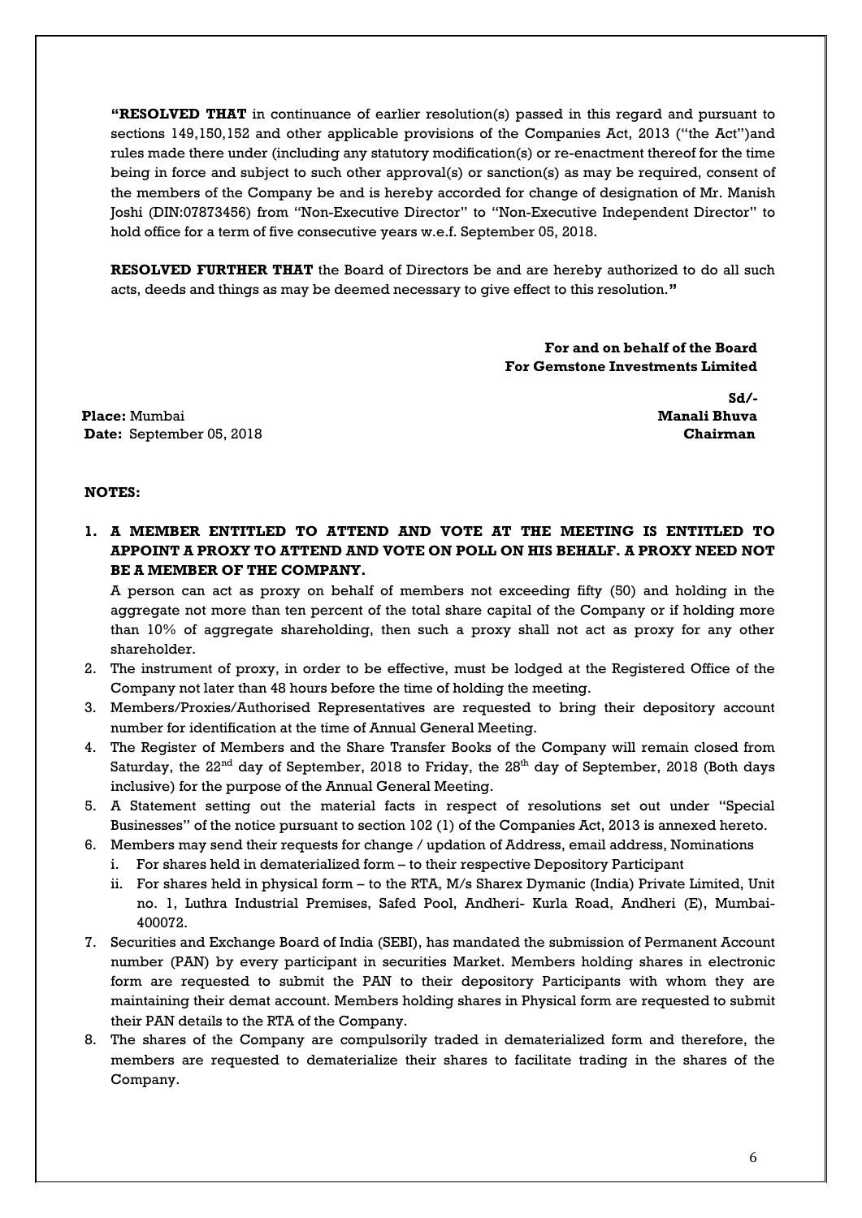**"RESOLVED THAT** in continuance of earlier resolution(s) passed in this regard and pursuant to sections 149,150,152 and other applicable provisions of the Companies Act, 2013 ("the Act")and rules made there under (including any statutory modification(s) or re-enactment thereof for the time being in force and subject to such other approval(s) or sanction(s) as may be required, consent of the members of the Company be and is hereby accorded for change of designation of Mr. Manish Joshi (DIN:07873456) from "Non-Executive Director" to "Non-Executive Independent Director" to hold office for a term of five consecutive years w.e.f. September 05, 2018.

**RESOLVED FURTHER THAT** the Board of Directors be and are hereby authorized to do all such acts, deeds and things as may be deemed necessary to give effect to this resolution.**"**

**For and on behalf of the Board**
**For Gemstone Investments Limited**

**Sd/-**
**Manali Bhuva**
**Chairman**

**Place:** Mumbai
**Date:** September 05, 2018

**NOTES:**

1. **A MEMBER ENTITLED TO ATTEND AND VOTE AT THE MEETING IS ENTITLED TO APPOINT A PROXY TO ATTEND AND VOTE ON POLL ON HIS BEHALF. A PROXY NEED NOT BE A MEMBER OF THE COMPANY.**
   A person can act as proxy on behalf of members not exceeding fifty (50) and holding in the aggregate not more than ten percent of the total share capital of the Company or if holding more than 10% of aggregate shareholding, then such a proxy shall not act as proxy for any other shareholder.
2. The instrument of proxy, in order to be effective, must be lodged at the Registered Office of the Company not later than 48 hours before the time of holding the meeting.
3. Members/Proxies/Authorised Representatives are requested to bring their depository account number for identification at the time of Annual General Meeting.
4. The Register of Members and the Share Transfer Books of the Company will remain closed from Saturday, the 22nd day of September, 2018 to Friday, the 28th day of September, 2018 (Both days inclusive) for the purpose of the Annual General Meeting.
5. A Statement setting out the material facts in respect of resolutions set out under "Special Businesses" of the notice pursuant to section 102 (1) of the Companies Act, 2013 is annexed hereto.
6. Members may send their requests for change / updation of Address, email address, Nominations
   i. For shares held in dematerialized form – to their respective Depository Participant
   ii. For shares held in physical form – to the RTA, M/s Sharex Dymanic (India) Private Limited, Unit no. 1, Luthra Industrial Premises, Safed Pool, Andheri- Kurla Road, Andheri (E), Mumbai-400072.
7. Securities and Exchange Board of India (SEBI), has mandated the submission of Permanent Account number (PAN) by every participant in securities Market. Members holding shares in electronic form are requested to submit the PAN to their depository Participants with whom they are maintaining their demat account. Members holding shares in Physical form are requested to submit their PAN details to the RTA of the Company.
8. The shares of the Company are compulsorily traded in dematerialized form and therefore, the members are requested to dematerialize their shares to facilitate trading in the shares of the Company.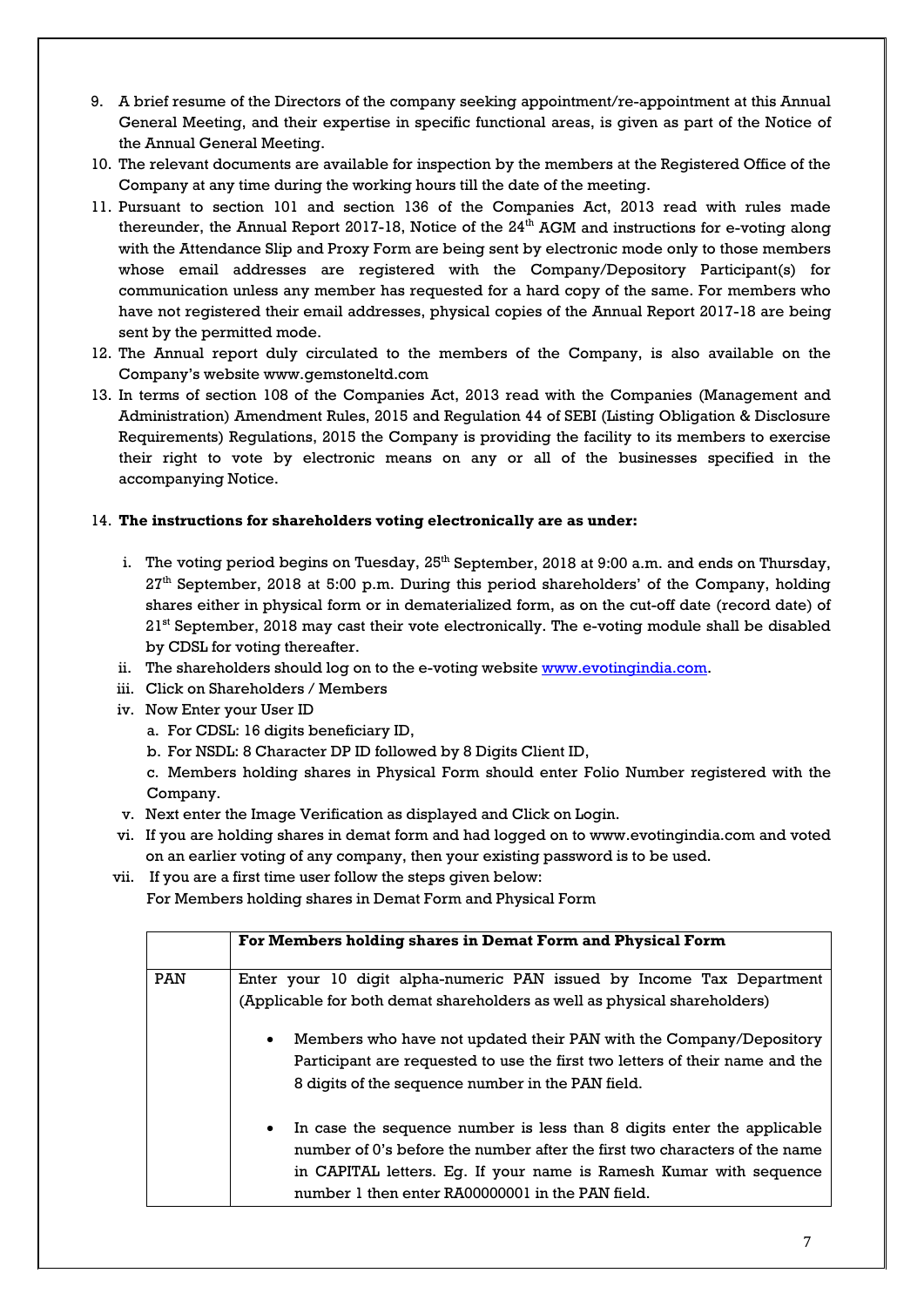9. A brief resume of the Directors of the company seeking appointment/re-appointment at this Annual General Meeting, and their expertise in specific functional areas, is given as part of the Notice of the Annual General Meeting.
10. The relevant documents are available for inspection by the members at the Registered Office of the Company at any time during the working hours till the date of the meeting.
11. Pursuant to section 101 and section 136 of the Companies Act, 2013 read with rules made thereunder, the Annual Report 2017-18, Notice of the 24th AGM and instructions for e-voting along with the Attendance Slip and Proxy Form are being sent by electronic mode only to those members whose email addresses are registered with the Company/Depository Participant(s) for communication unless any member has requested for a hard copy of the same. For members who have not registered their email addresses, physical copies of the Annual Report 2017-18 are being sent by the permitted mode.
12. The Annual report duly circulated to the members of the Company, is also available on the Company's website www.gemstoneltd.com
13. In terms of section 108 of the Companies Act, 2013 read with the Companies (Management and Administration) Amendment Rules, 2015 and Regulation 44 of SEBI (Listing Obligation & Disclosure Requirements) Regulations, 2015 the Company is providing the facility to its members to exercise their right to vote by electronic means on any or all of the businesses specified in the accompanying Notice.
14. **The instructions for shareholders voting electronically are as under:**

   i. The voting period begins on Tuesday, 25th September, 2018 at 9:00 a.m. and ends on Thursday, 27th September, 2018 at 5:00 p.m. During this period shareholders' of the Company, holding shares either in physical form or in dematerialized form, as on the cut-off date (record date) of 21st September, 2018 may cast their vote electronically. The e-voting module shall be disabled by CDSL for voting thereafter.
   
   ii. The shareholders should log on to the e-voting website www.evotingindia.com.
   
   iii. Click on Shareholders / Members
   
   iv. Now Enter your User ID
      a. For CDSL: 16 digits beneficiary ID,
      b. For NSDL: 8 Character DP ID followed by 8 Digits Client ID,
      c. Members holding shares in Physical Form should enter Folio Number registered with the Company.
   
   v. Next enter the Image Verification as displayed and Click on Login.
   
   vi. If you are holding shares in demat form and had logged on to www.evotingindia.com and voted on an earlier voting of any company, then your existing password is to be used.
   
   vii. If you are a first time user follow the steps given below:
   For Members holding shares in Demat Form and Physical Form

| | **For Members holding shares in Demat Form and Physical Form** |
|---|---|
| PAN | Enter your 10 digit alpha-numeric PAN issued by Income Tax Department (Applicable for both demat shareholders as well as physical shareholders)<br>• Members who have not updated their PAN with the Company/Depository Participant are requested to use the first two letters of their name and the 8 digits of the sequence number in the PAN field.<br>• In case the sequence number is less than 8 digits enter the applicable number of 0's before the number after the first two characters of the name in CAPITAL letters. Eg. If your name is Ramesh Kumar with sequence number 1 then enter RA00000001 in the PAN field. |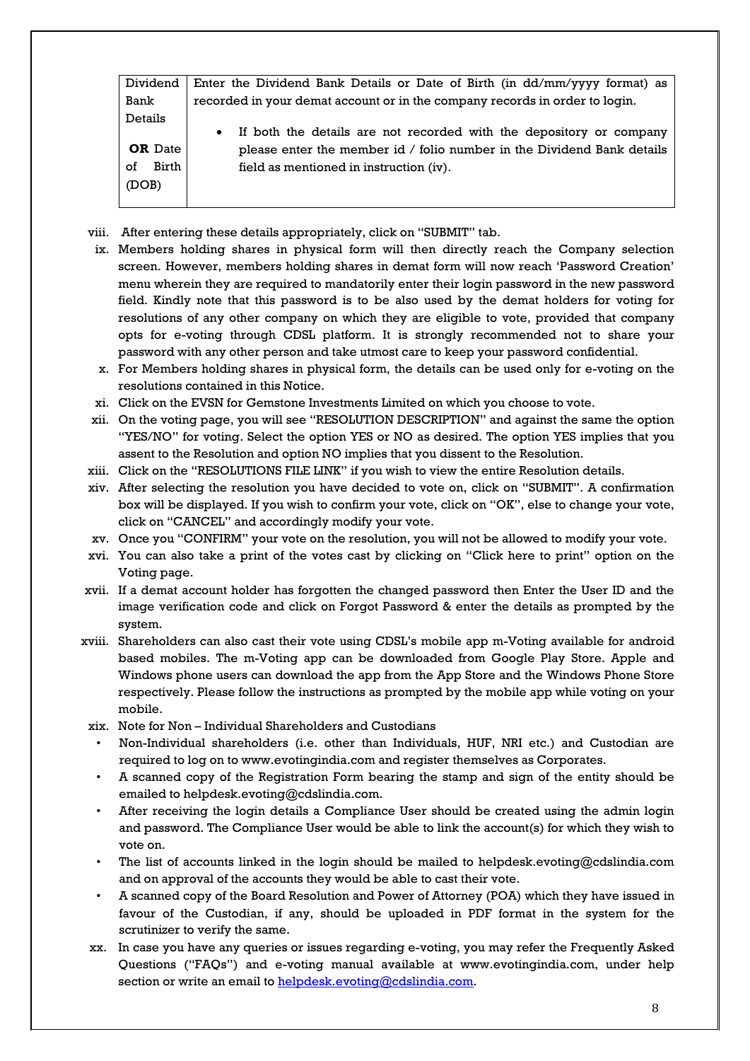| Dividend Bank Details **OR** Date of Birth (DOB) | Enter the Dividend Bank Details or Date of Birth (in dd/mm/yyyy format) as recorded in your demat account or in the company records in order to login. <br><br> • If both the details are not recorded with the depository or company please enter the member id / folio number in the Dividend Bank details field as mentioned in instruction (iv). |
|---|---|

viii. After entering these details appropriately, click on "SUBMIT" tab.

ix. Members holding shares in physical form will then directly reach the Company selection screen. However, members holding shares in demat form will now reach 'Password Creation' menu wherein they are required to mandatorily enter their login password in the new password field. Kindly note that this password is to be also used by the demat holders for voting for resolutions of any other company on which they are eligible to vote, provided that company opts for e-voting through CDSL platform. It is strongly recommended not to share your password with any other person and take utmost care to keep your password confidential.

x. For Members holding shares in physical form, the details can be used only for e-voting on the resolutions contained in this Notice.

xi. Click on the EVSN for Gemstone Investments Limited on which you choose to vote.

xii. On the voting page, you will see "RESOLUTION DESCRIPTION" and against the same the option "YES/NO" for voting. Select the option YES or NO as desired. The option YES implies that you assent to the Resolution and option NO implies that you dissent to the Resolution.

xiii. Click on the "RESOLUTIONS FILE LINK" if you wish to view the entire Resolution details.

xiv. After selecting the resolution you have decided to vote on, click on "SUBMIT". A confirmation box will be displayed. If you wish to confirm your vote, click on "OK", else to change your vote, click on "CANCEL" and accordingly modify your vote.

xv. Once you "CONFIRM" your vote on the resolution, you will not be allowed to modify your vote.

xvi. You can also take a print of the votes cast by clicking on "Click here to print" option on the Voting page.

xvii. If a demat account holder has forgotten the changed password then Enter the User ID and the image verification code and click on Forgot Password & enter the details as prompted by the system.

xviii. Shareholders can also cast their vote using CDSL's mobile app m-Voting available for android based mobiles. The m-Voting app can be downloaded from Google Play Store. Apple and Windows phone users can download the app from the App Store and the Windows Phone Store respectively. Please follow the instructions as prompted by the mobile app while voting on your mobile.

xix. Note for Non – Individual Shareholders and Custodians

- Non-Individual shareholders (i.e. other than Individuals, HUF, NRI etc.) and Custodian are required to log on to www.evotingindia.com and register themselves as Corporates.
- A scanned copy of the Registration Form bearing the stamp and sign of the entity should be emailed to helpdesk.evoting@cdslindia.com.
- After receiving the login details a Compliance User should be created using the admin login and password. The Compliance User would be able to link the account(s) for which they wish to vote on.
- The list of accounts linked in the login should be mailed to helpdesk.evoting@cdslindia.com and on approval of the accounts they would be able to cast their vote.
- A scanned copy of the Board Resolution and Power of Attorney (POA) which they have issued in favour of the Custodian, if any, should be uploaded in PDF format in the system for the scrutinizer to verify the same.

xx. In case you have any queries or issues regarding e-voting, you may refer the Frequently Asked Questions ("FAQs") and e-voting manual available at www.evotingindia.com, under help section or write an email to helpdesk.evoting@cdslindia.com.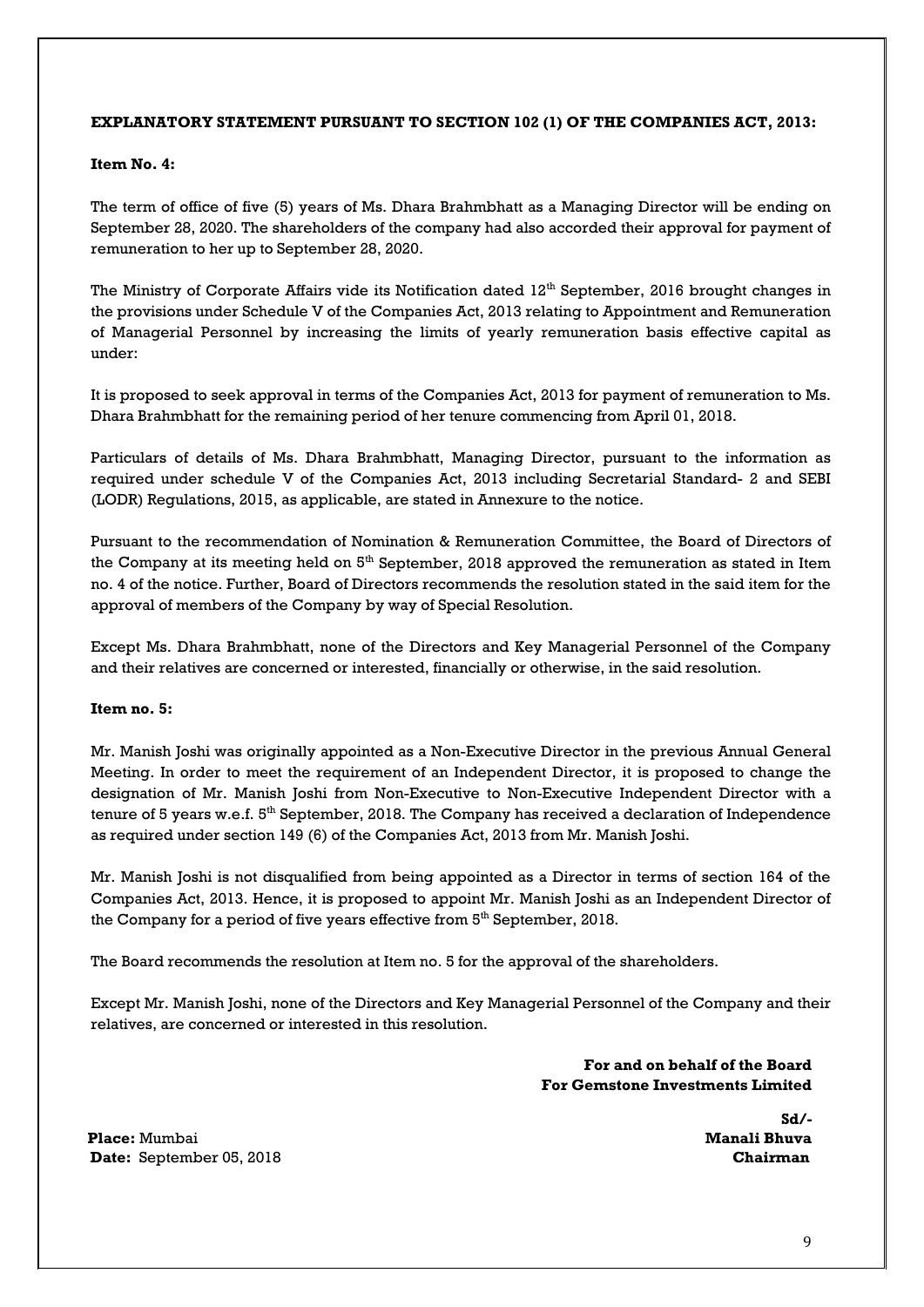**EXPLANATORY STATEMENT PURSUANT TO SECTION 102 (1) OF THE COMPANIES ACT, 2013:**

**Item No. 4:**

The term of office of five (5) years of Ms. Dhara Brahmbhatt as a Managing Director will be ending on September 28, 2020. The shareholders of the company had also accorded their approval for payment of remuneration to her up to September 28, 2020.

The Ministry of Corporate Affairs vide its Notification dated 12th September, 2016 brought changes in the provisions under Schedule V of the Companies Act, 2013 relating to Appointment and Remuneration of Managerial Personnel by increasing the limits of yearly remuneration basis effective capital as under:

It is proposed to seek approval in terms of the Companies Act, 2013 for payment of remuneration to Ms. Dhara Brahmbhatt for the remaining period of her tenure commencing from April 01, 2018.

Particulars of details of Ms. Dhara Brahmbhatt, Managing Director, pursuant to the information as required under schedule V of the Companies Act, 2013 including Secretarial Standard- 2 and SEBI (LODR) Regulations, 2015, as applicable, are stated in Annexure to the notice.

Pursuant to the recommendation of Nomination & Remuneration Committee, the Board of Directors of the Company at its meeting held on 5th September, 2018 approved the remuneration as stated in Item no. 4 of the notice. Further, Board of Directors recommends the resolution stated in the said item for the approval of members of the Company by way of Special Resolution.

Except Ms. Dhara Brahmbhatt, none of the Directors and Key Managerial Personnel of the Company and their relatives are concerned or interested, financially or otherwise, in the said resolution.

**Item no. 5:**

Mr. Manish Joshi was originally appointed as a Non-Executive Director in the previous Annual General Meeting. In order to meet the requirement of an Independent Director, it is proposed to change the designation of Mr. Manish Joshi from Non-Executive to Non-Executive Independent Director with a tenure of 5 years w.e.f. 5th September, 2018. The Company has received a declaration of Independence as required under section 149 (6) of the Companies Act, 2013 from Mr. Manish Joshi.

Mr. Manish Joshi is not disqualified from being appointed as a Director in terms of section 164 of the Companies Act, 2013. Hence, it is proposed to appoint Mr. Manish Joshi as an Independent Director of the Company for a period of five years effective from 5th September, 2018.

The Board recommends the resolution at Item no. 5 for the approval of the shareholders.

Except Mr. Manish Joshi, none of the Directors and Key Managerial Personnel of the Company and their relatives, are concerned or interested in this resolution.

**For and on behalf of the Board**
**For Gemstone Investments Limited**

**Sd/-**
**Manali Bhuva**
**Chairman**

**Place:** Mumbai
**Date:** September 05, 2018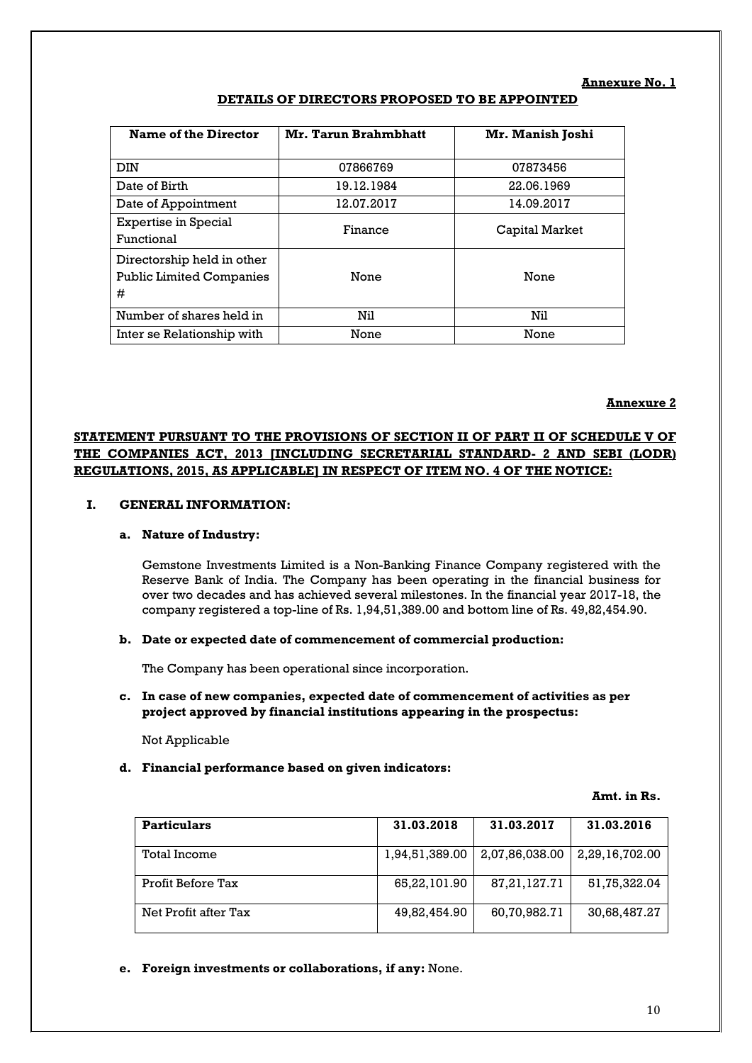**Annexure No. 1**

**DETAILS OF DIRECTORS PROPOSED TO BE APPOINTED**

| Name of the Director | Mr. Tarun Brahmbhatt | Mr. Manish Joshi |
|---|---|---|
| DIN | 07866769 | 07873456 |
| Date of Birth | 19.12.1984 | 22.06.1969 |
| Date of Appointment | 12.07.2017 | 14.09.2017 |
| Expertise in Special Functional | Finance | Capital Market |
| Directorship held in other Public Limited Companies # | None | None |
| Number of shares held in | Nil | Nil |
| Inter se Relationship with | None | None |

**Annexure 2**

**STATEMENT PURSUANT TO THE PROVISIONS OF SECTION II OF PART II OF SCHEDULE V OF THE COMPANIES ACT, 2013 [INCLUDING SECRETARIAL STANDARD- 2 AND SEBI (LODR) REGULATIONS, 2015, AS APPLICABLE] IN RESPECT OF ITEM NO. 4 OF THE NOTICE:**

**I. GENERAL INFORMATION:**

**a. Nature of Industry:**

Gemstone Investments Limited is a Non-Banking Finance Company registered with the Reserve Bank of India. The Company has been operating in the financial business for over two decades and has achieved several milestones. In the financial year 2017-18, the company registered a top-line of Rs. 1,94,51,389.00 and bottom line of Rs. 49,82,454.90.

**b. Date or expected date of commencement of commercial production:**

The Company has been operational since incorporation.

**c. In case of new companies, expected date of commencement of activities as per project approved by financial institutions appearing in the prospectus:**

Not Applicable

**d. Financial performance based on given indicators:**

**Amt. in Rs.**

| Particulars | 31.03.2018 | 31.03.2017 | 31.03.2016 |
|---|---|---|---|
| Total Income | 1,94,51,389.00 | 2,07,86,038.00 | 2,29,16,702.00 |
| Profit Before Tax | 65,22,101.90 | 87,21,127.71 | 51,75,322.04 |
| Net Profit after Tax | 49,82,454.90 | 60,70,982.71 | 30,68,487.27 |

**e. Foreign investments or collaborations, if any:** None.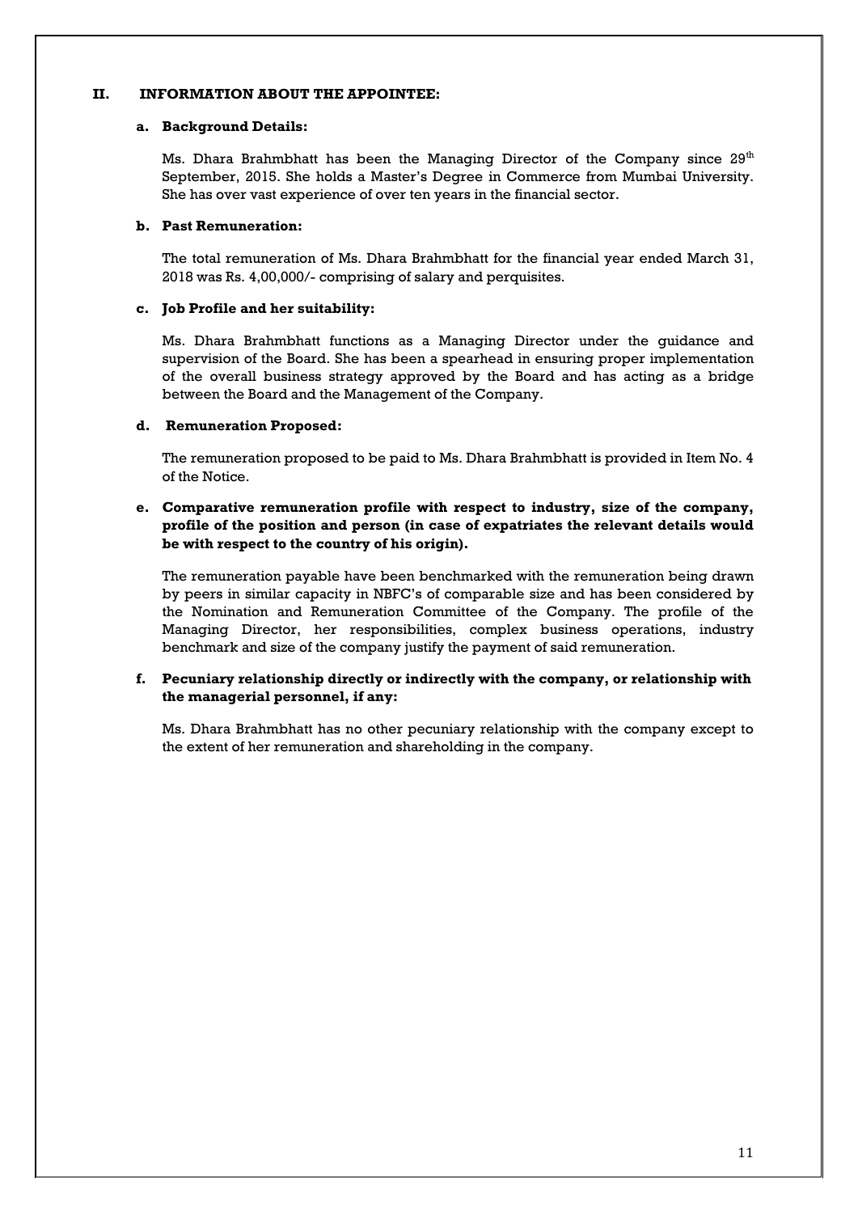## II. INFORMATION ABOUT THE APPOINTEE:

### a. Background Details:

Ms. Dhara Brahmbhatt has been the Managing Director of the Company since 29th September, 2015. She holds a Master's Degree in Commerce from Mumbai University. She has over vast experience of over ten years in the financial sector.

### b. Past Remuneration:

The total remuneration of Ms. Dhara Brahmbhatt for the financial year ended March 31, 2018 was Rs. 4,00,000/- comprising of salary and perquisites.

### c. Job Profile and her suitability:

Ms. Dhara Brahmbhatt functions as a Managing Director under the guidance and supervision of the Board. She has been a spearhead in ensuring proper implementation of the overall business strategy approved by the Board and has acting as a bridge between the Board and the Management of the Company.

### d. Remuneration Proposed:

The remuneration proposed to be paid to Ms. Dhara Brahmbhatt is provided in Item No. 4 of the Notice.

### e. Comparative remuneration profile with respect to industry, size of the company, profile of the position and person (in case of expatriates the relevant details would be with respect to the country of his origin).

The remuneration payable have been benchmarked with the remuneration being drawn by peers in similar capacity in NBFC's of comparable size and has been considered by the Nomination and Remuneration Committee of the Company. The profile of the Managing Director, her responsibilities, complex business operations, industry benchmark and size of the company justify the payment of said remuneration.

### f. Pecuniary relationship directly or indirectly with the company, or relationship with the managerial personnel, if any:

Ms. Dhara Brahmbhatt has no other pecuniary relationship with the company except to the extent of her remuneration and shareholding in the company.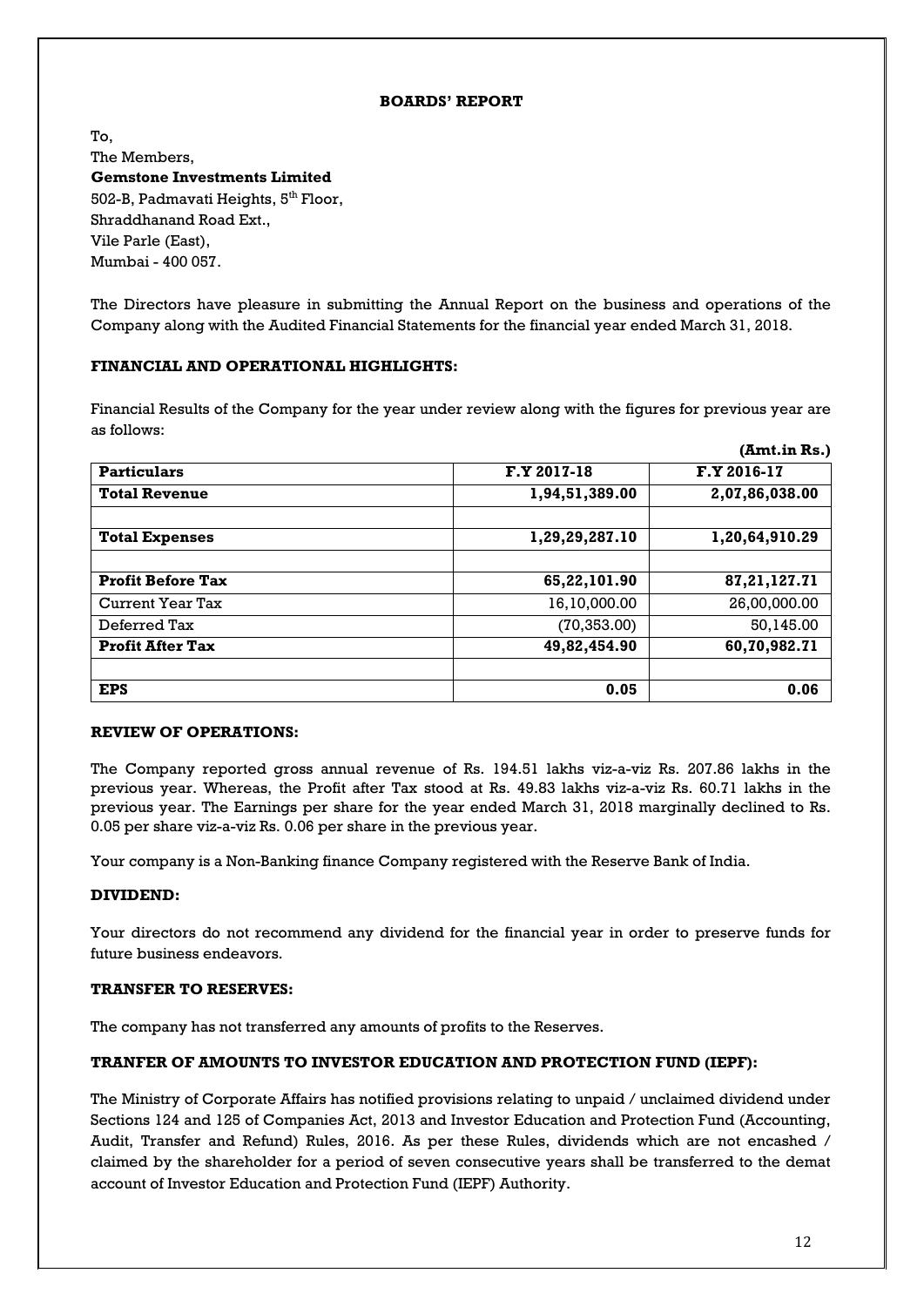## BOARDS' REPORT

To,
The Members,
**Gemstone Investments Limited**
502-B, Padmavati Heights, 5th Floor,
Shraddhanand Road Ext.,
Vile Parle (East),
Mumbai - 400 057.

The Directors have pleasure in submitting the Annual Report on the business and operations of the Company along with the Audited Financial Statements for the financial year ended March 31, 2018.

### FINANCIAL AND OPERATIONAL HIGHLIGHTS:

Financial Results of the Company for the year under review along with the figures for previous year are as follows:

**(Amt.in Rs.)**

| **Particulars** | **F.Y 2017-18** | **F.Y 2016-17** |
|---|---|---|
| **Total Revenue** | **1,94,51,389.00** | **2,07,86,038.00** |
| | | |
| **Total Expenses** | **1,29,29,287.10** | **1,20,64,910.29** |
| | | |
| **Profit Before Tax** | **65,22,101.90** | **87,21,127.71** |
| Current Year Tax | 16,10,000.00 | 26,00,000.00 |
| Deferred Tax | (70,353.00) | 50,145.00 |
| **Profit After Tax** | **49,82,454.90** | **60,70,982.71** |
| | | |
| **EPS** | **0.05** | **0.06** |

### REVIEW OF OPERATIONS:

The Company reported gross annual revenue of Rs. 194.51 lakhs viz-a-viz Rs. 207.86 lakhs in the previous year. Whereas, the Profit after Tax stood at Rs. 49.83 lakhs viz-a-viz Rs. 60.71 lakhs in the previous year. The Earnings per share for the year ended March 31, 2018 marginally declined to Rs. 0.05 per share viz-a-viz Rs. 0.06 per share in the previous year.

Your company is a Non-Banking finance Company registered with the Reserve Bank of India.

### DIVIDEND:

Your directors do not recommend any dividend for the financial year in order to preserve funds for future business endeavors.

### TRANSFER TO RESERVES:

The company has not transferred any amounts of profits to the Reserves.

### TRANFER OF AMOUNTS TO INVESTOR EDUCATION AND PROTECTION FUND (IEPF):

The Ministry of Corporate Affairs has notified provisions relating to unpaid / unclaimed dividend under Sections 124 and 125 of Companies Act, 2013 and Investor Education and Protection Fund (Accounting, Audit, Transfer and Refund) Rules, 2016. As per these Rules, dividends which are not encashed / claimed by the shareholder for a period of seven consecutive years shall be transferred to the demat account of Investor Education and Protection Fund (IEPF) Authority.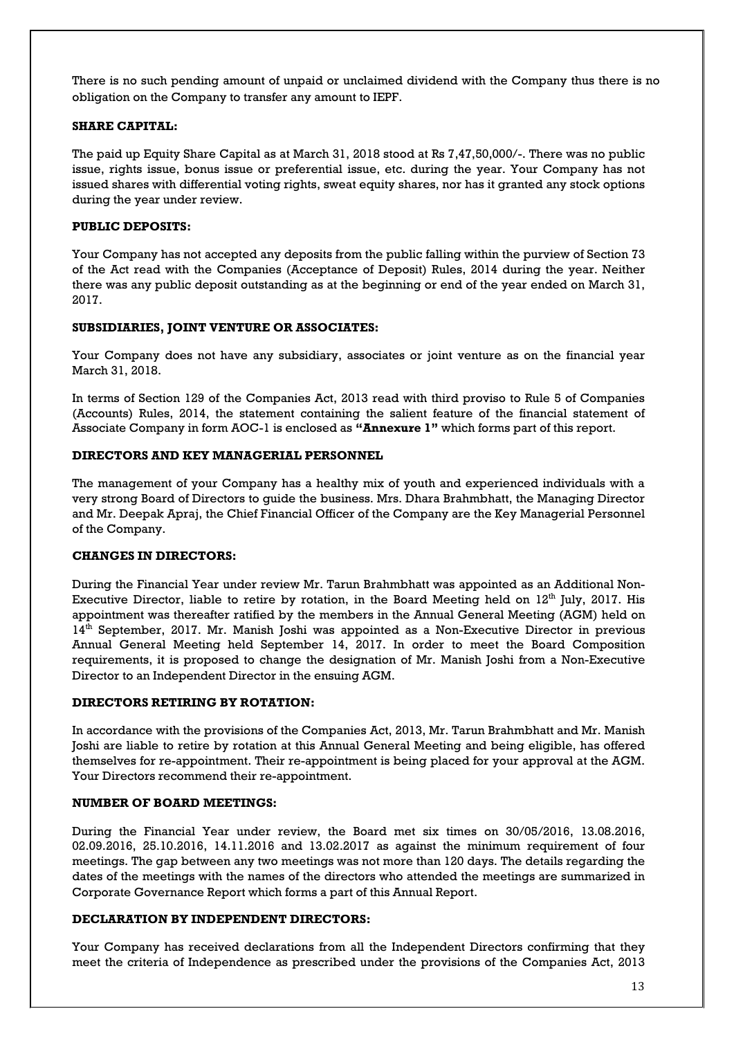There is no such pending amount of unpaid or unclaimed dividend with the Company thus there is no obligation on the Company to transfer any amount to IEPF.

**SHARE CAPITAL:**

The paid up Equity Share Capital as at March 31, 2018 stood at Rs 7,47,50,000/-. There was no public issue, rights issue, bonus issue or preferential issue, etc. during the year. Your Company has not issued shares with differential voting rights, sweat equity shares, nor has it granted any stock options during the year under review.

**PUBLIC DEPOSITS:**

Your Company has not accepted any deposits from the public falling within the purview of Section 73 of the Act read with the Companies (Acceptance of Deposit) Rules, 2014 during the year. Neither there was any public deposit outstanding as at the beginning or end of the year ended on March 31, 2017.

**SUBSIDIARIES, JOINT VENTURE OR ASSOCIATES:**

Your Company does not have any subsidiary, associates or joint venture as on the financial year March 31, 2018.

In terms of Section 129 of the Companies Act, 2013 read with third proviso to Rule 5 of Companies (Accounts) Rules, 2014, the statement containing the salient feature of the financial statement of Associate Company in form AOC-1 is enclosed as **"Annexure 1"** which forms part of this report.

**DIRECTORS AND KEY MANAGERIAL PERSONNEL**

The management of your Company has a healthy mix of youth and experienced individuals with a very strong Board of Directors to guide the business. Mrs. Dhara Brahmbhatt, the Managing Director and Mr. Deepak Apraj, the Chief Financial Officer of the Company are the Key Managerial Personnel of the Company.

**CHANGES IN DIRECTORS:**

During the Financial Year under review Mr. Tarun Brahmbhatt was appointed as an Additional Non-Executive Director, liable to retire by rotation, in the Board Meeting held on 12th July, 2017. His appointment was thereafter ratified by the members in the Annual General Meeting (AGM) held on 14th September, 2017. Mr. Manish Joshi was appointed as a Non-Executive Director in previous Annual General Meeting held September 14, 2017. In order to meet the Board Composition requirements, it is proposed to change the designation of Mr. Manish Joshi from a Non-Executive Director to an Independent Director in the ensuing AGM.

**DIRECTORS RETIRING BY ROTATION:**

In accordance with the provisions of the Companies Act, 2013, Mr. Tarun Brahmbhatt and Mr. Manish Joshi are liable to retire by rotation at this Annual General Meeting and being eligible, has offered themselves for re-appointment. Their re-appointment is being placed for your approval at the AGM. Your Directors recommend their re-appointment.

**NUMBER OF BOARD MEETINGS:**

During the Financial Year under review, the Board met six times on 30/05/2016, 13.08.2016, 02.09.2016, 25.10.2016, 14.11.2016 and 13.02.2017 as against the minimum requirement of four meetings. The gap between any two meetings was not more than 120 days. The details regarding the dates of the meetings with the names of the directors who attended the meetings are summarized in Corporate Governance Report which forms a part of this Annual Report.

**DECLARATION BY INDEPENDENT DIRECTORS:**

Your Company has received declarations from all the Independent Directors confirming that they meet the criteria of Independence as prescribed under the provisions of the Companies Act, 2013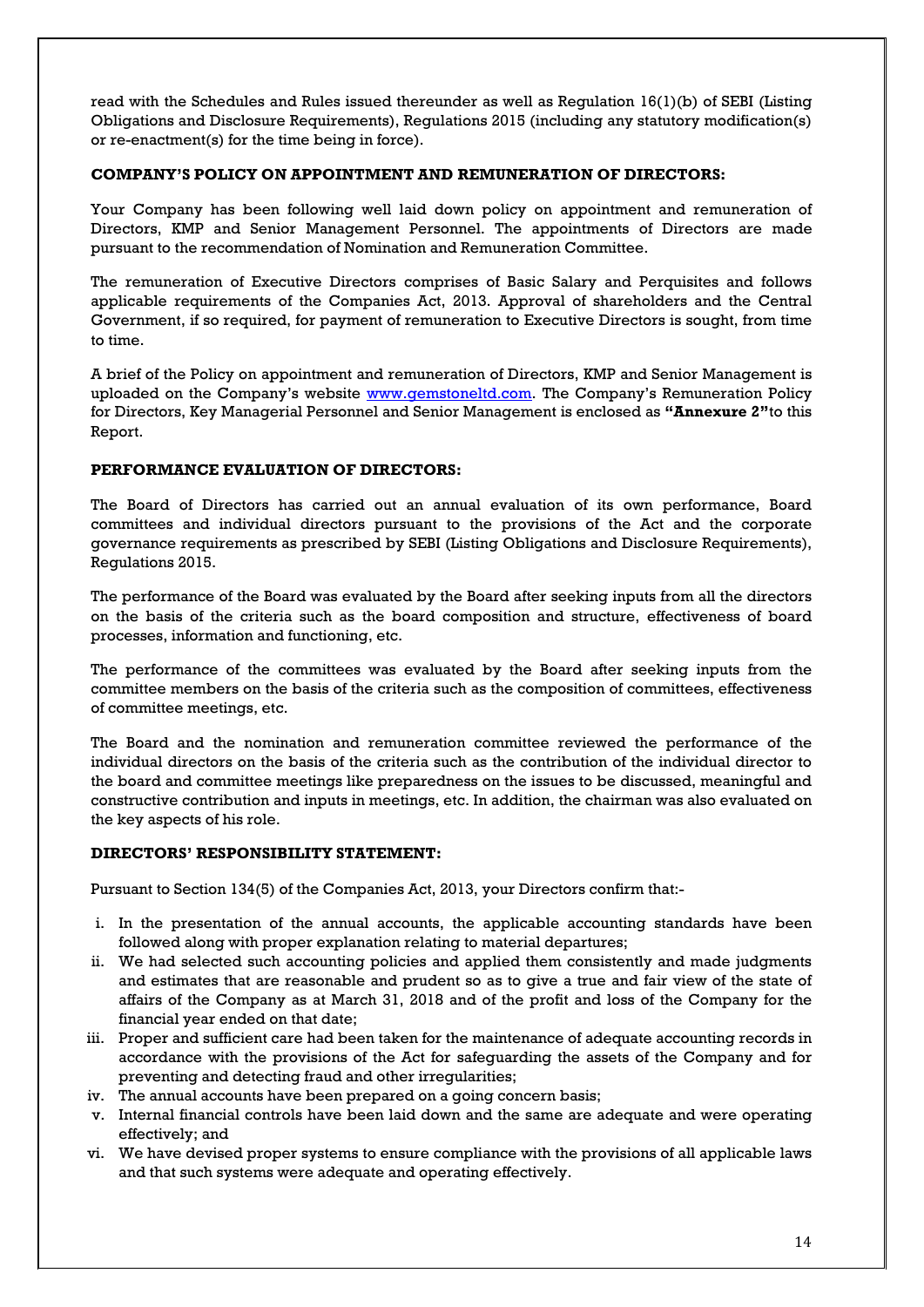read with the Schedules and Rules issued thereunder as well as Regulation 16(1)(b) of SEBI (Listing Obligations and Disclosure Requirements), Regulations 2015 (including any statutory modification(s) or re-enactment(s) for the time being in force).

**COMPANY'S POLICY ON APPOINTMENT AND REMUNERATION OF DIRECTORS:**

Your Company has been following well laid down policy on appointment and remuneration of Directors, KMP and Senior Management Personnel. The appointments of Directors are made pursuant to the recommendation of Nomination and Remuneration Committee.

The remuneration of Executive Directors comprises of Basic Salary and Perquisites and follows applicable requirements of the Companies Act, 2013. Approval of shareholders and the Central Government, if so required, for payment of remuneration to Executive Directors is sought, from time to time.

A brief of the Policy on appointment and remuneration of Directors, KMP and Senior Management is uploaded on the Company's website www.gemstoneltd.com. The Company's Remuneration Policy for Directors, Key Managerial Personnel and Senior Management is enclosed as **"Annexure 2"**to this Report.

**PERFORMANCE EVALUATION OF DIRECTORS:**

The Board of Directors has carried out an annual evaluation of its own performance, Board committees and individual directors pursuant to the provisions of the Act and the corporate governance requirements as prescribed by SEBI (Listing Obligations and Disclosure Requirements), Regulations 2015.

The performance of the Board was evaluated by the Board after seeking inputs from all the directors on the basis of the criteria such as the board composition and structure, effectiveness of board processes, information and functioning, etc.

The performance of the committees was evaluated by the Board after seeking inputs from the committee members on the basis of the criteria such as the composition of committees, effectiveness of committee meetings, etc.

The Board and the nomination and remuneration committee reviewed the performance of the individual directors on the basis of the criteria such as the contribution of the individual director to the board and committee meetings like preparedness on the issues to be discussed, meaningful and constructive contribution and inputs in meetings, etc. In addition, the chairman was also evaluated on the key aspects of his role.

**DIRECTORS' RESPONSIBILITY STATEMENT:**

Pursuant to Section 134(5) of the Companies Act, 2013, your Directors confirm that:-

i. In the presentation of the annual accounts, the applicable accounting standards have been followed along with proper explanation relating to material departures;
ii. We had selected such accounting policies and applied them consistently and made judgments and estimates that are reasonable and prudent so as to give a true and fair view of the state of affairs of the Company as at March 31, 2018 and of the profit and loss of the Company for the financial year ended on that date;
iii. Proper and sufficient care had been taken for the maintenance of adequate accounting records in accordance with the provisions of the Act for safeguarding the assets of the Company and for preventing and detecting fraud and other irregularities;
iv. The annual accounts have been prepared on a going concern basis;
v. Internal financial controls have been laid down and the same are adequate and were operating effectively; and
vi. We have devised proper systems to ensure compliance with the provisions of all applicable laws and that such systems were adequate and operating effectively.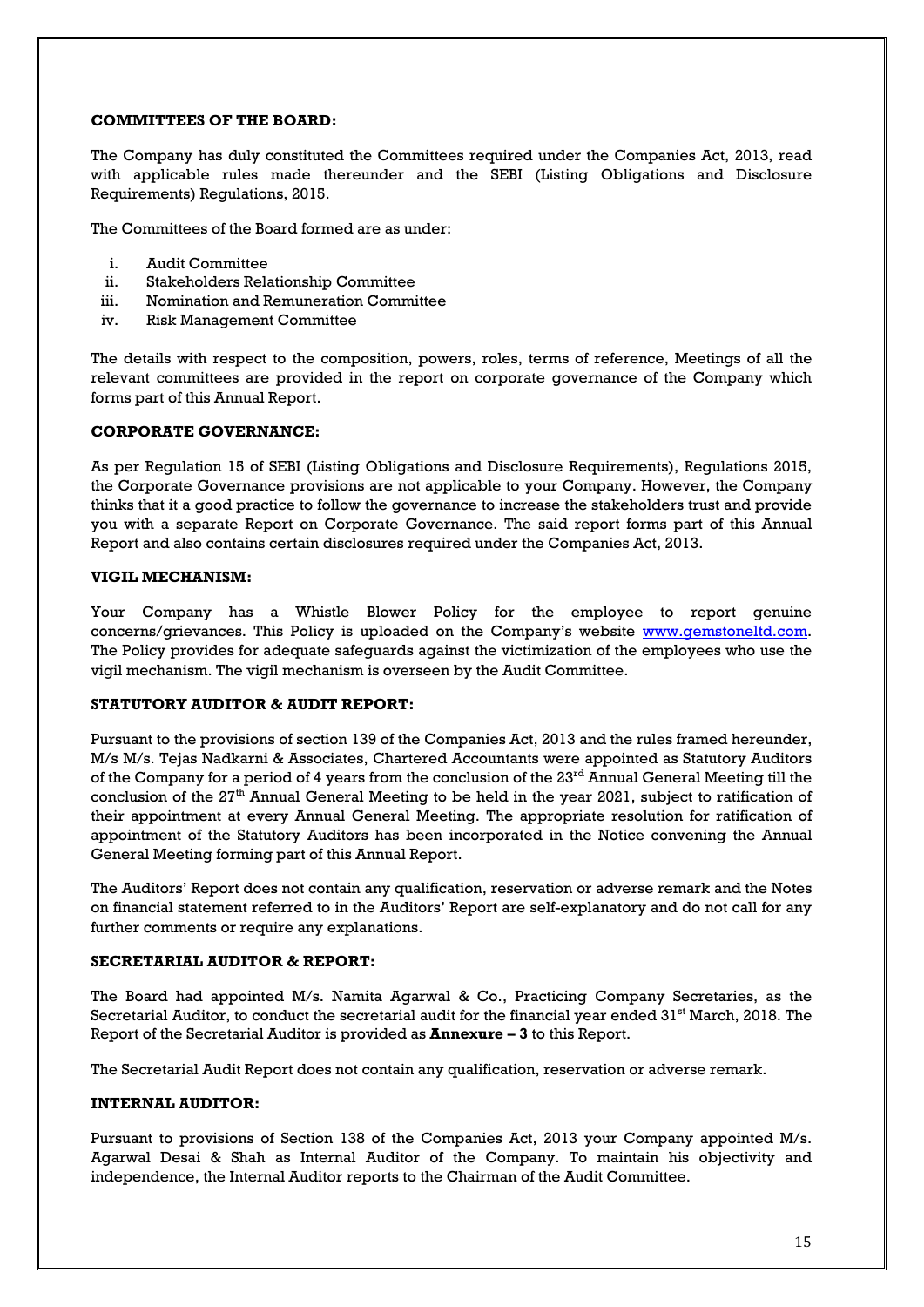**COMMITTEES OF THE BOARD:**

The Company has duly constituted the Committees required under the Companies Act, 2013, read with applicable rules made thereunder and the SEBI (Listing Obligations and Disclosure Requirements) Regulations, 2015.

The Committees of the Board formed are as under:

i. Audit Committee
ii. Stakeholders Relationship Committee
iii. Nomination and Remuneration Committee
iv. Risk Management Committee

The details with respect to the composition, powers, roles, terms of reference, Meetings of all the relevant committees are provided in the report on corporate governance of the Company which forms part of this Annual Report.

**CORPORATE GOVERNANCE:**

As per Regulation 15 of SEBI (Listing Obligations and Disclosure Requirements), Regulations 2015, the Corporate Governance provisions are not applicable to your Company. However, the Company thinks that it a good practice to follow the governance to increase the stakeholders trust and provide you with a separate Report on Corporate Governance. The said report forms part of this Annual Report and also contains certain disclosures required under the Companies Act, 2013.

**VIGIL MECHANISM:**

Your Company has a Whistle Blower Policy for the employee to report genuine concerns/grievances. This Policy is uploaded on the Company's website www.gemstoneltd.com. The Policy provides for adequate safeguards against the victimization of the employees who use the vigil mechanism. The vigil mechanism is overseen by the Audit Committee.

**STATUTORY AUDITOR & AUDIT REPORT:**

Pursuant to the provisions of section 139 of the Companies Act, 2013 and the rules framed hereunder, M/s M/s. Tejas Nadkarni & Associates, Chartered Accountants were appointed as Statutory Auditors of the Company for a period of 4 years from the conclusion of the 23rd Annual General Meeting till the conclusion of the 27th Annual General Meeting to be held in the year 2021, subject to ratification of their appointment at every Annual General Meeting. The appropriate resolution for ratification of appointment of the Statutory Auditors has been incorporated in the Notice convening the Annual General Meeting forming part of this Annual Report.

The Auditors' Report does not contain any qualification, reservation or adverse remark and the Notes on financial statement referred to in the Auditors' Report are self-explanatory and do not call for any further comments or require any explanations.

**SECRETARIAL AUDITOR & REPORT:**

The Board had appointed M/s. Namita Agarwal & Co., Practicing Company Secretaries, as the Secretarial Auditor, to conduct the secretarial audit for the financial year ended 31st March, 2018. The Report of the Secretarial Auditor is provided as **Annexure – 3** to this Report.

The Secretarial Audit Report does not contain any qualification, reservation or adverse remark.

**INTERNAL AUDITOR:**

Pursuant to provisions of Section 138 of the Companies Act, 2013 your Company appointed M/s. Agarwal Desai & Shah as Internal Auditor of the Company. To maintain his objectivity and independence, the Internal Auditor reports to the Chairman of the Audit Committee.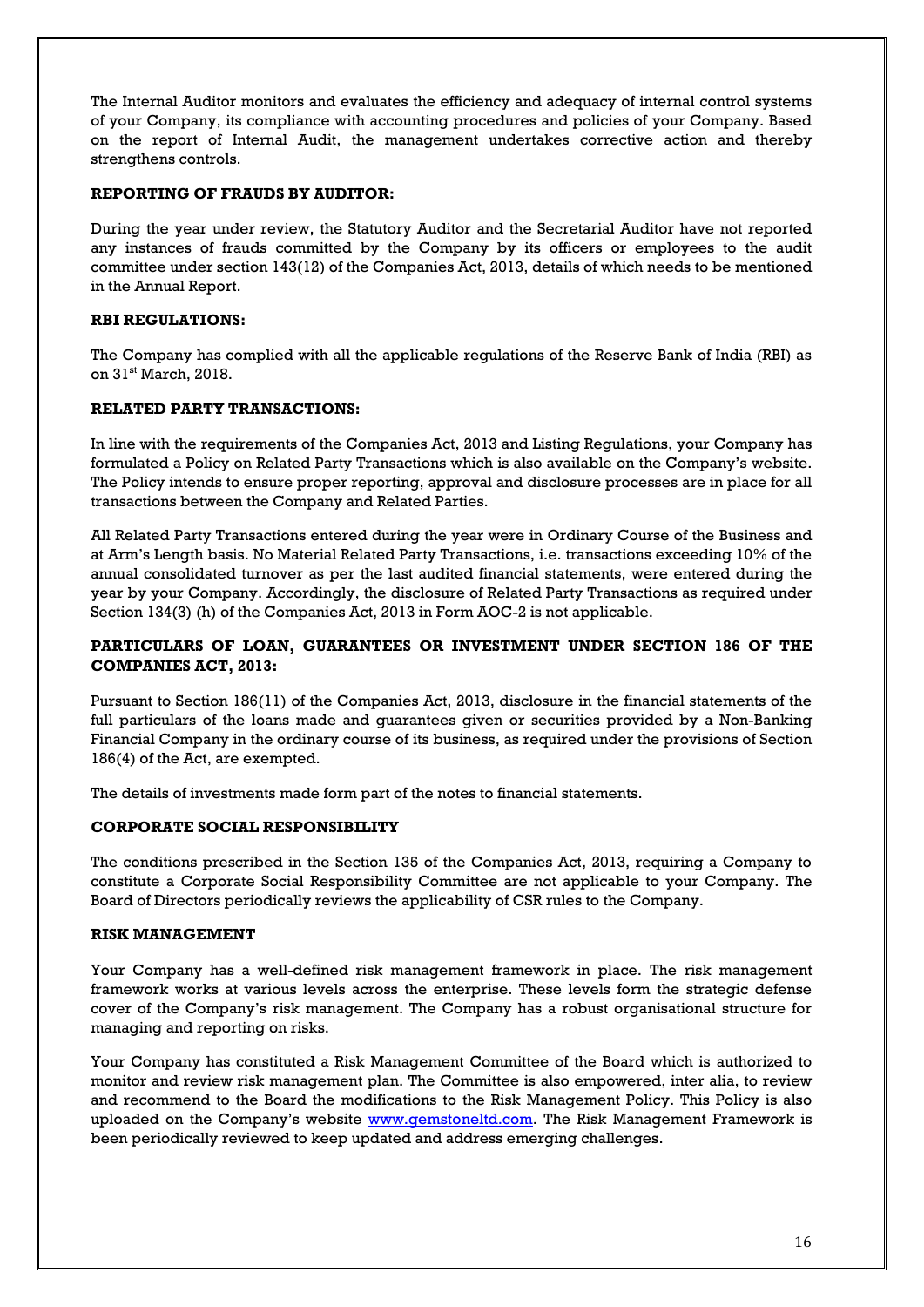The Internal Auditor monitors and evaluates the efficiency and adequacy of internal control systems of your Company, its compliance with accounting procedures and policies of your Company. Based on the report of Internal Audit, the management undertakes corrective action and thereby strengthens controls.

### REPORTING OF FRAUDS BY AUDITOR:

During the year under review, the Statutory Auditor and the Secretarial Auditor have not reported any instances of frauds committed by the Company by its officers or employees to the audit committee under section 143(12) of the Companies Act, 2013, details of which needs to be mentioned in the Annual Report.

### RBI REGULATIONS:

The Company has complied with all the applicable regulations of the Reserve Bank of India (RBI) as on 31st March, 2018.

### RELATED PARTY TRANSACTIONS:

In line with the requirements of the Companies Act, 2013 and Listing Regulations, your Company has formulated a Policy on Related Party Transactions which is also available on the Company's website. The Policy intends to ensure proper reporting, approval and disclosure processes are in place for all transactions between the Company and Related Parties.

All Related Party Transactions entered during the year were in Ordinary Course of the Business and at Arm's Length basis. No Material Related Party Transactions, i.e. transactions exceeding 10% of the annual consolidated turnover as per the last audited financial statements, were entered during the year by your Company. Accordingly, the disclosure of Related Party Transactions as required under Section 134(3) (h) of the Companies Act, 2013 in Form AOC-2 is not applicable.

### PARTICULARS OF LOAN, GUARANTEES OR INVESTMENT UNDER SECTION 186 OF THE COMPANIES ACT, 2013:

Pursuant to Section 186(11) of the Companies Act, 2013, disclosure in the financial statements of the full particulars of the loans made and guarantees given or securities provided by a Non-Banking Financial Company in the ordinary course of its business, as required under the provisions of Section 186(4) of the Act, are exempted.

The details of investments made form part of the notes to financial statements.

### CORPORATE SOCIAL RESPONSIBILITY

The conditions prescribed in the Section 135 of the Companies Act, 2013, requiring a Company to constitute a Corporate Social Responsibility Committee are not applicable to your Company. The Board of Directors periodically reviews the applicability of CSR rules to the Company.

### RISK MANAGEMENT

Your Company has a well-defined risk management framework in place. The risk management framework works at various levels across the enterprise. These levels form the strategic defense cover of the Company's risk management. The Company has a robust organisational structure for managing and reporting on risks.

Your Company has constituted a Risk Management Committee of the Board which is authorized to monitor and review risk management plan. The Committee is also empowered, inter alia, to review and recommend to the Board the modifications to the Risk Management Policy. This Policy is also uploaded on the Company's website www.gemstoneltd.com. The Risk Management Framework is been periodically reviewed to keep updated and address emerging challenges.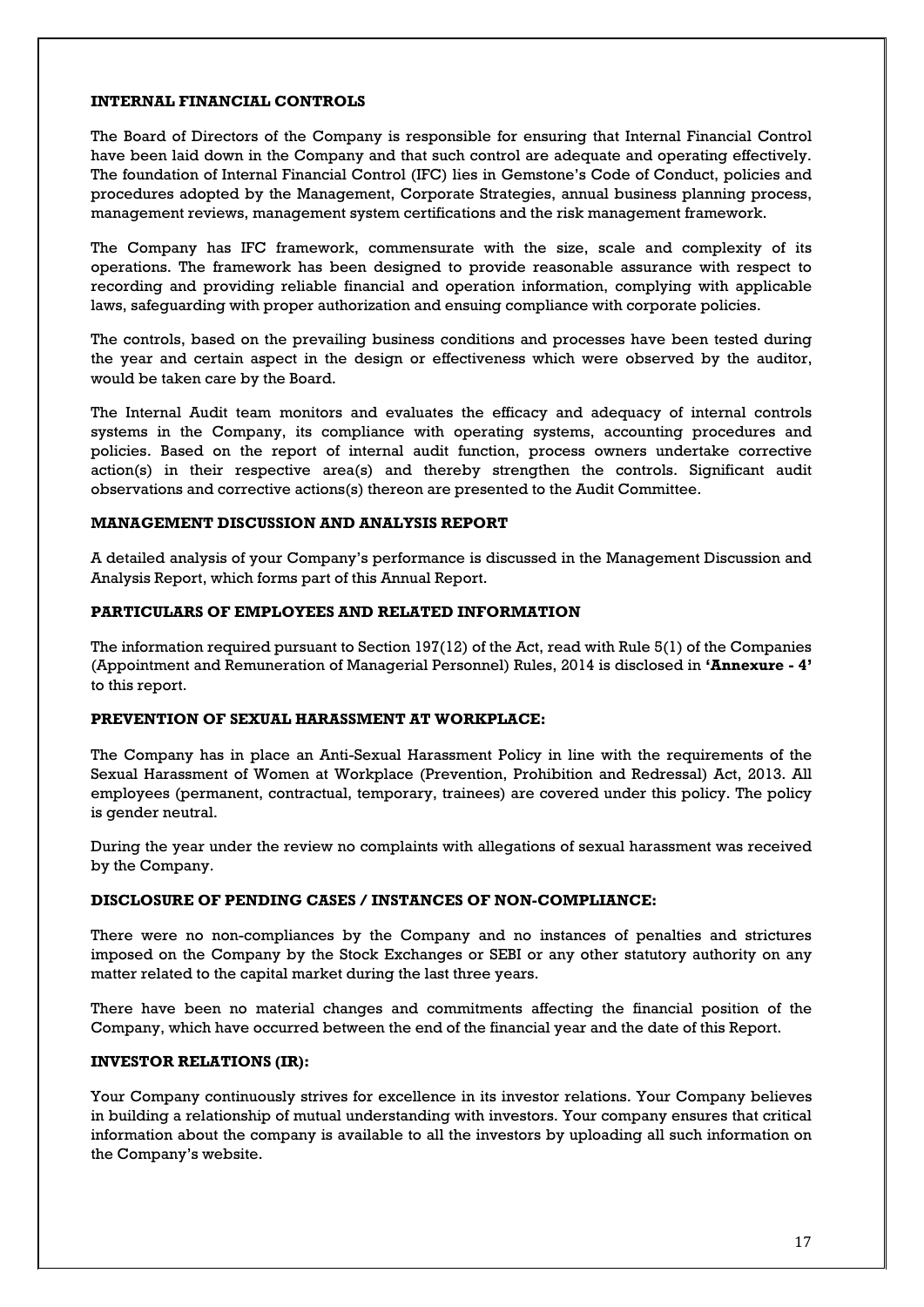### INTERNAL FINANCIAL CONTROLS

The Board of Directors of the Company is responsible for ensuring that Internal Financial Control have been laid down in the Company and that such control are adequate and operating effectively. The foundation of Internal Financial Control (IFC) lies in Gemstone's Code of Conduct, policies and procedures adopted by the Management, Corporate Strategies, annual business planning process, management reviews, management system certifications and the risk management framework.

The Company has IFC framework, commensurate with the size, scale and complexity of its operations. The framework has been designed to provide reasonable assurance with respect to recording and providing reliable financial and operation information, complying with applicable laws, safeguarding with proper authorization and ensuing compliance with corporate policies.

The controls, based on the prevailing business conditions and processes have been tested during the year and certain aspect in the design or effectiveness which were observed by the auditor, would be taken care by the Board.

The Internal Audit team monitors and evaluates the efficacy and adequacy of internal controls systems in the Company, its compliance with operating systems, accounting procedures and policies. Based on the report of internal audit function, process owners undertake corrective action(s) in their respective area(s) and thereby strengthen the controls. Significant audit observations and corrective actions(s) thereon are presented to the Audit Committee.

### MANAGEMENT DISCUSSION AND ANALYSIS REPORT

A detailed analysis of your Company's performance is discussed in the Management Discussion and Analysis Report, which forms part of this Annual Report.

### PARTICULARS OF EMPLOYEES AND RELATED INFORMATION

The information required pursuant to Section 197(12) of the Act, read with Rule 5(1) of the Companies (Appointment and Remuneration of Managerial Personnel) Rules, 2014 is disclosed in **'Annexure - 4'** to this report.

### PREVENTION OF SEXUAL HARASSMENT AT WORKPLACE:

The Company has in place an Anti-Sexual Harassment Policy in line with the requirements of the Sexual Harassment of Women at Workplace (Prevention, Prohibition and Redressal) Act, 2013. All employees (permanent, contractual, temporary, trainees) are covered under this policy. The policy is gender neutral.

During the year under the review no complaints with allegations of sexual harassment was received by the Company.

### DISCLOSURE OF PENDING CASES / INSTANCES OF NON-COMPLIANCE:

There were no non-compliances by the Company and no instances of penalties and strictures imposed on the Company by the Stock Exchanges or SEBI or any other statutory authority on any matter related to the capital market during the last three years.

There have been no material changes and commitments affecting the financial position of the Company, which have occurred between the end of the financial year and the date of this Report.

### INVESTOR RELATIONS (IR):

Your Company continuously strives for excellence in its investor relations. Your Company believes in building a relationship of mutual understanding with investors. Your company ensures that critical information about the company is available to all the investors by uploading all such information on the Company's website.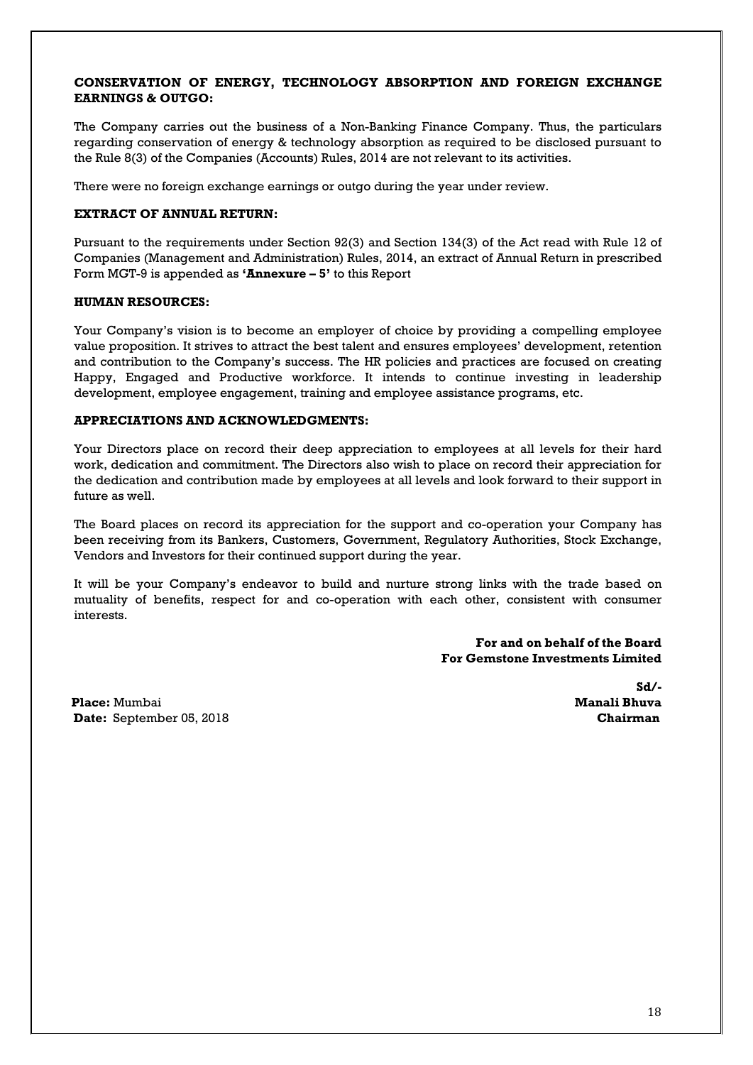**CONSERVATION OF ENERGY, TECHNOLOGY ABSORPTION AND FOREIGN EXCHANGE EARNINGS & OUTGO:**

The Company carries out the business of a Non-Banking Finance Company. Thus, the particulars regarding conservation of energy & technology absorption as required to be disclosed pursuant to the Rule 8(3) of the Companies (Accounts) Rules, 2014 are not relevant to its activities.

There were no foreign exchange earnings or outgo during the year under review.

**EXTRACT OF ANNUAL RETURN:**

Pursuant to the requirements under Section 92(3) and Section 134(3) of the Act read with Rule 12 of Companies (Management and Administration) Rules, 2014, an extract of Annual Return in prescribed Form MGT-9 is appended as **'Annexure – 5'** to this Report

**HUMAN RESOURCES:**

Your Company's vision is to become an employer of choice by providing a compelling employee value proposition. It strives to attract the best talent and ensures employees' development, retention and contribution to the Company's success. The HR policies and practices are focused on creating Happy, Engaged and Productive workforce. It intends to continue investing in leadership development, employee engagement, training and employee assistance programs, etc.

**APPRECIATIONS AND ACKNOWLEDGMENTS:**

Your Directors place on record their deep appreciation to employees at all levels for their hard work, dedication and commitment. The Directors also wish to place on record their appreciation for the dedication and contribution made by employees at all levels and look forward to their support in future as well.

The Board places on record its appreciation for the support and co-operation your Company has been receiving from its Bankers, Customers, Government, Regulatory Authorities, Stock Exchange, Vendors and Investors for their continued support during the year.

It will be your Company's endeavor to build and nurture strong links with the trade based on mutuality of benefits, respect for and co-operation with each other, consistent with consumer interests.

**For and on behalf of the Board**
**For Gemstone Investments Limited**

**Sd/-**
**Manali Bhuva**
**Chairman**

**Place:** Mumbai
**Date:** September 05, 2018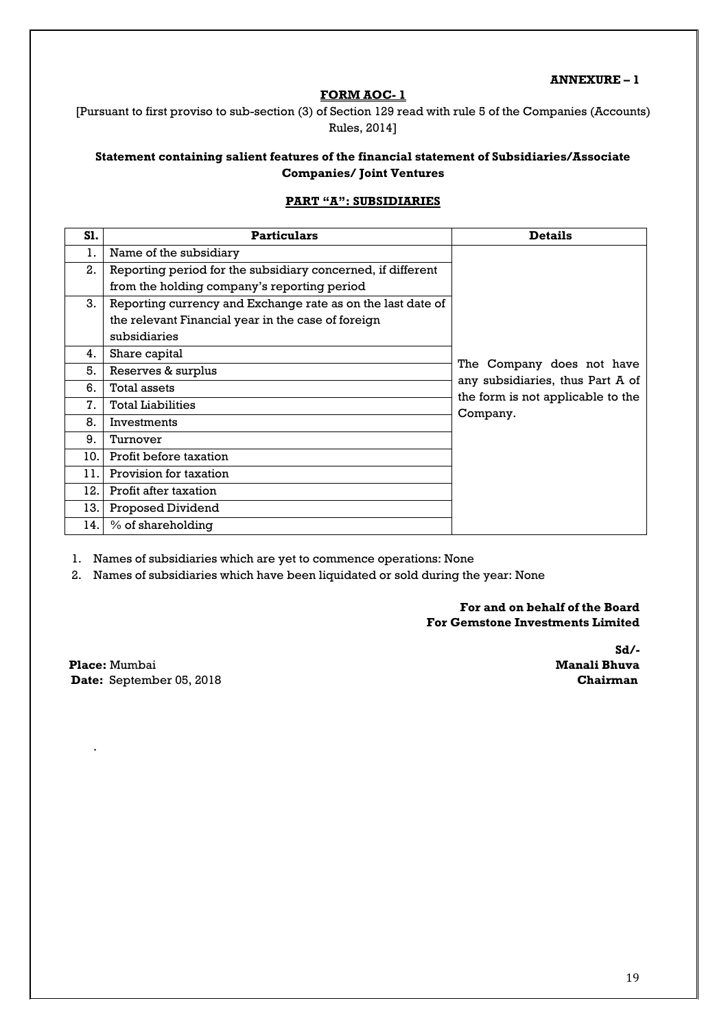**ANNEXURE – 1**

**FORM AOC- 1**

[Pursuant to first proviso to sub-section (3) of Section 129 read with rule 5 of the Companies (Accounts) Rules, 2014]

**Statement containing salient features of the financial statement of Subsidiaries/Associate Companies/ Joint Ventures**

**PART "A": SUBSIDIARIES**

| Sl. | Particulars | Details |
|---|---|---|
| 1. | Name of the subsidiary | The Company does not have any subsidiaries, thus Part A of the form is not applicable to the Company. |
| 2. | Reporting period for the subsidiary concerned, if different from the holding company's reporting period | |
| 3. | Reporting currency and Exchange rate as on the last date of the relevant Financial year in the case of foreign subsidiaries | |
| 4. | Share capital | |
| 5. | Reserves & surplus | |
| 6. | Total assets | |
| 7. | Total Liabilities | |
| 8. | Investments | |
| 9. | Turnover | |
| 10. | Profit before taxation | |
| 11. | Provision for taxation | |
| 12. | Profit after taxation | |
| 13. | Proposed Dividend | |
| 14. | % of shareholding | |

1. Names of subsidiaries which are yet to commence operations: None
2. Names of subsidiaries which have been liquidated or sold during the year: None

**For and on behalf of the Board**
**For Gemstone Investments Limited**

**Sd/-**
**Manali Bhuva**
**Chairman**

**Place:** Mumbai
**Date:** September 05, 2018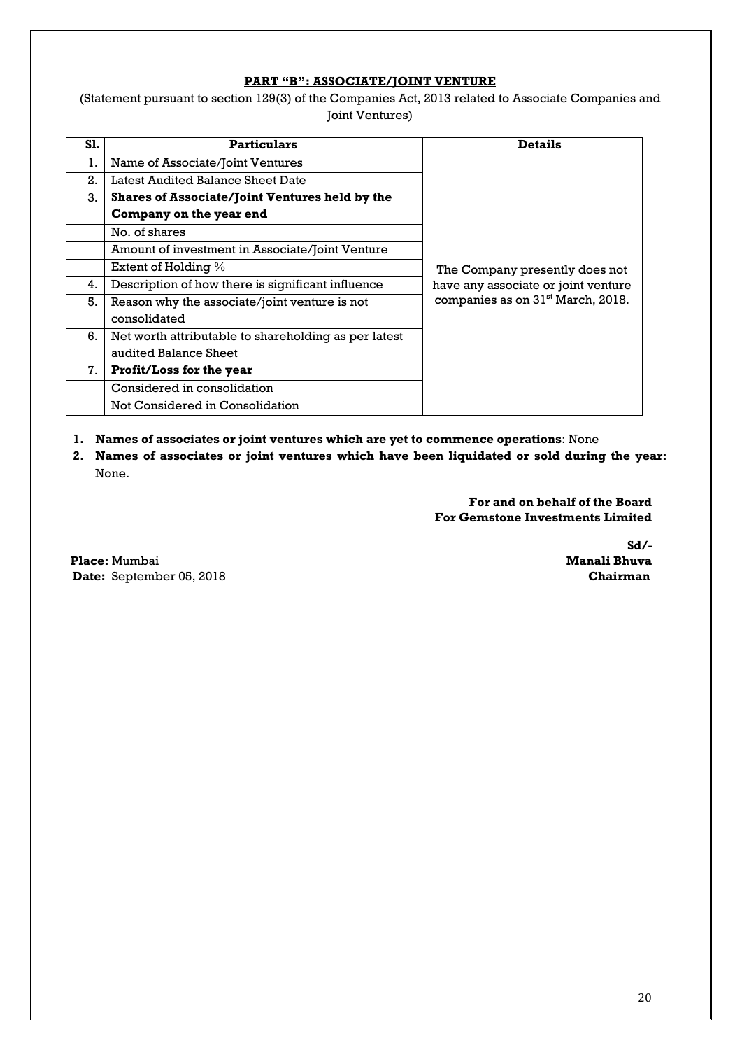## PART "B": ASSOCIATE/JOINT VENTURE

(Statement pursuant to section 129(3) of the Companies Act, 2013 related to Associate Companies and Joint Ventures)

| Sl. | Particulars | Details |
|---|---|---|
| 1. | Name of Associate/Joint Ventures | The Company presently does not have any associate or joint venture companies as on 31st March, 2018. |
| 2. | Latest Audited Balance Sheet Date | |
| 3. | **Shares of Associate/Joint Ventures held by the Company on the year end** | |
| | No. of shares | |
| | Amount of investment in Associate/Joint Venture | |
| | Extent of Holding % | |
| 4. | Description of how there is significant influence | |
| 5. | Reason why the associate/joint venture is not consolidated | |
| 6. | Net worth attributable to shareholding as per latest audited Balance Sheet | |
| 7. | **Profit/Loss for the year** | |
| | Considered in consolidation | |
| | Not Considered in Consolidation | |

1. **Names of associates or joint ventures which are yet to commence operations**: None
2. **Names of associates or joint ventures which have been liquidated or sold during the year:** None.

**For and on behalf of the Board**
**For Gemstone Investments Limited**

**Sd/-**
**Manali Bhuva**
**Chairman**

**Place:** Mumbai
**Date:** September 05, 2018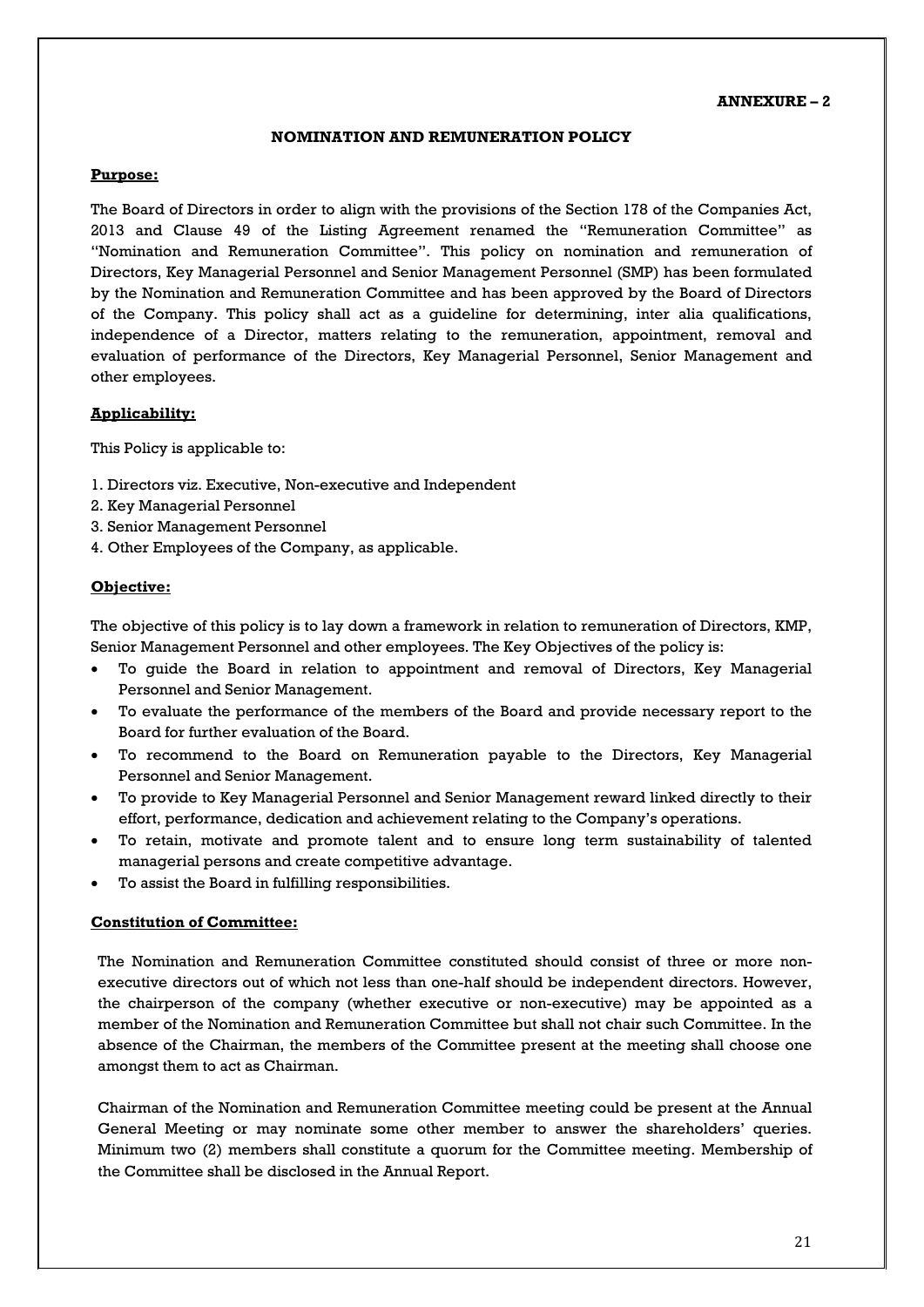**ANNEXURE – 2**

## NOMINATION AND REMUNERATION POLICY

**Purpose:**

The Board of Directors in order to align with the provisions of the Section 178 of the Companies Act, 2013 and Clause 49 of the Listing Agreement renamed the "Remuneration Committee" as "Nomination and Remuneration Committee". This policy on nomination and remuneration of Directors, Key Managerial Personnel and Senior Management Personnel (SMP) has been formulated by the Nomination and Remuneration Committee and has been approved by the Board of Directors of the Company. This policy shall act as a guideline for determining, inter alia qualifications, independence of a Director, matters relating to the remuneration, appointment, removal and evaluation of performance of the Directors, Key Managerial Personnel, Senior Management and other employees.

**Applicability:**

This Policy is applicable to:

1. Directors viz. Executive, Non-executive and Independent
2. Key Managerial Personnel
3. Senior Management Personnel
4. Other Employees of the Company, as applicable.

**Objective:**

The objective of this policy is to lay down a framework in relation to remuneration of Directors, KMP, Senior Management Personnel and other employees. The Key Objectives of the policy is:

- To guide the Board in relation to appointment and removal of Directors, Key Managerial Personnel and Senior Management.
- To evaluate the performance of the members of the Board and provide necessary report to the Board for further evaluation of the Board.
- To recommend to the Board on Remuneration payable to the Directors, Key Managerial Personnel and Senior Management.
- To provide to Key Managerial Personnel and Senior Management reward linked directly to their effort, performance, dedication and achievement relating to the Company's operations.
- To retain, motivate and promote talent and to ensure long term sustainability of talented managerial persons and create competitive advantage.
- To assist the Board in fulfilling responsibilities.

**Constitution of Committee:**

The Nomination and Remuneration Committee constituted should consist of three or more non-executive directors out of which not less than one-half should be independent directors. However, the chairperson of the company (whether executive or non-executive) may be appointed as a member of the Nomination and Remuneration Committee but shall not chair such Committee. In the absence of the Chairman, the members of the Committee present at the meeting shall choose one amongst them to act as Chairman.

Chairman of the Nomination and Remuneration Committee meeting could be present at the Annual General Meeting or may nominate some other member to answer the shareholders' queries. Minimum two (2) members shall constitute a quorum for the Committee meeting. Membership of the Committee shall be disclosed in the Annual Report.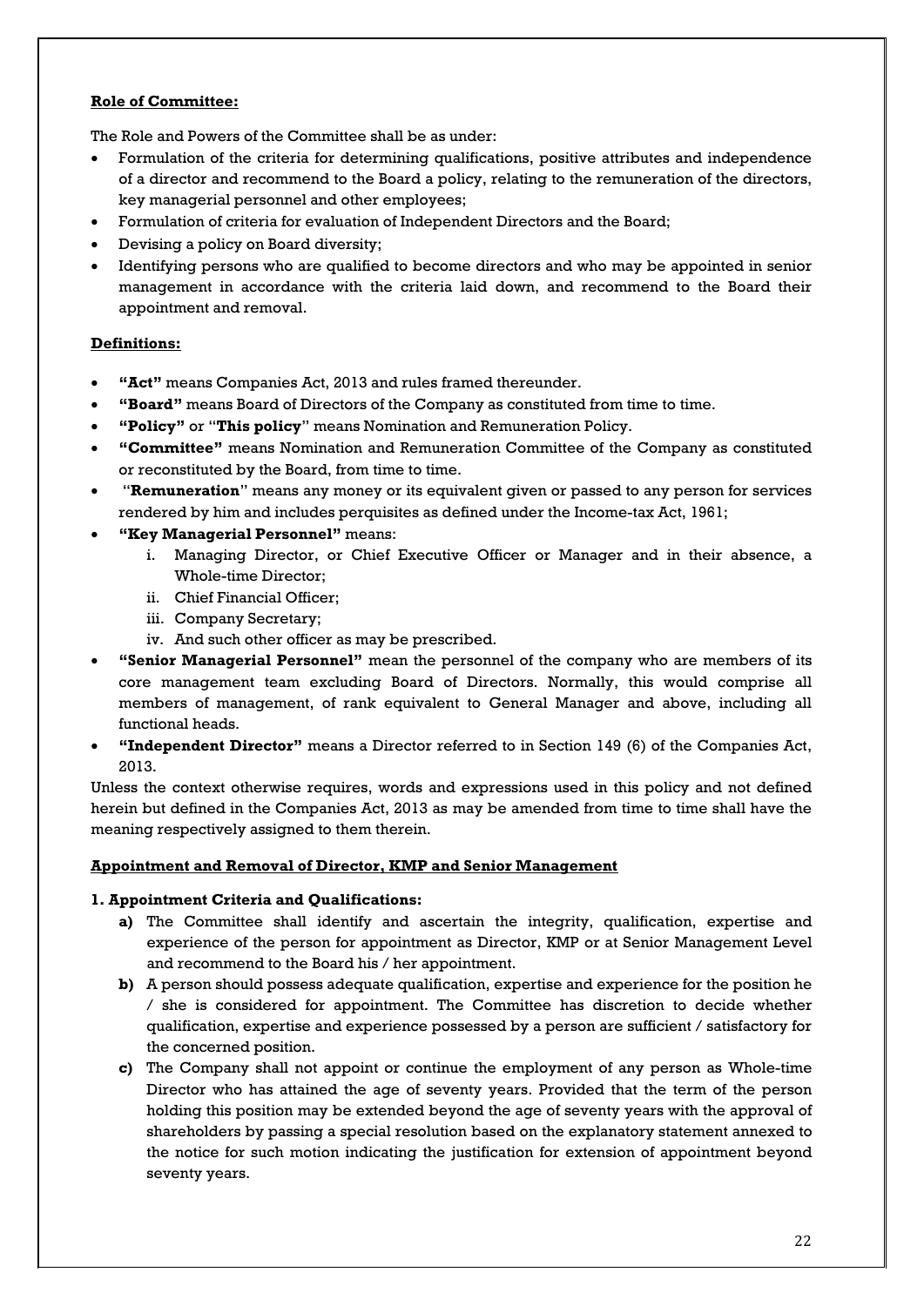**Role of Committee:**

The Role and Powers of the Committee shall be as under:

- Formulation of the criteria for determining qualifications, positive attributes and independence of a director and recommend to the Board a policy, relating to the remuneration of the directors, key managerial personnel and other employees;
- Formulation of criteria for evaluation of Independent Directors and the Board;
- Devising a policy on Board diversity;
- Identifying persons who are qualified to become directors and who may be appointed in senior management in accordance with the criteria laid down, and recommend to the Board their appointment and removal.

**Definitions:**

- **"Act"** means Companies Act, 2013 and rules framed thereunder.
- **"Board"** means Board of Directors of the Company as constituted from time to time.
- **"Policy"** or "**This policy**" means Nomination and Remuneration Policy.
- **"Committee"** means Nomination and Remuneration Committee of the Company as constituted or reconstituted by the Board, from time to time.
- "**Remuneration**" means any money or its equivalent given or passed to any person for services rendered by him and includes perquisites as defined under the Income-tax Act, 1961;
- **"Key Managerial Personnel"** means:
  - i. Managing Director, or Chief Executive Officer or Manager and in their absence, a Whole-time Director;
  - ii. Chief Financial Officer;
  - iii. Company Secretary;
  - iv. And such other officer as may be prescribed.
- **"Senior Managerial Personnel"** mean the personnel of the company who are members of its core management team excluding Board of Directors. Normally, this would comprise all members of management, of rank equivalent to General Manager and above, including all functional heads.
- **"Independent Director"** means a Director referred to in Section 149 (6) of the Companies Act, 2013.

Unless the context otherwise requires, words and expressions used in this policy and not defined herein but defined in the Companies Act, 2013 as may be amended from time to time shall have the meaning respectively assigned to them therein.

**Appointment and Removal of Director, KMP and Senior Management**

**1. Appointment Criteria and Qualifications:**

**a)** The Committee shall identify and ascertain the integrity, qualification, expertise and experience of the person for appointment as Director, KMP or at Senior Management Level and recommend to the Board his / her appointment.

**b)** A person should possess adequate qualification, expertise and experience for the position he / she is considered for appointment. The Committee has discretion to decide whether qualification, expertise and experience possessed by a person are sufficient / satisfactory for the concerned position.

**c)** The Company shall not appoint or continue the employment of any person as Whole-time Director who has attained the age of seventy years. Provided that the term of the person holding this position may be extended beyond the age of seventy years with the approval of shareholders by passing a special resolution based on the explanatory statement annexed to the notice for such motion indicating the justification for extension of appointment beyond seventy years.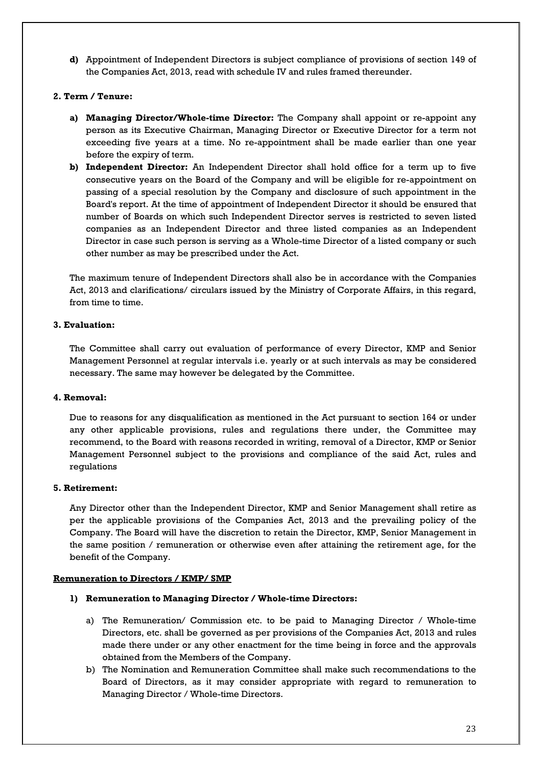**d)** Appointment of Independent Directors is subject compliance of provisions of section 149 of the Companies Act, 2013, read with schedule IV and rules framed thereunder.

**2. Term / Tenure:**

**a) Managing Director/Whole-time Director:** The Company shall appoint or re-appoint any person as its Executive Chairman, Managing Director or Executive Director for a term not exceeding five years at a time. No re-appointment shall be made earlier than one year before the expiry of term.

**b) Independent Director:** An Independent Director shall hold office for a term up to five consecutive years on the Board of the Company and will be eligible for re-appointment on passing of a special resolution by the Company and disclosure of such appointment in the Board's report. At the time of appointment of Independent Director it should be ensured that number of Boards on which such Independent Director serves is restricted to seven listed companies as an Independent Director and three listed companies as an Independent Director in case such person is serving as a Whole-time Director of a listed company or such other number as may be prescribed under the Act.

The maximum tenure of Independent Directors shall also be in accordance with the Companies Act, 2013 and clarifications/ circulars issued by the Ministry of Corporate Affairs, in this regard, from time to time.

**3. Evaluation:**

The Committee shall carry out evaluation of performance of every Director, KMP and Senior Management Personnel at regular intervals i.e. yearly or at such intervals as may be considered necessary. The same may however be delegated by the Committee.

**4. Removal:**

Due to reasons for any disqualification as mentioned in the Act pursuant to section 164 or under any other applicable provisions, rules and regulations there under, the Committee may recommend, to the Board with reasons recorded in writing, removal of a Director, KMP or Senior Management Personnel subject to the provisions and compliance of the said Act, rules and regulations

**5. Retirement:**

Any Director other than the Independent Director, KMP and Senior Management shall retire as per the applicable provisions of the Companies Act, 2013 and the prevailing policy of the Company. The Board will have the discretion to retain the Director, KMP, Senior Management in the same position / remuneration or otherwise even after attaining the retirement age, for the benefit of the Company.

**Remuneration to Directors / KMP/ SMP**

**1) Remuneration to Managing Director / Whole-time Directors:**

a) The Remuneration/ Commission etc. to be paid to Managing Director / Whole-time Directors, etc. shall be governed as per provisions of the Companies Act, 2013 and rules made there under or any other enactment for the time being in force and the approvals obtained from the Members of the Company.

b) The Nomination and Remuneration Committee shall make such recommendations to the Board of Directors, as it may consider appropriate with regard to remuneration to Managing Director / Whole-time Directors.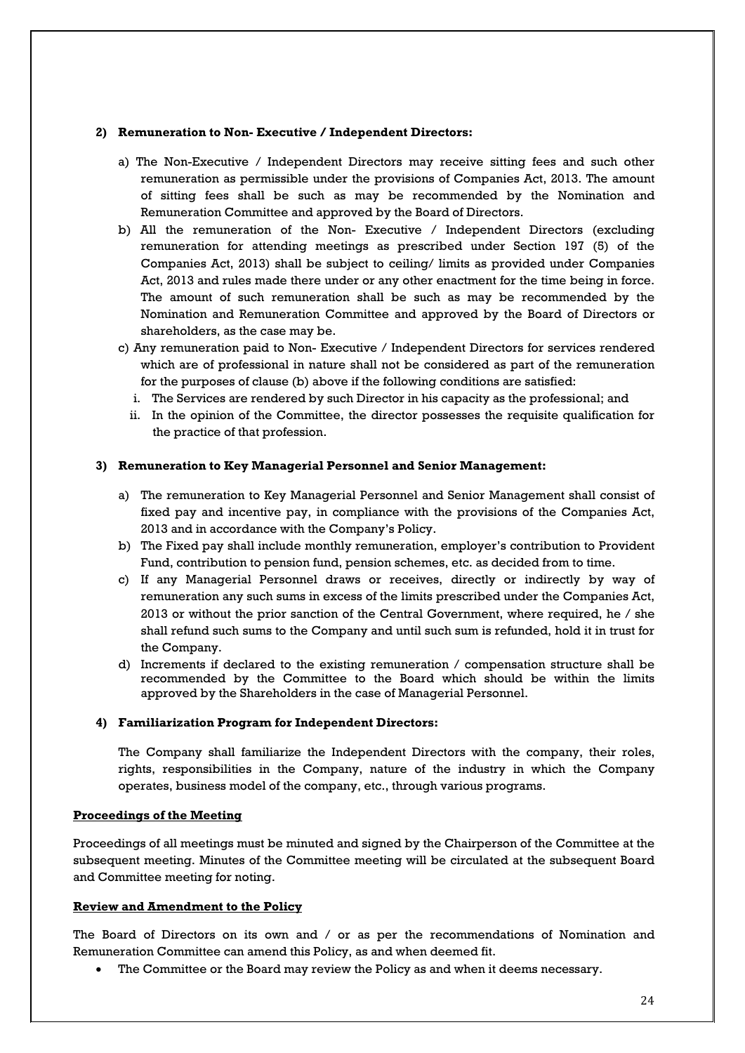**2) Remuneration to Non- Executive / Independent Directors:**

a) The Non-Executive / Independent Directors may receive sitting fees and such other remuneration as permissible under the provisions of Companies Act, 2013. The amount of sitting fees shall be such as may be recommended by the Nomination and Remuneration Committee and approved by the Board of Directors.

b) All the remuneration of the Non- Executive / Independent Directors (excluding remuneration for attending meetings as prescribed under Section 197 (5) of the Companies Act, 2013) shall be subject to ceiling/ limits as provided under Companies Act, 2013 and rules made there under or any other enactment for the time being in force. The amount of such remuneration shall be such as may be recommended by the Nomination and Remuneration Committee and approved by the Board of Directors or shareholders, as the case may be.

c) Any remuneration paid to Non- Executive / Independent Directors for services rendered which are of professional in nature shall not be considered as part of the remuneration for the purposes of clause (b) above if the following conditions are satisfied:

   i. The Services are rendered by such Director in his capacity as the professional; and

   ii. In the opinion of the Committee, the director possesses the requisite qualification for the practice of that profession.

**3) Remuneration to Key Managerial Personnel and Senior Management:**

a) The remuneration to Key Managerial Personnel and Senior Management shall consist of fixed pay and incentive pay, in compliance with the provisions of the Companies Act, 2013 and in accordance with the Company's Policy.

b) The Fixed pay shall include monthly remuneration, employer's contribution to Provident Fund, contribution to pension fund, pension schemes, etc. as decided from to time.

c) If any Managerial Personnel draws or receives, directly or indirectly by way of remuneration any such sums in excess of the limits prescribed under the Companies Act, 2013 or without the prior sanction of the Central Government, where required, he / she shall refund such sums to the Company and until such sum is refunded, hold it in trust for the Company.

d) Increments if declared to the existing remuneration / compensation structure shall be recommended by the Committee to the Board which should be within the limits approved by the Shareholders in the case of Managerial Personnel.

**4) Familiarization Program for Independent Directors:**

The Company shall familiarize the Independent Directors with the company, their roles, rights, responsibilities in the Company, nature of the industry in which the Company operates, business model of the company, etc., through various programs.

**Proceedings of the Meeting**

Proceedings of all meetings must be minuted and signed by the Chairperson of the Committee at the subsequent meeting. Minutes of the Committee meeting will be circulated at the subsequent Board and Committee meeting for noting.

**Review and Amendment to the Policy**

The Board of Directors on its own and / or as per the recommendations of Nomination and Remuneration Committee can amend this Policy, as and when deemed fit.

- The Committee or the Board may review the Policy as and when it deems necessary.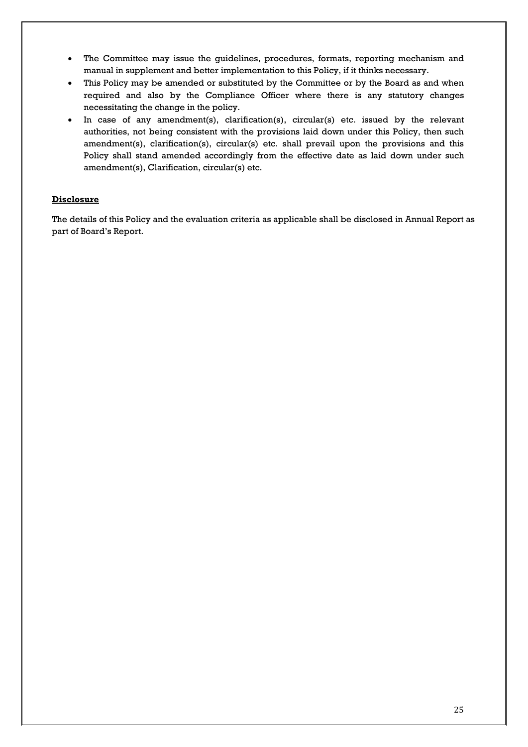- The Committee may issue the guidelines, procedures, formats, reporting mechanism and manual in supplement and better implementation to this Policy, if it thinks necessary.
- This Policy may be amended or substituted by the Committee or by the Board as and when required and also by the Compliance Officer where there is any statutory changes necessitating the change in the policy.
- In case of any amendment(s), clarification(s), circular(s) etc. issued by the relevant authorities, not being consistent with the provisions laid down under this Policy, then such amendment(s), clarification(s), circular(s) etc. shall prevail upon the provisions and this Policy shall stand amended accordingly from the effective date as laid down under such amendment(s), Clarification, circular(s) etc.

**Disclosure**

The details of this Policy and the evaluation criteria as applicable shall be disclosed in Annual Report as part of Board's Report.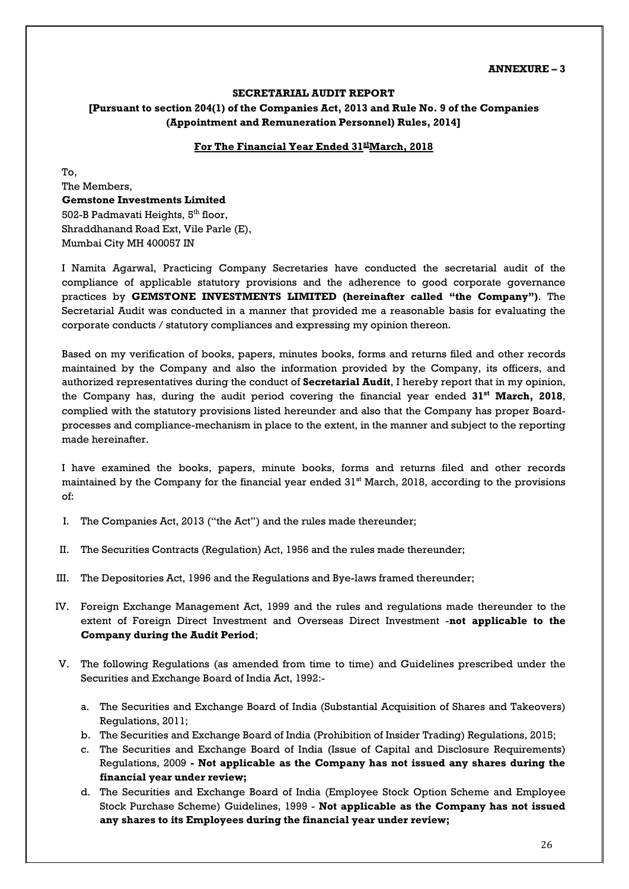**ANNEXURE – 3**

**SECRETARIAL AUDIT REPORT**

**[Pursuant to section 204(1) of the Companies Act, 2013 and Rule No. 9 of the Companies (Appointment and Remuneration Personnel) Rules, 2014]**

**For The Financial Year Ended 31st March, 2018**

To,
The Members,
**Gemstone Investments Limited**
502-B Padmavati Heights, 5th floor,
Shraddhanand Road Ext, Vile Parle (E),
Mumbai City MH 400057 IN

I Namita Agarwal, Practicing Company Secretaries have conducted the secretarial audit of the compliance of applicable statutory provisions and the adherence to good corporate governance practices by **GEMSTONE INVESTMENTS LIMITED (hereinafter called "the Company")**. The Secretarial Audit was conducted in a manner that provided me a reasonable basis for evaluating the corporate conducts / statutory compliances and expressing my opinion thereon.

Based on my verification of books, papers, minutes books, forms and returns filed and other records maintained by the Company and also the information provided by the Company, its officers, and authorized representatives during the conduct of **Secretarial Audit**, I hereby report that in my opinion, the Company has, during the audit period covering the financial year ended **31st March, 2018**, complied with the statutory provisions listed hereunder and also that the Company has proper Board-processes and compliance-mechanism in place to the extent, in the manner and subject to the reporting made hereinafter.

I have examined the books, papers, minute books, forms and returns filed and other records maintained by the Company for the financial year ended 31st March, 2018, according to the provisions of:

I. The Companies Act, 2013 ("the Act") and the rules made thereunder;

II. The Securities Contracts (Regulation) Act, 1956 and the rules made thereunder;

III. The Depositories Act, 1996 and the Regulations and Bye-laws framed thereunder;

IV. Foreign Exchange Management Act, 1999 and the rules and regulations made thereunder to the extent of Foreign Direct Investment and Overseas Direct Investment -**not applicable to the Company during the Audit Period**;

V. The following Regulations (as amended from time to time) and Guidelines prescribed under the Securities and Exchange Board of India Act, 1992:-

   a. The Securities and Exchange Board of India (Substantial Acquisition of Shares and Takeovers) Regulations, 2011;
   b. The Securities and Exchange Board of India (Prohibition of Insider Trading) Regulations, 2015;
   c. The Securities and Exchange Board of India (Issue of Capital and Disclosure Requirements) Regulations, 2009 **- Not applicable as the Company has not issued any shares during the financial year under review;**
   d. The Securities and Exchange Board of India (Employee Stock Option Scheme and Employee Stock Purchase Scheme) Guidelines, 1999 - **Not applicable as the Company has not issued any shares to its Employees during the financial year under review;**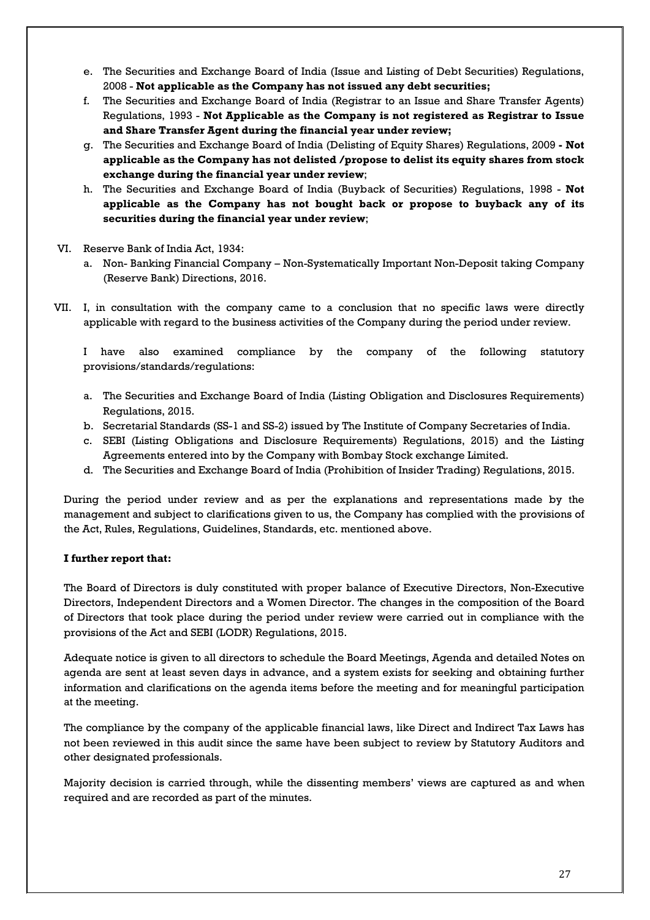e. The Securities and Exchange Board of India (Issue and Listing of Debt Securities) Regulations, 2008 - **Not applicable as the Company has not issued any debt securities;**
f. The Securities and Exchange Board of India (Registrar to an Issue and Share Transfer Agents) Regulations, 1993 - **Not Applicable as the Company is not registered as Registrar to Issue and Share Transfer Agent during the financial year under review;**
g. The Securities and Exchange Board of India (Delisting of Equity Shares) Regulations, 2009 **- Not applicable as the Company has not delisted /propose to delist its equity shares from stock exchange during the financial year under review**;
h. The Securities and Exchange Board of India (Buyback of Securities) Regulations, 1998 - **Not applicable as the Company has not bought back or propose to buyback any of its securities during the financial year under review**;

VI. Reserve Bank of India Act, 1934:
   a. Non- Banking Financial Company – Non-Systematically Important Non-Deposit taking Company (Reserve Bank) Directions, 2016.

VII. I, in consultation with the company came to a conclusion that no specific laws were directly applicable with regard to the business activities of the Company during the period under review.

I have also examined compliance by the company of the following statutory provisions/standards/regulations:

a. The Securities and Exchange Board of India (Listing Obligation and Disclosures Requirements) Regulations, 2015.
b. Secretarial Standards (SS-1 and SS-2) issued by The Institute of Company Secretaries of India.
c. SEBI (Listing Obligations and Disclosure Requirements) Regulations, 2015) and the Listing Agreements entered into by the Company with Bombay Stock exchange Limited.
d. The Securities and Exchange Board of India (Prohibition of Insider Trading) Regulations, 2015.

During the period under review and as per the explanations and representations made by the management and subject to clarifications given to us, the Company has complied with the provisions of the Act, Rules, Regulations, Guidelines, Standards, etc. mentioned above.

**I further report that:**

The Board of Directors is duly constituted with proper balance of Executive Directors, Non-Executive Directors, Independent Directors and a Women Director. The changes in the composition of the Board of Directors that took place during the period under review were carried out in compliance with the provisions of the Act and SEBI (LODR) Regulations, 2015.

Adequate notice is given to all directors to schedule the Board Meetings, Agenda and detailed Notes on agenda are sent at least seven days in advance, and a system exists for seeking and obtaining further information and clarifications on the agenda items before the meeting and for meaningful participation at the meeting.

The compliance by the company of the applicable financial laws, like Direct and Indirect Tax Laws has not been reviewed in this audit since the same have been subject to review by Statutory Auditors and other designated professionals.

Majority decision is carried through, while the dissenting members' views are captured as and when required and are recorded as part of the minutes.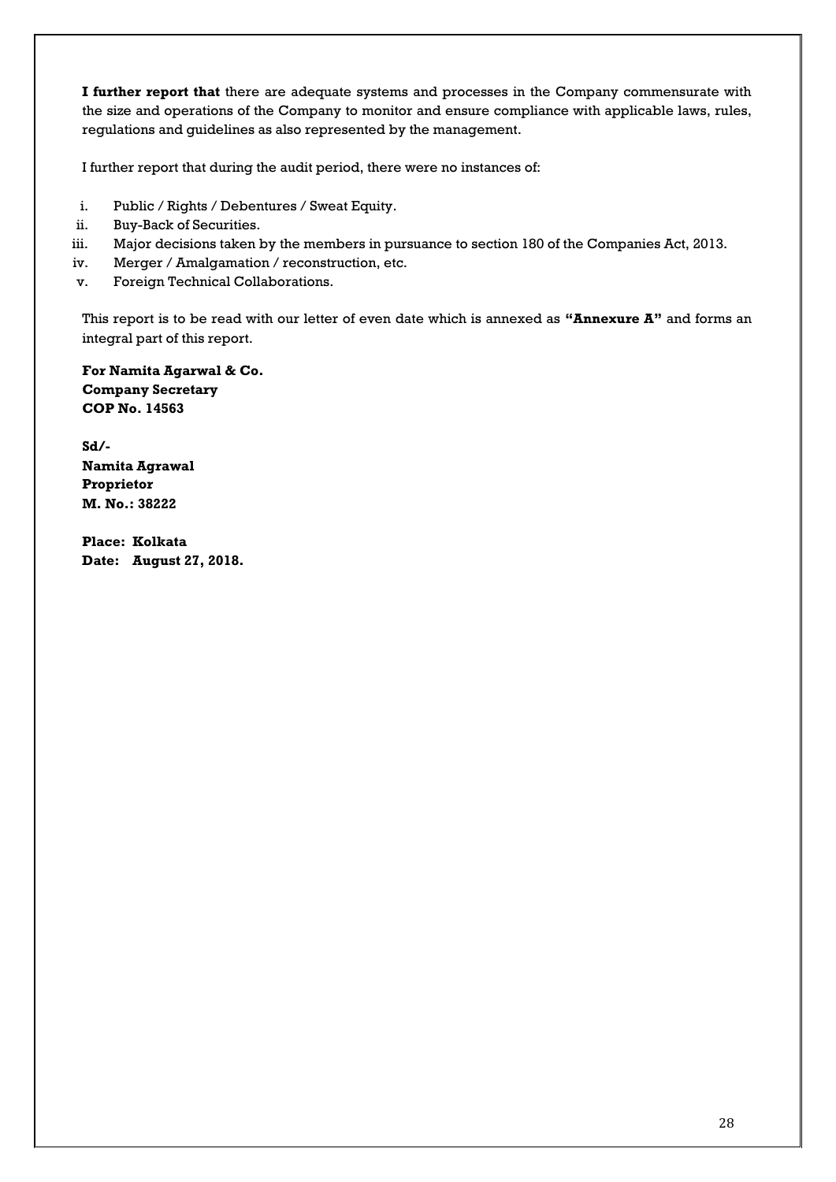**I further report that** there are adequate systems and processes in the Company commensurate with the size and operations of the Company to monitor and ensure compliance with applicable laws, rules, regulations and guidelines as also represented by the management.

I further report that during the audit period, there were no instances of:

i. Public / Rights / Debentures / Sweat Equity.
ii. Buy-Back of Securities.
iii. Major decisions taken by the members in pursuance to section 180 of the Companies Act, 2013.
iv. Merger / Amalgamation / reconstruction, etc.
v. Foreign Technical Collaborations.

This report is to be read with our letter of even date which is annexed as **"Annexure A"** and forms an integral part of this report.

**For Namita Agarwal & Co.**
**Company Secretary**
**COP No. 14563**

**Sd/-**
**Namita Agrawal**
**Proprietor**
**M. No.: 38222**

**Place: Kolkata**
**Date: August 27, 2018.**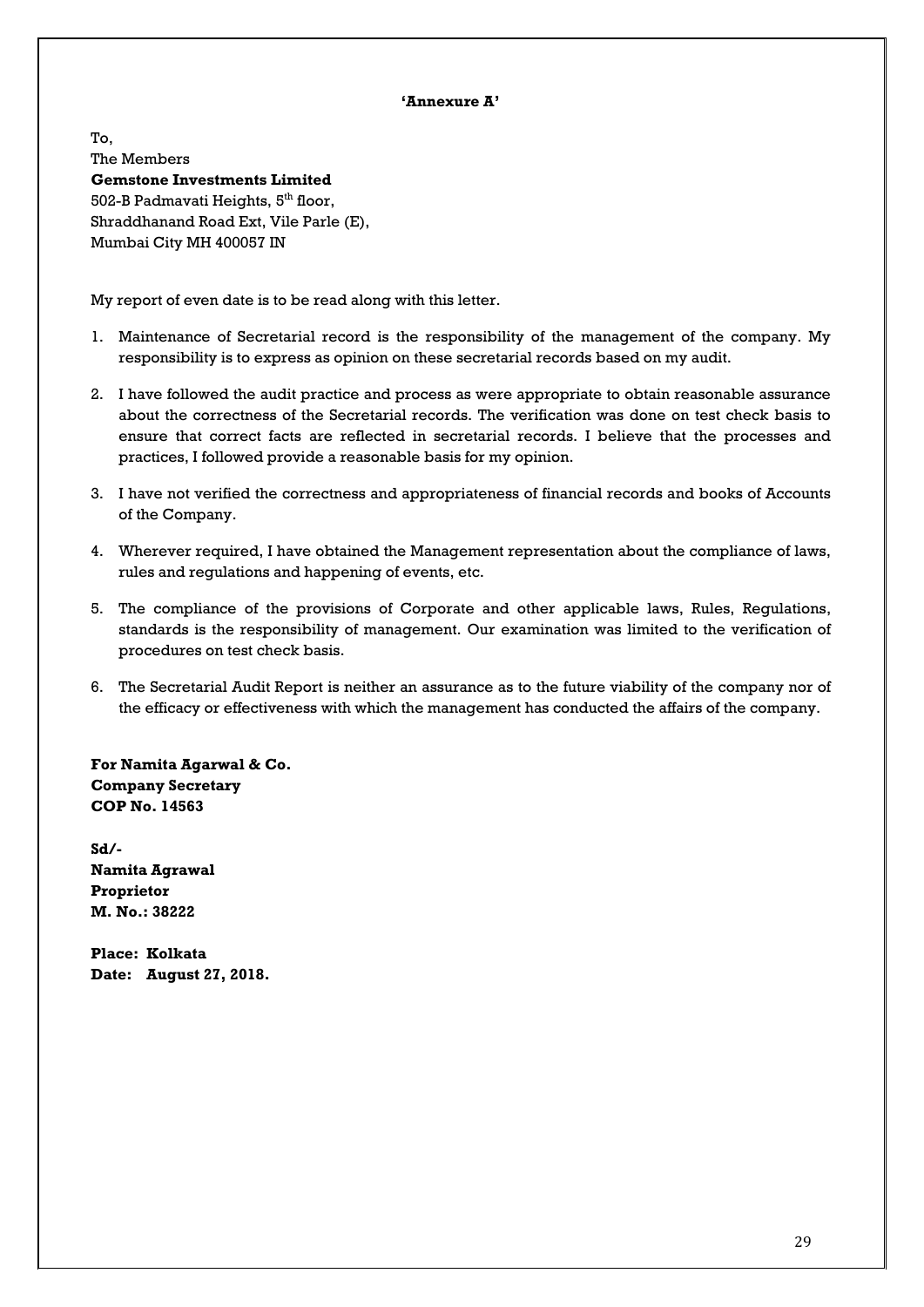**'Annexure A'**

To,
The Members
**Gemstone Investments Limited**
502-B Padmavati Heights, 5th floor,
Shraddhanand Road Ext, Vile Parle (E),
Mumbai City MH 400057 IN

My report of even date is to be read along with this letter.

1. Maintenance of Secretarial record is the responsibility of the management of the company. My responsibility is to express as opinion on these secretarial records based on my audit.

2. I have followed the audit practice and process as were appropriate to obtain reasonable assurance about the correctness of the Secretarial records. The verification was done on test check basis to ensure that correct facts are reflected in secretarial records. I believe that the processes and practices, I followed provide a reasonable basis for my opinion.

3. I have not verified the correctness and appropriateness of financial records and books of Accounts of the Company.

4. Wherever required, I have obtained the Management representation about the compliance of laws, rules and regulations and happening of events, etc.

5. The compliance of the provisions of Corporate and other applicable laws, Rules, Regulations, standards is the responsibility of management. Our examination was limited to the verification of procedures on test check basis.

6. The Secretarial Audit Report is neither an assurance as to the future viability of the company nor of the efficacy or effectiveness with which the management has conducted the affairs of the company.

**For Namita Agarwal & Co.**
**Company Secretary**
**COP No. 14563**

**Sd/-**
**Namita Agrawal**
**Proprietor**
**M. No.: 38222**

**Place: Kolkata**
**Date: August 27, 2018.**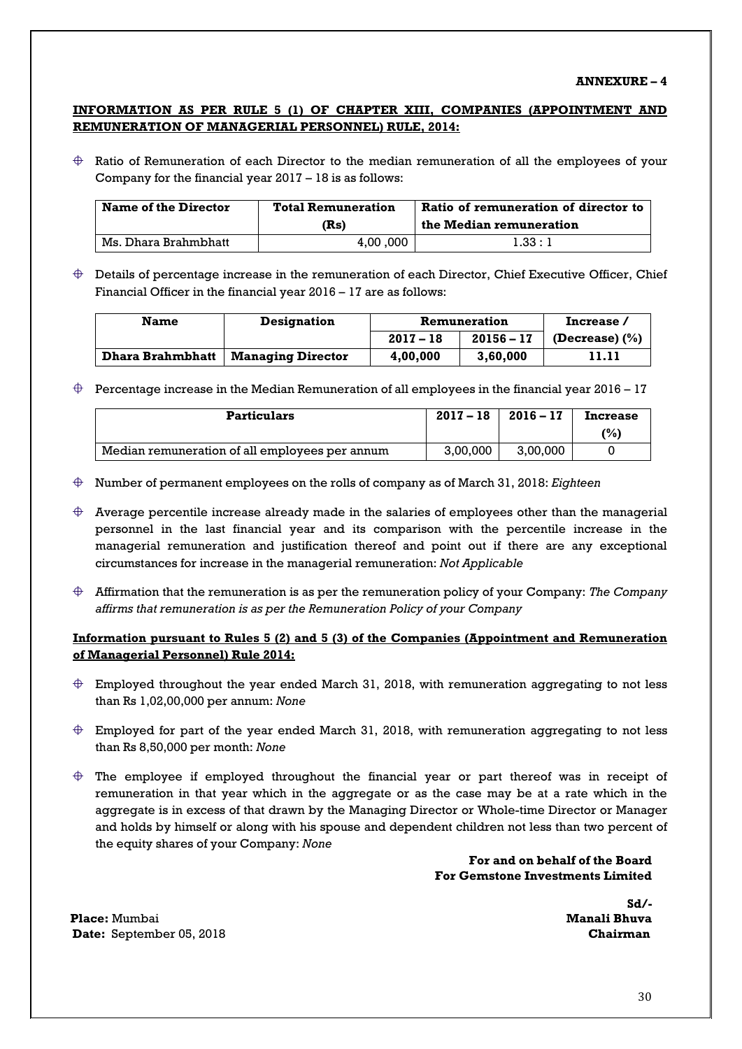**ANNEXURE – 4**

**INFORMATION AS PER RULE 5 (1) OF CHAPTER XIII, COMPANIES (APPOINTMENT AND REMUNERATION OF MANAGERIAL PERSONNEL) RULE, 2014:**

- Ratio of Remuneration of each Director to the median remuneration of all the employees of your Company for the financial year 2017 – 18 is as follows:

| Name of the Director | Total Remuneration (Rs) | Ratio of remuneration of director to the Median remuneration |
|---|---|---|
| Ms. Dhara Brahmbhatt | 4,00 ,000 | 1.33 : 1 |

- Details of percentage increase in the remuneration of each Director, Chief Executive Officer, Chief Financial Officer in the financial year 2016 – 17 are as follows:

| Name | Designation | Remuneration | | Increase / (Decrease) (%) |
|---|---|---|---|---|
| | | 2017 – 18 | 20156 – 17 | |
| **Dhara Brahmbhatt** | **Managing Director** | **4,00,000** | **3,60,000** | **11.11** |

- Percentage increase in the Median Remuneration of all employees in the financial year 2016 – 17

| Particulars | 2017 – 18 | 2016 – 17 | Increase (%) |
|---|---|---|---|
| Median remuneration of all employees per annum | 3,00,000 | 3,00,000 | 0 |

- Number of permanent employees on the rolls of company as of March 31, 2018: *Eighteen*

- Average percentile increase already made in the salaries of employees other than the managerial personnel in the last financial year and its comparison with the percentile increase in the managerial remuneration and justification thereof and point out if there are any exceptional circumstances for increase in the managerial remuneration: *Not Applicable*

- Affirmation that the remuneration is as per the remuneration policy of your Company: *The Company affirms that remuneration is as per the Remuneration Policy of your Company*

**Information pursuant to Rules 5 (2) and 5 (3) of the Companies (Appointment and Remuneration of Managerial Personnel) Rule 2014:**

- Employed throughout the year ended March 31, 2018, with remuneration aggregating to not less than Rs 1,02,00,000 per annum: *None*

- Employed for part of the year ended March 31, 2018, with remuneration aggregating to not less than Rs 8,50,000 per month: *None*

- The employee if employed throughout the financial year or part thereof was in receipt of remuneration in that year which in the aggregate or as the case may be at a rate which in the aggregate is in excess of that drawn by the Managing Director or Whole-time Director or Manager and holds by himself or along with his spouse and dependent children not less than two percent of the equity shares of your Company: *None*

**For and on behalf of the Board**
**For Gemstone Investments Limited**

**Sd/-**
**Manali Bhuva**
**Chairman**

**Place:** Mumbai
**Date:** September 05, 2018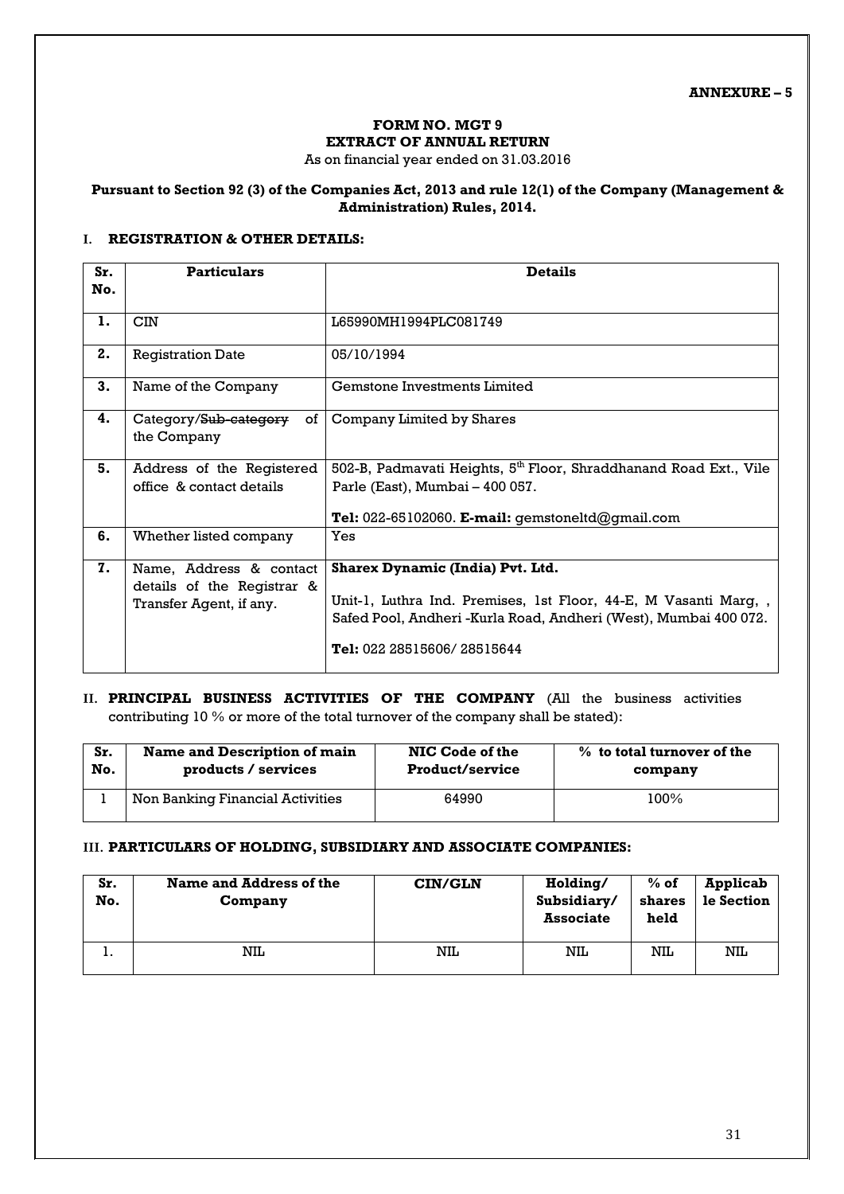**ANNEXURE – 5**

# FORM NO. MGT 9
## EXTRACT OF ANNUAL RETURN

As on financial year ended on 31.03.2016

**Pursuant to Section 92 (3) of the Companies Act, 2013 and rule 12(1) of the Company (Management & Administration) Rules, 2014.**

### I. REGISTRATION & OTHER DETAILS:

| Sr. No. | Particulars | Details |
|---|---|---|
| 1. | CIN | L65990MH1994PLC081749 |
| 2. | Registration Date | 05/10/1994 |
| 3. | Name of the Company | Gemstone Investments Limited |
| 4. | Category/~~Sub-category~~ of the Company | Company Limited by Shares |
| 5. | Address of the Registered office & contact details | 502-B, Padmavati Heights, 5th Floor, Shraddhanand Road Ext., Vile Parle (East), Mumbai – 400 057. **Tel:** 022-65102060. **E-mail:** gemstoneltd@gmail.com |
| 6. | Whether listed company | Yes |
| 7. | Name, Address & contact details of the Registrar & Transfer Agent, if any. | **Sharex Dynamic (India) Pvt. Ltd.** Unit-1, Luthra Ind. Premises, 1st Floor, 44-E, M Vasanti Marg, , Safed Pool, Andheri -Kurla Road, Andheri (West), Mumbai 400 072. **Tel:** 022 28515606/ 28515644 |

### II. PRINCIPAL BUSINESS ACTIVITIES OF THE COMPANY (All the business activities contributing 10 % or more of the total turnover of the company shall be stated):

| Sr. No. | Name and Description of main products / services | NIC Code of the Product/service | % to total turnover of the company |
|---|---|---|---|
| 1 | Non Banking Financial Activities | 64990 | 100% |

### III. PARTICULARS OF HOLDING, SUBSIDIARY AND ASSOCIATE COMPANIES:

| Sr. No. | Name and Address of the Company | CIN/GLN | Holding/ Subsidiary/ Associate | % of shares held | Applicable Section |
|---|---|---|---|---|---|
| 1. | NIL | NIL | NIL | NIL | NIL |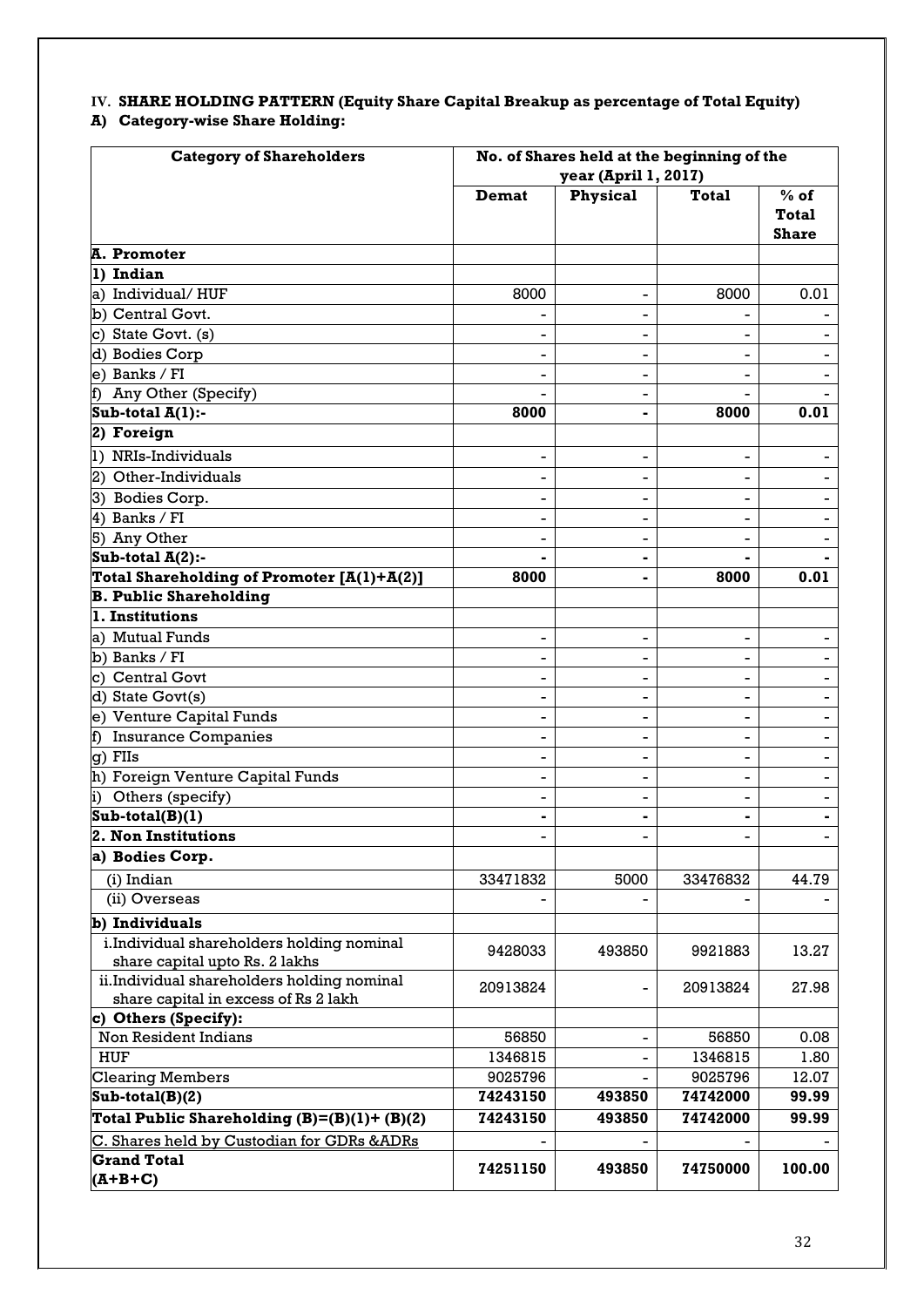IV. **SHARE HOLDING PATTERN (Equity Share Capital Breakup as percentage of Total Equity)**

**A) Category-wise Share Holding:**

| Category of Shareholders | No. of Shares held at the beginning of the year (April 1, 2017) | | | |
|---|---|---|---|---|
| | **Demat** | **Physical** | **Total** | **% of Total Share** |
| **A. Promoter** | | | | |
| **1) Indian** | | | | |
| a) Individual/ HUF | 8000 | - | 8000 | 0.01 |
| b) Central Govt. | - | - | - | - |
| c) State Govt. (s) | - | - | - | - |
| d) Bodies Corp | - | - | - | - |
| e) Banks / FI | - | - | - | - |
| f) Any Other (Specify) | - | - | - | - |
| **Sub-total A(1):-** | **8000** | **-** | **8000** | **0.01** |
| **2) Foreign** | | | | |
| 1) NRIs-Individuals | - | - | - | - |
| 2) Other-Individuals | - | - | - | - |
| 3) Bodies Corp. | - | - | - | - |
| 4) Banks / FI | - | - | - | - |
| 5) Any Other | - | - | - | - |
| **Sub-total A(2):-** | **-** | **-** | **-** | **-** |
| **Total Shareholding of Promoter [A(1)+A(2)]** | **8000** | **-** | **8000** | **0.01** |
| **B. Public Shareholding** | | | | |
| **1. Institutions** | | | | |
| a) Mutual Funds | - | - | - | - |
| b) Banks / FI | - | - | - | - |
| c) Central Govt | - | - | - | - |
| d) State Govt(s) | - | - | - | - |
| e) Venture Capital Funds | - | - | - | - |
| f) Insurance Companies | - | - | - | - |
| g) FIIs | - | - | - | - |
| h) Foreign Venture Capital Funds | - | - | - | - |
| i) Others (specify) | - | - | - | - |
| **Sub-total(B)(1)** | **-** | **-** | **-** | **-** |
| **2. Non Institutions** | - | - | - | - |
| **a) Bodies Corp.** | | | | |
| (i) Indian | 33471832 | 5000 | 33476832 | 44.79 |
| (ii) Overseas | - | - | - | - |
| **b) Individuals** | | | | |
| i.Individual shareholders holding nominal share capital upto Rs. 2 lakhs | 9428033 | 493850 | 9921883 | 13.27 |
| ii.Individual shareholders holding nominal share capital in excess of Rs 2 lakh | 20913824 | - | 20913824 | 27.98 |
| **c) Others (Specify):** | | | | |
| Non Resident Indians | 56850 | - | 56850 | 0.08 |
| HUF | 1346815 | - | 1346815 | 1.80 |
| Clearing Members | 9025796 | - | 9025796 | 12.07 |
| **Sub-total(B)(2)** | **74243150** | **493850** | **74742000** | **99.99** |
| **Total Public Shareholding (B)=(B)(1)+ (B)(2)** | **74243150** | **493850** | **74742000** | **99.99** |
| C. Shares held by Custodian for GDRs &ADRs | - | - | - | - |
| **Grand Total (A+B+C)** | **74251150** | **493850** | **74750000** | **100.00** |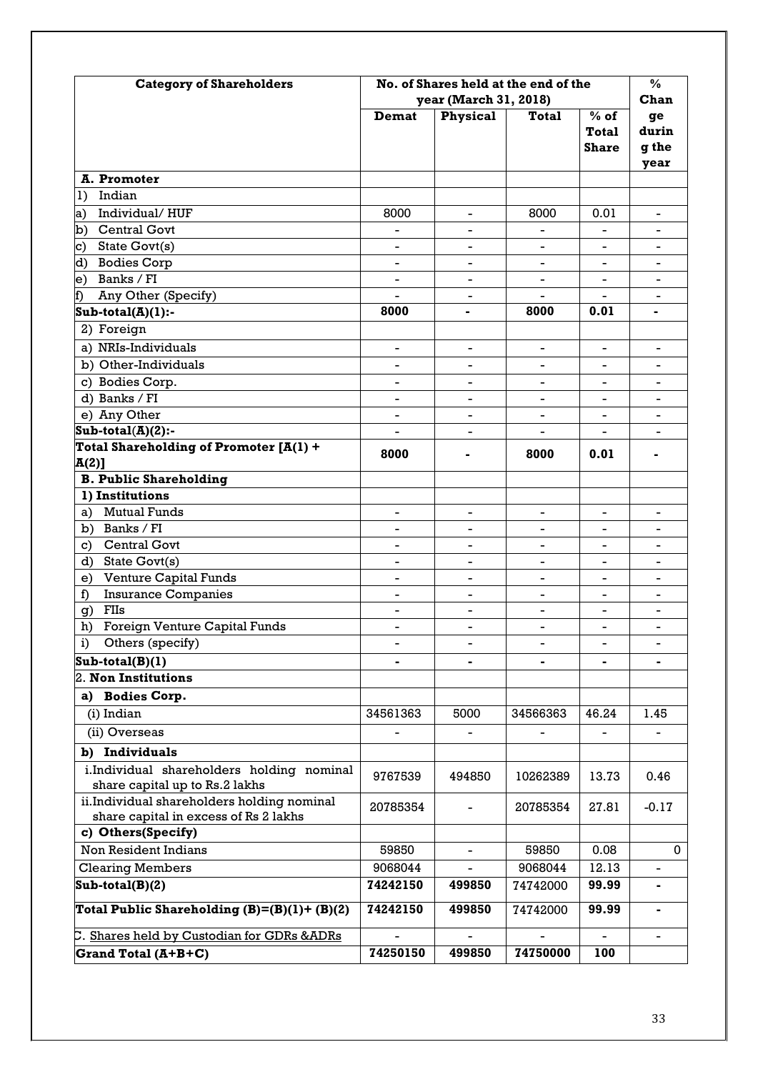| Category of Shareholders | No. of Shares held at the end of the year (March 31, 2018) | | | | % Change during the year |
|---|---|---|---|---|---|
| | Demat | Physical | Total | % of Total Share | |
| **A. Promoter** | | | | | |
| 1) Indian | | | | | |
| a) Individual/ HUF | 8000 | - | 8000 | 0.01 | - |
| b) Central Govt | - | - | - | - | - |
| c) State Govt(s) | - | - | - | - | - |
| d) Bodies Corp | - | - | - | - | - |
| e) Banks / FI | - | - | - | - | - |
| f) Any Other (Specify) | - | - | - | - | - |
| **Sub-total(A)(1):-** | **8000** | **-** | **8000** | **0.01** | **-** |
| 2) Foreign | | | | | |
| a) NRIs-Individuals | - | - | - | - | - |
| b) Other-Individuals | - | - | - | - | - |
| c) Bodies Corp. | - | - | - | - | - |
| d) Banks / FI | - | - | - | - | - |
| e) Any Other | - | - | - | - | - |
| **Sub-total(A)(2):-** | - | - | - | - | - |
| **Total Shareholding of Promoter [A(1) + A(2)]** | **8000** | **-** | **8000** | **0.01** | **-** |
| **B. Public Shareholding** | | | | | |
| **1) Institutions** | | | | | |
| a) Mutual Funds | - | - | - | - | - |
| b) Banks / FI | - | - | - | - | - |
| c) Central Govt | - | - | - | - | - |
| d) State Govt(s) | - | - | - | - | - |
| e) Venture Capital Funds | - | - | - | - | - |
| f) Insurance Companies | - | - | - | - | - |
| g) FIIs | - | - | - | - | - |
| h) Foreign Venture Capital Funds | - | - | - | - | - |
| i) Others (specify) | - | - | - | - | - |
| **Sub-total(B)(1)** | **-** | **-** | **-** | **-** | **-** |
| 2. **Non Institutions** | | | | | |
| **a) Bodies Corp.** | | | | | |
| (i) Indian | 34561363 | 5000 | 34566363 | 46.24 | 1.45 |
| (ii) Overseas | - | - | - | - | - |
| **b) Individuals** | | | | | |
| i.Individual shareholders holding nominal share capital up to Rs.2 lakhs | 9767539 | 494850 | 10262389 | 13.73 | 0.46 |
| ii.Individual shareholders holding nominal share capital in excess of Rs 2 lakhs | 20785354 | - | 20785354 | 27.81 | -0.17 |
| **c) Others(Specify)** | | | | | |
| Non Resident Indians | 59850 | - | 59850 | 0.08 | 0 |
| Clearing Members | 9068044 | - | 9068044 | 12.13 | - |
| **Sub-total(B)(2)** | **74242150** | **499850** | 74742000 | **99.99** | **-** |
| **Total Public Shareholding (B)=(B)(1)+ (B)(2)** | **74242150** | **499850** | 74742000 | **99.99** | **-** |
| C. Shares held by Custodian for GDRs &ADRs | - | - | - | - | - |
| **Grand Total (A+B+C)** | **74250150** | **499850** | **74750000** | **100** | |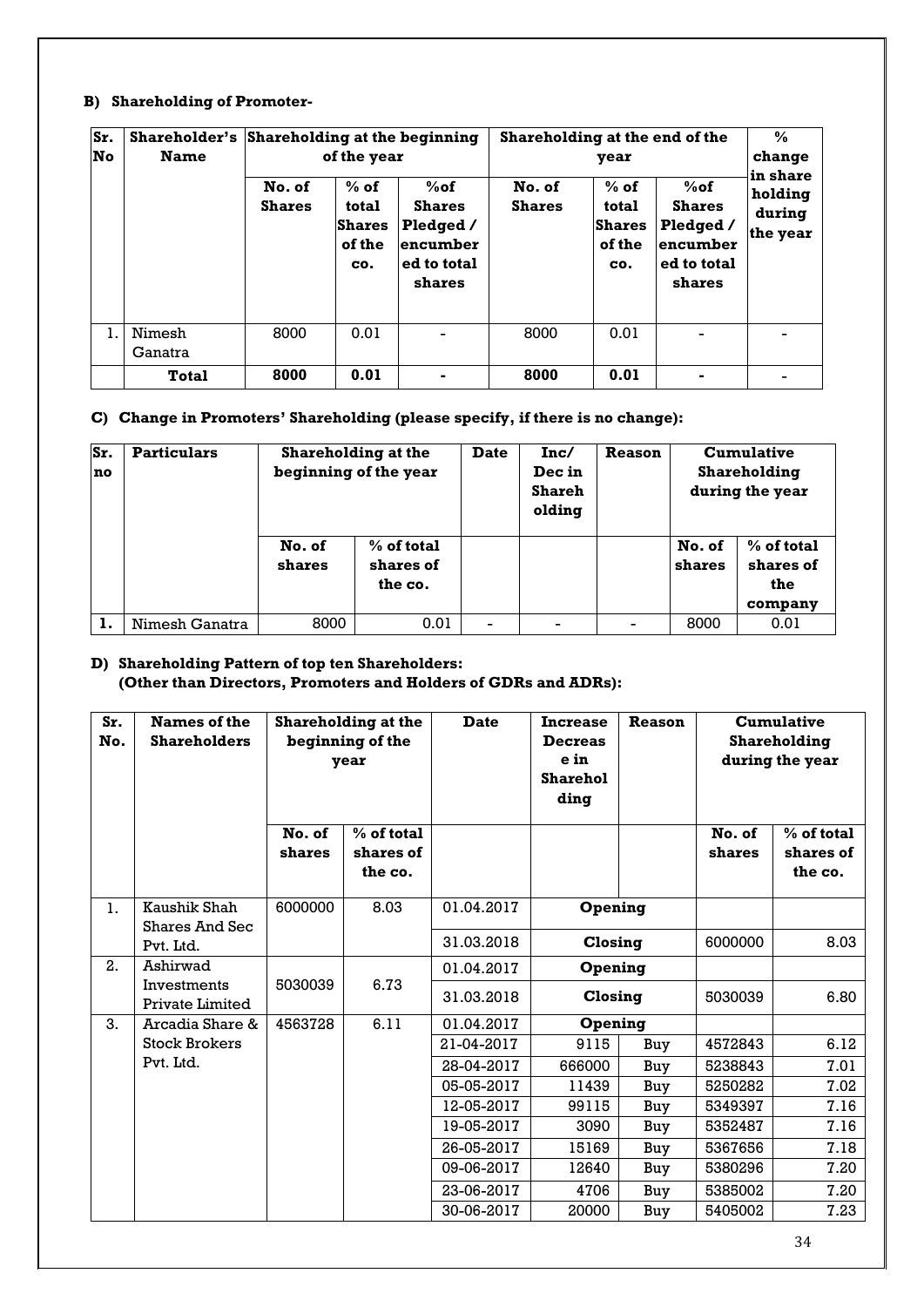**B) Shareholding of Promoter-**

| Sr. No | Shareholder's Name | Shareholding at the beginning of the year | | | Shareholding at the end of the year | | | % change in share holding during the year |
|---|---|---|---|---|---|---|---|---|
| | | No. of Shares | % of total Shares of the co. | %of Shares Pledged / encumbered to total shares | No. of Shares | % of total Shares of the co. | %of Shares Pledged / encumbered to total shares | |
| 1. | Nimesh Ganatra | 8000 | 0.01 | - | 8000 | 0.01 | - | - |
| | **Total** | **8000** | **0.01** | **-** | **8000** | **0.01** | **-** | - |

**C) Change in Promoters' Shareholding (please specify, if there is no change):**

| Sr. no | Particulars | Shareholding at the beginning of the year | | Date | Inc/ Dec in Shareholding | Reason | Cumulative Shareholding during the year | |
|---|---|---|---|---|---|---|---|---|
| | | No. of shares | % of total shares of the co. | | | | No. of shares | % of total shares of the company |
| **1.** | Nimesh Ganatra | 8000 | 0.01 | - | - | - | 8000 | 0.01 |

**D) Shareholding Pattern of top ten Shareholders:**
**(Other than Directors, Promoters and Holders of GDRs and ADRs):**

| Sr. No. | Names of the Shareholders | Shareholding at the beginning of the year | | Date | Increase Decrease in Shareholding | Reason | Cumulative Shareholding during the year | |
|---|---|---|---|---|---|---|---|---|
| | | No. of shares | % of total shares of the co. | | | | No. of shares | % of total shares of the co. |
| 1. | Kaushik Shah Shares And Sec Pvt. Ltd. | 6000000 | 8.03 | 01.04.2017 | **Opening** | | | |
| | | | | 31.03.2018 | **Closing** | | 6000000 | 8.03 |
| 2. | Ashirwad Investments Private Limited | 5030039 | 6.73 | 01.04.2017 | **Opening** | | | |
| | | | | 31.03.2018 | **Closing** | | 5030039 | 6.80 |
| 3. | Arcadia Share & Stock Brokers Pvt. Ltd. | 4563728 | 6.11 | 01.04.2017 | **Opening** | | | |
| | | | | 21-04-2017 | 9115 | Buy | 4572843 | 6.12 |
| | | | | 28-04-2017 | 666000 | Buy | 5238843 | 7.01 |
| | | | | 05-05-2017 | 11439 | Buy | 5250282 | 7.02 |
| | | | | 12-05-2017 | 99115 | Buy | 5349397 | 7.16 |
| | | | | 19-05-2017 | 3090 | Buy | 5352487 | 7.16 |
| | | | | 26-05-2017 | 15169 | Buy | 5367656 | 7.18 |
| | | | | 09-06-2017 | 12640 | Buy | 5380296 | 7.20 |
| | | | | 23-06-2017 | 4706 | Buy | 5385002 | 7.20 |
| | | | | 30-06-2017 | 20000 | Buy | 5405002 | 7.23 |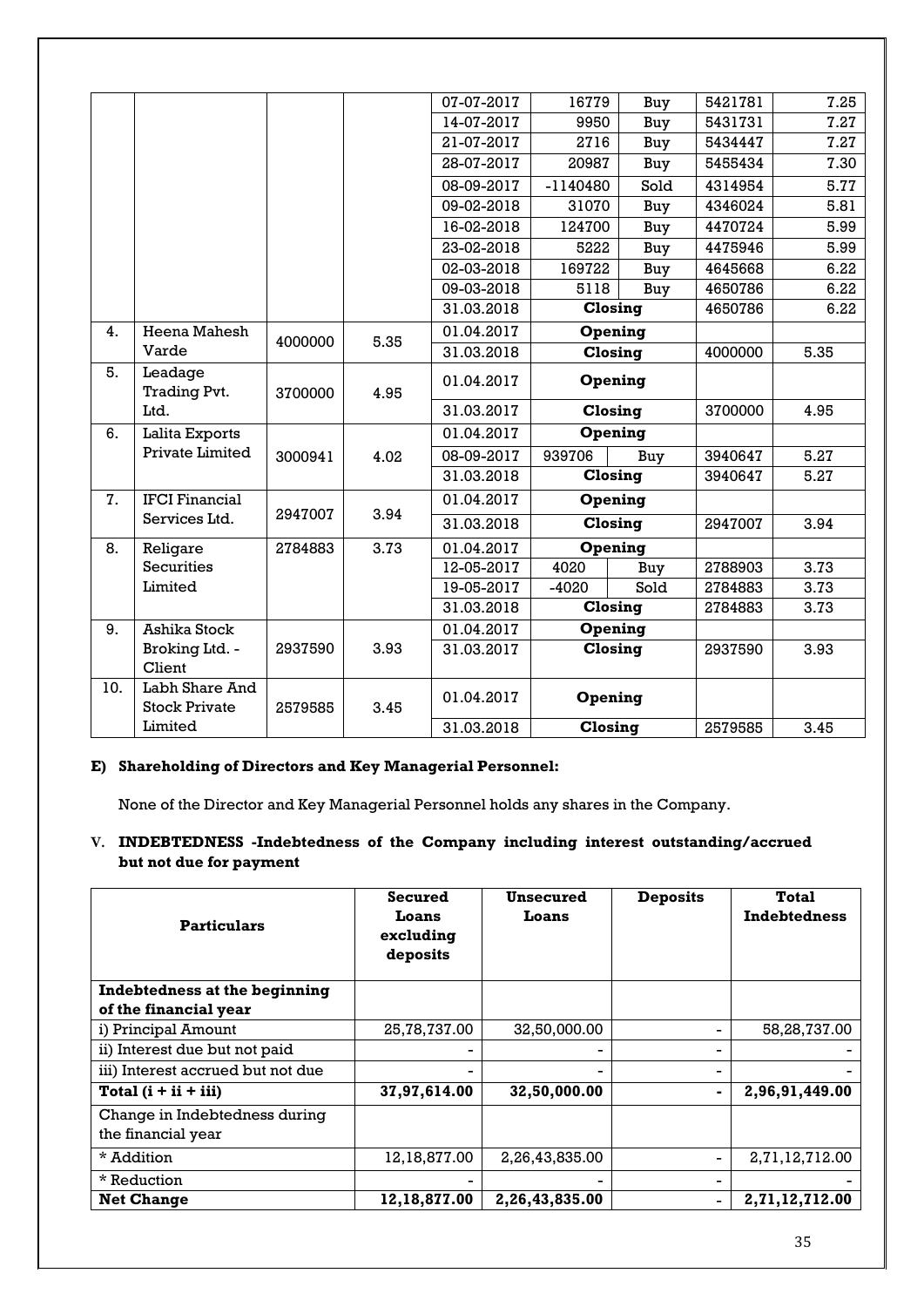|  |  |  |  | Date | No. of shares | Buy/Sold | Cumulative shares | % |
|---|---|---|---|---|---|---|---|---|
|  |  |  |  | 07-07-2017 | 16779 | Buy | 5421781 | 7.25 |
|  |  |  |  | 14-07-2017 | 9950 | Buy | 5431731 | 7.27 |
|  |  |  |  | 21-07-2017 | 2716 | Buy | 5434447 | 7.27 |
|  |  |  |  | 28-07-2017 | 20987 | Buy | 5455434 | 7.30 |
|  |  |  |  | 08-09-2017 | -1140480 | Sold | 4314954 | 5.77 |
|  |  |  |  | 09-02-2018 | 31070 | Buy | 4346024 | 5.81 |
|  |  |  |  | 16-02-2018 | 124700 | Buy | 4470724 | 5.99 |
|  |  |  |  | 23-02-2018 | 5222 | Buy | 4475946 | 5.99 |
|  |  |  |  | 02-03-2018 | 169722 | Buy | 4645668 | 6.22 |
|  |  |  |  | 09-03-2018 | 5118 | Buy | 4650786 | 6.22 |
|  |  |  |  | 31.03.2018 | Closing |  | 4650786 | 6.22 |
| 4. | Heena Mahesh Varde | 4000000 | 5.35 | 01.04.2017 | Opening |  |  |  |
|  |  |  |  | 31.03.2018 | Closing |  | 4000000 | 5.35 |
| 5. | Leadage Trading Pvt. Ltd. | 3700000 | 4.95 | 01.04.2017 | Opening |  |  |  |
|  |  |  |  | 31.03.2017 | Closing |  | 3700000 | 4.95 |
| 6. | Lalita Exports Private Limited | 3000941 | 4.02 | 01.04.2017 | Opening |  |  |  |
|  |  |  |  | 08-09-2017 | 939706 | Buy | 3940647 | 5.27 |
|  |  |  |  | 31.03.2018 | Closing |  | 3940647 | 5.27 |
| 7. | IFCI Financial Services Ltd. | 2947007 | 3.94 | 01.04.2017 | Opening |  |  |  |
|  |  |  |  | 31.03.2018 | Closing |  | 2947007 | 3.94 |
| 8. | Religare Securities Limited | 2784883 | 3.73 | 01.04.2017 | Opening |  |  |  |
|  |  |  |  | 12-05-2017 | 4020 | Buy | 2788903 | 3.73 |
|  |  |  |  | 19-05-2017 | -4020 | Sold | 2784883 | 3.73 |
|  |  |  |  | 31.03.2018 | Closing |  | 2784883 | 3.73 |
| 9. | Ashika Stock Broking Ltd. - Client | 2937590 | 3.93 | 01.04.2017 | Opening |  |  |  |
|  |  |  |  | 31.03.2017 | Closing |  | 2937590 | 3.93 |
| 10. | Labh Share And Stock Private Limited | 2579585 | 3.45 | 01.04.2017 | Opening |  |  |  |
|  |  |  |  | 31.03.2018 | Closing |  | 2579585 | 3.45 |

**E) Shareholding of Directors and Key Managerial Personnel:**

None of the Director and Key Managerial Personnel holds any shares in the Company.

**V. INDEBTEDNESS -Indebtedness of the Company including interest outstanding/accrued but not due for payment**

| Particulars | Secured Loans excluding deposits | Unsecured Loans | Deposits | Total Indebtedness |
|---|---|---|---|---|
| **Indebtedness at the beginning of the financial year** |  |  |  |  |
| i) Principal Amount | 25,78,737.00 | 32,50,000.00 | - | 58,28,737.00 |
| ii) Interest due but not paid | - | - | - | - |
| iii) Interest accrued but not due | - | - | - | - |
| **Total (i + ii + iii)** | **37,97,614.00** | **32,50,000.00** | **-** | **2,96,91,449.00** |
| Change in Indebtedness during the financial year |  |  |  |  |
| * Addition | 12,18,877.00 | 2,26,43,835.00 | - | 2,71,12,712.00 |
| * Reduction | - | - | - | - |
| **Net Change** | **12,18,877.00** | **2,26,43,835.00** | **-** | **2,71,12,712.00** |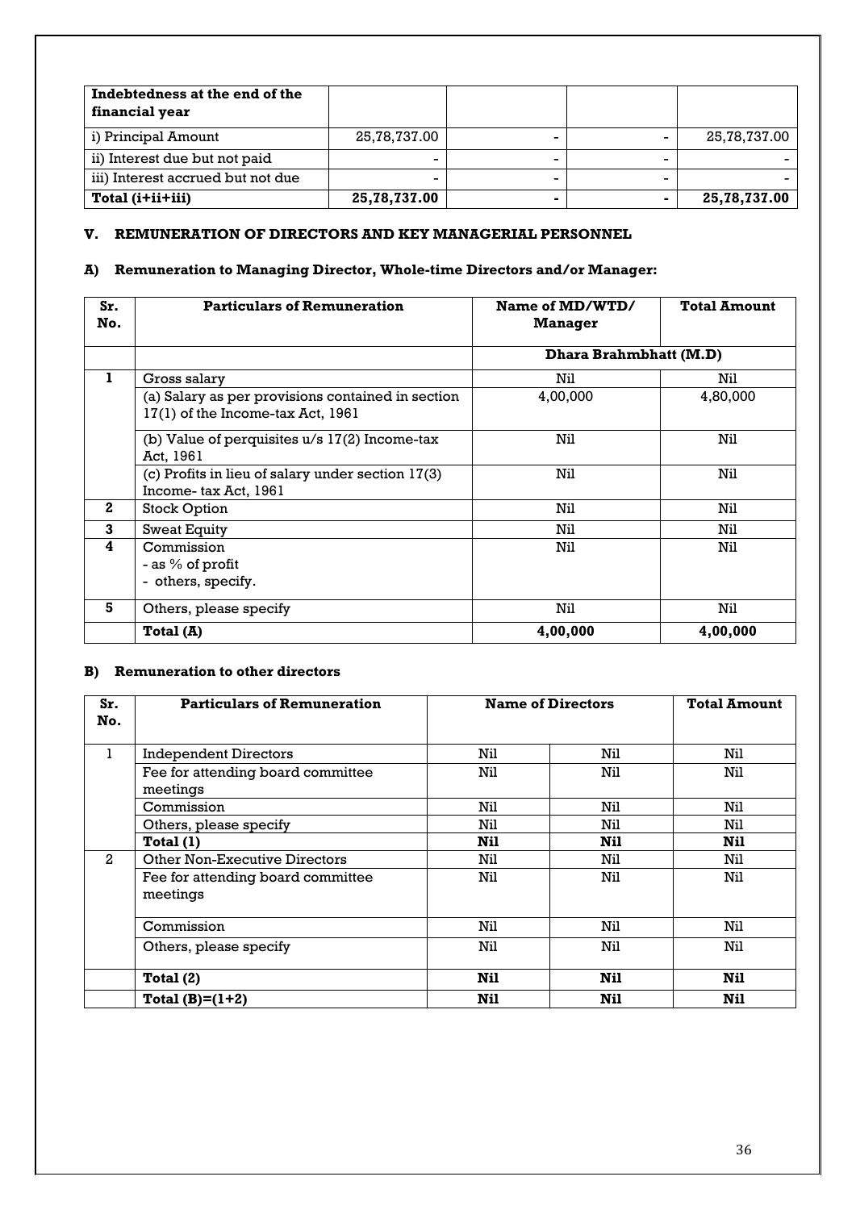| Indebtedness at the end of the financial year | | | | |
|---|---|---|---|---|
| i) Principal Amount | 25,78,737.00 | - | - | 25,78,737.00 |
| ii) Interest due but not paid | - | - | - | - |
| iii) Interest accrued but not due | - | - | - | - |
| **Total (i+ii+iii)** | **25,78,737.00** | **-** | **-** | **25,78,737.00** |

## V. REMUNERATION OF DIRECTORS AND KEY MANAGERIAL PERSONNEL

### A) Remuneration to Managing Director, Whole-time Directors and/or Manager:

| Sr. No. | Particulars of Remuneration | Name of MD/WTD/ Manager | Total Amount |
|---|---|---|---|
| | | **Dhara Brahmbhatt (M.D)** | |
| 1 | Gross salary | Nil | Nil |
| | (a) Salary as per provisions contained in section 17(1) of the Income-tax Act, 1961 | 4,00,000 | 4,80,000 |
| | (b) Value of perquisites u/s 17(2) Income-tax Act, 1961 | Nil | Nil |
| | (c) Profits in lieu of salary under section 17(3) Income- tax Act, 1961 | Nil | Nil |
| 2 | Stock Option | Nil | Nil |
| 3 | Sweat Equity | Nil | Nil |
| 4 | Commission<br>- as % of profit<br>- others, specify. | Nil | Nil |
| 5 | Others, please specify | Nil | Nil |
| | **Total (A)** | **4,00,000** | **4,00,000** |

### B) Remuneration to other directors

| Sr. No. | Particulars of Remuneration | Name of Directors | | Total Amount |
|---|---|---|---|---|
| 1 | Independent Directors | Nil | Nil | Nil |
| | Fee for attending board committee meetings | Nil | Nil | Nil |
| | Commission | Nil | Nil | Nil |
| | Others, please specify | Nil | Nil | Nil |
| | **Total (1)** | **Nil** | **Nil** | **Nil** |
| 2 | Other Non-Executive Directors | Nil | Nil | Nil |
| | Fee for attending board committee meetings | Nil | Nil | Nil |
| | Commission | Nil | Nil | Nil |
| | Others, please specify | Nil | Nil | Nil |
| | **Total (2)** | **Nil** | **Nil** | **Nil** |
| | **Total (B)=(1+2)** | **Nil** | **Nil** | **Nil** |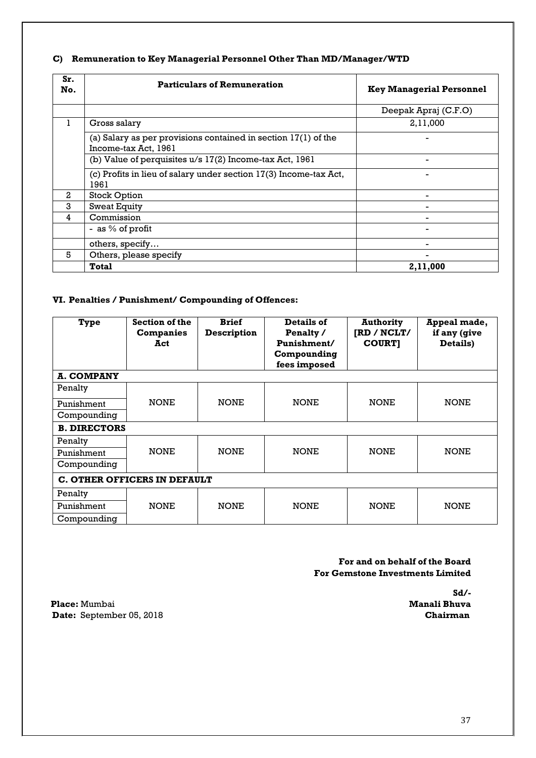### C) Remuneration to Key Managerial Personnel Other Than MD/Manager/WTD

| Sr. No. | Particulars of Remuneration | Key Managerial Personnel |
|---|---|---|
| | | Deepak Apraj (C.F.O) |
| 1 | Gross salary | 2,11,000 |
| | (a) Salary as per provisions contained in section 17(1) of the Income-tax Act, 1961 | - |
| | (b) Value of perquisites u/s 17(2) Income-tax Act, 1961 | - |
| | (c) Profits in lieu of salary under section 17(3) Income-tax Act, 1961 | - |
| 2 | Stock Option | - |
| 3 | Sweat Equity | - |
| 4 | Commission | - |
| | - as % of profit | - |
| | others, specify… | - |
| 5 | Others, please specify | - |
| | **Total** | **2,11,000** |

### VI. Penalties / Punishment/ Compounding of Offences:

| Type | Section of the Companies Act | Brief Description | Details of Penalty / Punishment/ Compounding fees imposed | Authority [RD / NCLT/ COURT] | Appeal made, if any (give Details) |
|---|---|---|---|---|---|
| **A. COMPANY** | | | | | |
| Penalty<br>Punishment<br>Compounding | NONE | NONE | NONE | NONE | NONE |
| **B. DIRECTORS** | | | | | |
| Penalty<br>Punishment<br>Compounding | NONE | NONE | NONE | NONE | NONE |
| **C. OTHER OFFICERS IN DEFAULT** | | | | | |
| Penalty<br>Punishment<br>Compounding | NONE | NONE | NONE | NONE | NONE |

**For and on behalf of the Board**
**For Gemstone Investments Limited**

**Sd/-**
**Manali Bhuva**
**Chairman**

**Place:** Mumbai
**Date:** September 05, 2018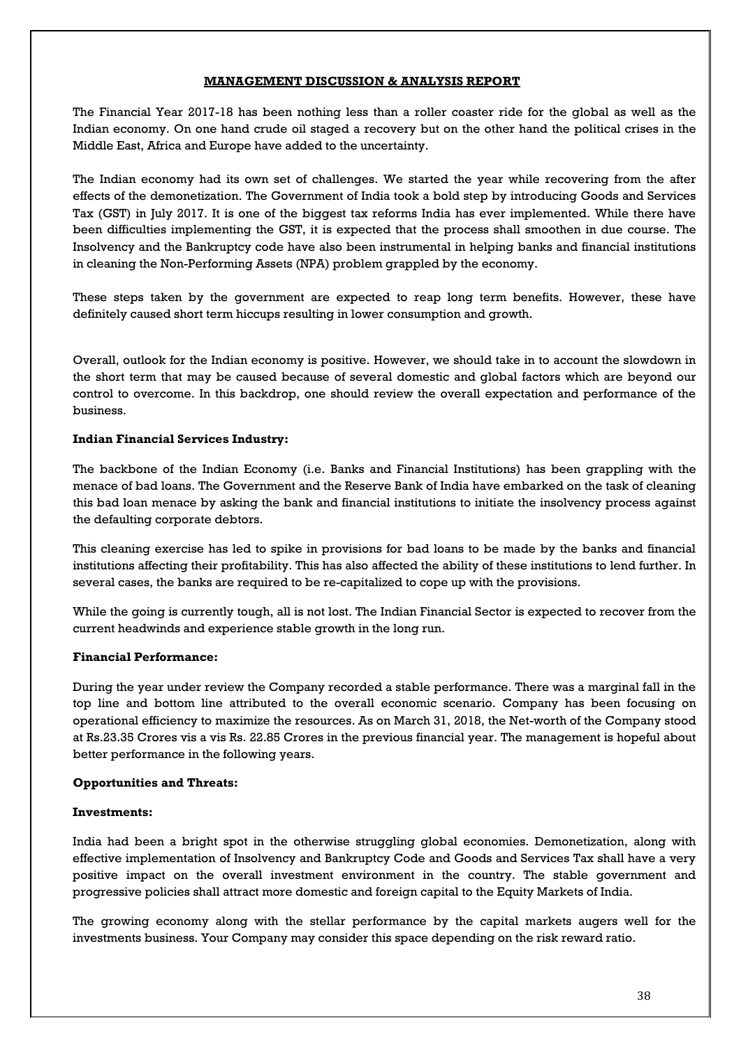## MANAGEMENT DISCUSSION & ANALYSIS REPORT

The Financial Year 2017-18 has been nothing less than a roller coaster ride for the global as well as the Indian economy. On one hand crude oil staged a recovery but on the other hand the political crises in the Middle East, Africa and Europe have added to the uncertainty.

The Indian economy had its own set of challenges. We started the year while recovering from the after effects of the demonetization. The Government of India took a bold step by introducing Goods and Services Tax (GST) in July 2017. It is one of the biggest tax reforms India has ever implemented. While there have been difficulties implementing the GST, it is expected that the process shall smoothen in due course. The Insolvency and the Bankruptcy code have also been instrumental in helping banks and financial institutions in cleaning the Non-Performing Assets (NPA) problem grappled by the economy.

These steps taken by the government are expected to reap long term benefits. However, these have definitely caused short term hiccups resulting in lower consumption and growth.

Overall, outlook for the Indian economy is positive. However, we should take in to account the slowdown in the short term that may be caused because of several domestic and global factors which are beyond our control to overcome. In this backdrop, one should review the overall expectation and performance of the business.

**Indian Financial Services Industry:**

The backbone of the Indian Economy (i.e. Banks and Financial Institutions) has been grappling with the menace of bad loans. The Government and the Reserve Bank of India have embarked on the task of cleaning this bad loan menace by asking the bank and financial institutions to initiate the insolvency process against the defaulting corporate debtors.

This cleaning exercise has led to spike in provisions for bad loans to be made by the banks and financial institutions affecting their profitability. This has also affected the ability of these institutions to lend further. In several cases, the banks are required to be re-capitalized to cope up with the provisions.

While the going is currently tough, all is not lost. The Indian Financial Sector is expected to recover from the current headwinds and experience stable growth in the long run.

**Financial Performance:**

During the year under review the Company recorded a stable performance. There was a marginal fall in the top line and bottom line attributed to the overall economic scenario. Company has been focusing on operational efficiency to maximize the resources. As on March 31, 2018, the Net-worth of the Company stood at Rs.23.35 Crores vis a vis Rs. 22.85 Crores in the previous financial year. The management is hopeful about better performance in the following years.

**Opportunities and Threats:**

**Investments:**

India had been a bright spot in the otherwise struggling global economies. Demonetization, along with effective implementation of Insolvency and Bankruptcy Code and Goods and Services Tax shall have a very positive impact on the overall investment environment in the country. The stable government and progressive policies shall attract more domestic and foreign capital to the Equity Markets of India.

The growing economy along with the stellar performance by the capital markets augers well for the investments business. Your Company may consider this space depending on the risk reward ratio.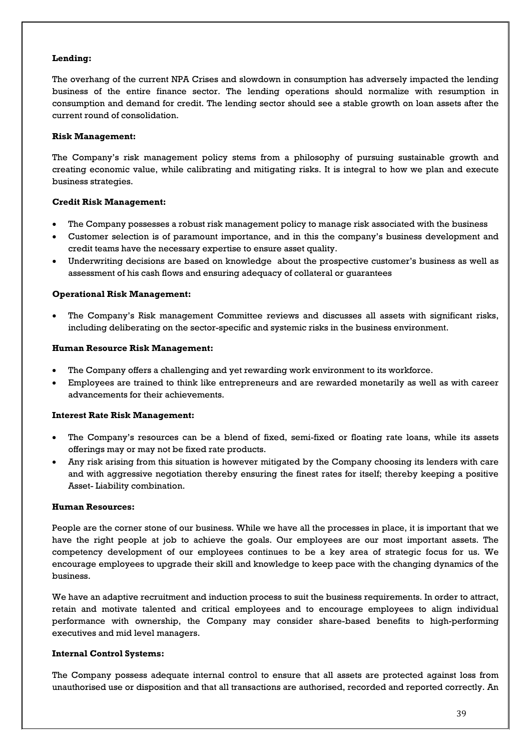**Lending:**

The overhang of the current NPA Crises and slowdown in consumption has adversely impacted the lending business of the entire finance sector. The lending operations should normalize with resumption in consumption and demand for credit. The lending sector should see a stable growth on loan assets after the current round of consolidation.

**Risk Management:**

The Company's risk management policy stems from a philosophy of pursuing sustainable growth and creating economic value, while calibrating and mitigating risks. It is integral to how we plan and execute business strategies.

**Credit Risk Management:**

- The Company possesses a robust risk management policy to manage risk associated with the business
- Customer selection is of paramount importance, and in this the company's business development and credit teams have the necessary expertise to ensure asset quality.
- Underwriting decisions are based on knowledge about the prospective customer's business as well as assessment of his cash flows and ensuring adequacy of collateral or guarantees

**Operational Risk Management:**

- The Company's Risk management Committee reviews and discusses all assets with significant risks, including deliberating on the sector-specific and systemic risks in the business environment.

**Human Resource Risk Management:**

- The Company offers a challenging and yet rewarding work environment to its workforce.
- Employees are trained to think like entrepreneurs and are rewarded monetarily as well as with career advancements for their achievements.

**Interest Rate Risk Management:**

- The Company's resources can be a blend of fixed, semi-fixed or floating rate loans, while its assets offerings may or may not be fixed rate products.
- Any risk arising from this situation is however mitigated by the Company choosing its lenders with care and with aggressive negotiation thereby ensuring the finest rates for itself; thereby keeping a positive Asset- Liability combination.

**Human Resources:**

People are the corner stone of our business. While we have all the processes in place, it is important that we have the right people at job to achieve the goals. Our employees are our most important assets. The competency development of our employees continues to be a key area of strategic focus for us. We encourage employees to upgrade their skill and knowledge to keep pace with the changing dynamics of the business.

We have an adaptive recruitment and induction process to suit the business requirements. In order to attract, retain and motivate talented and critical employees and to encourage employees to align individual performance with ownership, the Company may consider share-based benefits to high-performing executives and mid level managers.

**Internal Control Systems:**

The Company possess adequate internal control to ensure that all assets are protected against loss from unauthorised use or disposition and that all transactions are authorised, recorded and reported correctly. An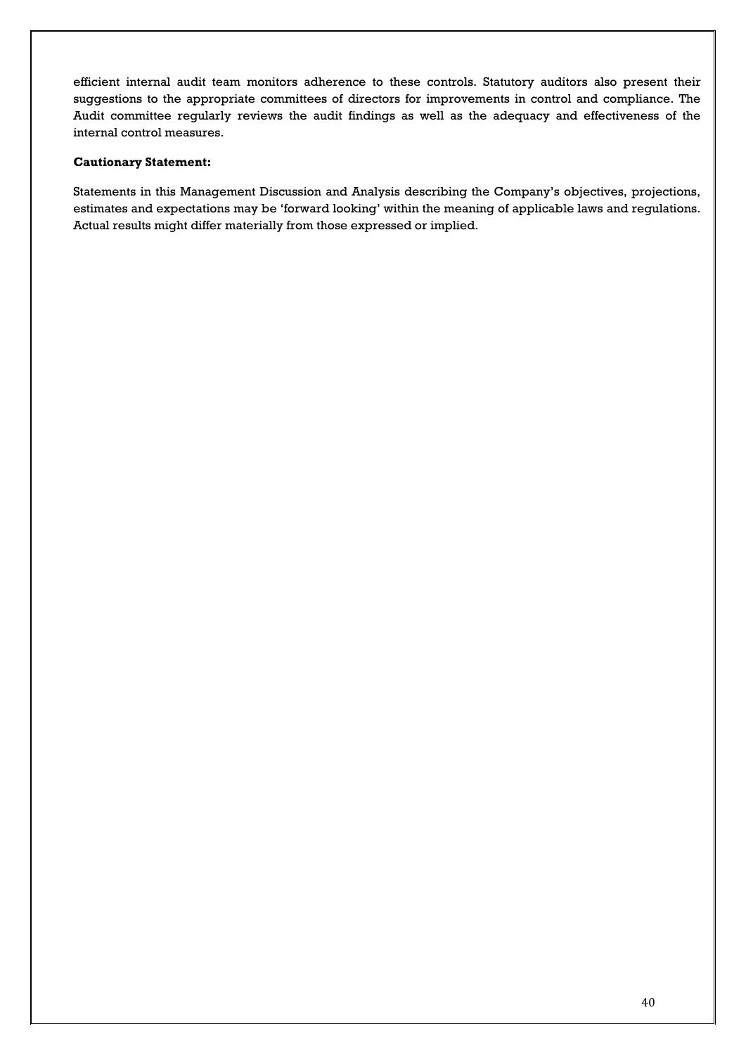efficient internal audit team monitors adherence to these controls. Statutory auditors also present their suggestions to the appropriate committees of directors for improvements in control and compliance. The Audit committee regularly reviews the audit findings as well as the adequacy and effectiveness of the internal control measures.

**Cautionary Statement:**

Statements in this Management Discussion and Analysis describing the Company's objectives, projections, estimates and expectations may be 'forward looking' within the meaning of applicable laws and regulations. Actual results might differ materially from those expressed or implied.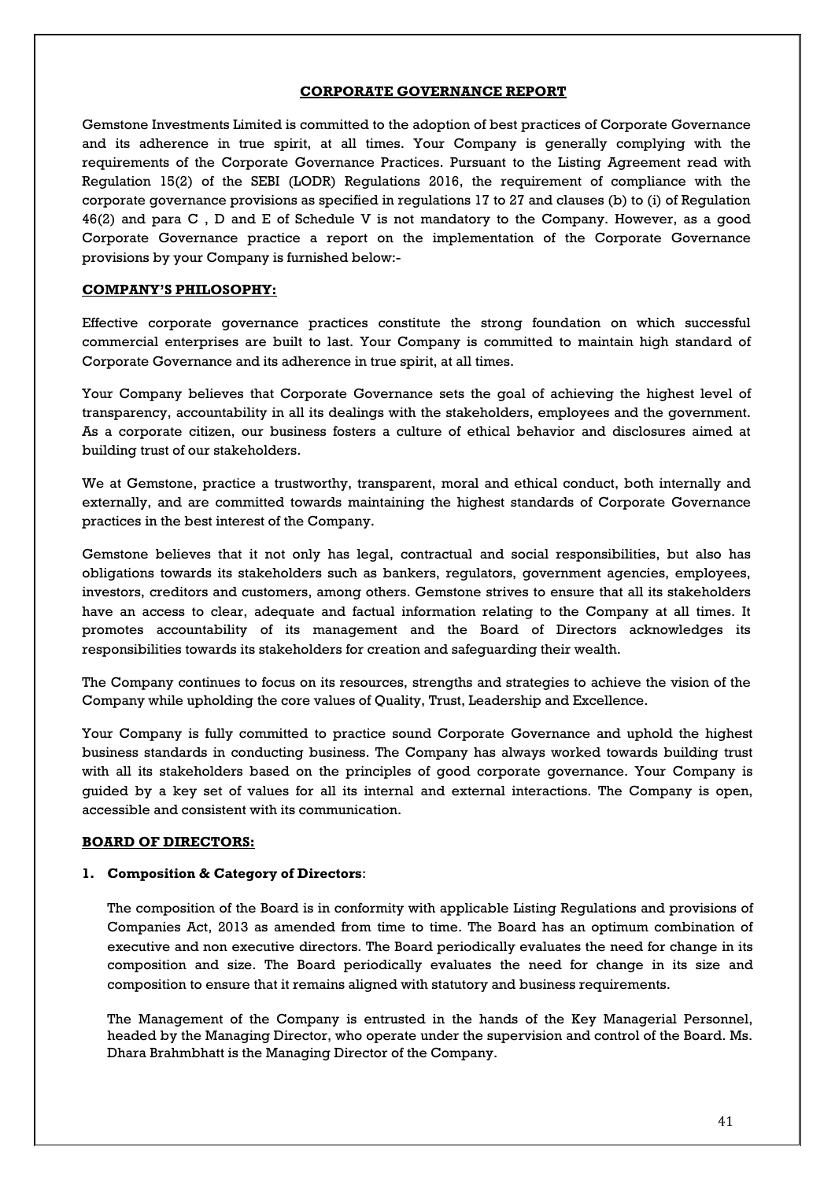## CORPORATE GOVERNANCE REPORT

Gemstone Investments Limited is committed to the adoption of best practices of Corporate Governance and its adherence in true spirit, at all times. Your Company is generally complying with the requirements of the Corporate Governance Practices. Pursuant to the Listing Agreement read with Regulation 15(2) of the SEBI (LODR) Regulations 2016, the requirement of compliance with the corporate governance provisions as specified in regulations 17 to 27 and clauses (b) to (i) of Regulation 46(2) and para C , D and E of Schedule V is not mandatory to the Company. However, as a good Corporate Governance practice a report on the implementation of the Corporate Governance provisions by your Company is furnished below:-

### COMPANY'S PHILOSOPHY:

Effective corporate governance practices constitute the strong foundation on which successful commercial enterprises are built to last. Your Company is committed to maintain high standard of Corporate Governance and its adherence in true spirit, at all times.

Your Company believes that Corporate Governance sets the goal of achieving the highest level of transparency, accountability in all its dealings with the stakeholders, employees and the government. As a corporate citizen, our business fosters a culture of ethical behavior and disclosures aimed at building trust of our stakeholders.

We at Gemstone, practice a trustworthy, transparent, moral and ethical conduct, both internally and externally, and are committed towards maintaining the highest standards of Corporate Governance practices in the best interest of the Company.

Gemstone believes that it not only has legal, contractual and social responsibilities, but also has obligations towards its stakeholders such as bankers, regulators, government agencies, employees, investors, creditors and customers, among others. Gemstone strives to ensure that all its stakeholders have an access to clear, adequate and factual information relating to the Company at all times. It promotes accountability of its management and the Board of Directors acknowledges its responsibilities towards its stakeholders for creation and safeguarding their wealth.

The Company continues to focus on its resources, strengths and strategies to achieve the vision of the Company while upholding the core values of Quality, Trust, Leadership and Excellence.

Your Company is fully committed to practice sound Corporate Governance and uphold the highest business standards in conducting business. The Company has always worked towards building trust with all its stakeholders based on the principles of good corporate governance. Your Company is guided by a key set of values for all its internal and external interactions. The Company is open, accessible and consistent with its communication.

### BOARD OF DIRECTORS:

1. **Composition & Category of Directors**:

   The composition of the Board is in conformity with applicable Listing Regulations and provisions of Companies Act, 2013 as amended from time to time. The Board has an optimum combination of executive and non executive directors. The Board periodically evaluates the need for change in its composition and size. The Board periodically evaluates the need for change in its size and composition to ensure that it remains aligned with statutory and business requirements.

   The Management of the Company is entrusted in the hands of the Key Managerial Personnel, headed by the Managing Director, who operate under the supervision and control of the Board. Ms. Dhara Brahmbhatt is the Managing Director of the Company.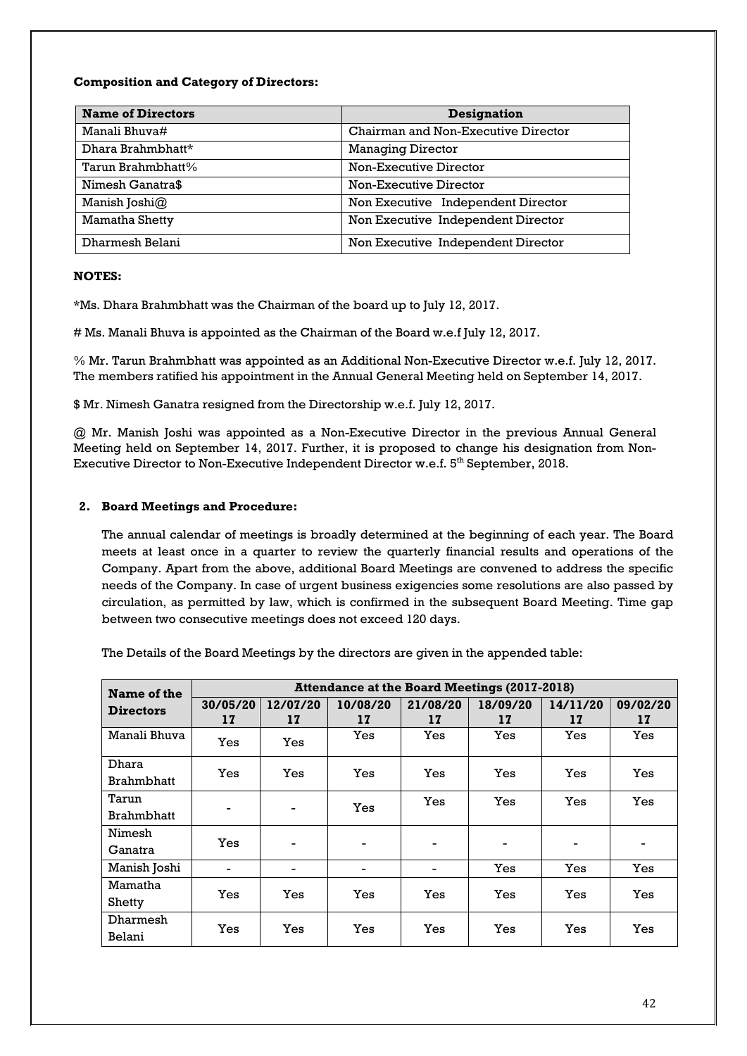**Composition and Category of Directors:**

| Name of Directors | Designation |
|---|---|
| Manali Bhuva# | Chairman and Non-Executive Director |
| Dhara Brahmbhatt* | Managing Director |
| Tarun Brahmbhatt% | Non-Executive Director |
| Nimesh Ganatra$ | Non-Executive Director |
| Manish Joshi@ | Non Executive Independent Director |
| Mamatha Shetty | Non Executive Independent Director |
| Dharmesh Belani | Non Executive Independent Director |

**NOTES:**

*Ms. Dhara Brahmbhatt was the Chairman of the board up to July 12, 2017.

# Ms. Manali Bhuva is appointed as the Chairman of the Board w.e.f July 12, 2017.

% Mr. Tarun Brahmbhatt was appointed as an Additional Non-Executive Director w.e.f. July 12, 2017. The members ratified his appointment in the Annual General Meeting held on September 14, 2017.

$ Mr. Nimesh Ganatra resigned from the Directorship w.e.f. July 12, 2017.

@ Mr. Manish Joshi was appointed as a Non-Executive Director in the previous Annual General Meeting held on September 14, 2017. Further, it is proposed to change his designation from Non-Executive Director to Non-Executive Independent Director w.e.f. 5th September, 2018.

**2. Board Meetings and Procedure:**

The annual calendar of meetings is broadly determined at the beginning of each year. The Board meets at least once in a quarter to review the quarterly financial results and operations of the Company. Apart from the above, additional Board Meetings are convened to address the specific needs of the Company. In case of urgent business exigencies some resolutions are also passed by circulation, as permitted by law, which is confirmed in the subsequent Board Meeting. Time gap between two consecutive meetings does not exceed 120 days.

The Details of the Board Meetings by the directors are given in the appended table:

| Name of the Directors | Attendance at the Board Meetings (2017-2018) | | | | | | |
|---|---|---|---|---|---|---|---|
| | 30/05/2017 | 12/07/2017 | 10/08/2017 | 21/08/2017 | 18/09/2017 | 14/11/2017 | 09/02/2017 |
| Manali Bhuva | Yes | Yes | Yes | Yes | Yes | Yes | Yes |
| Dhara Brahmbhatt | Yes | Yes | Yes | Yes | Yes | Yes | Yes |
| Tarun Brahmbhatt | - | - | Yes | Yes | Yes | Yes | Yes |
| Nimesh Ganatra | Yes | - | - | - | - | - | - |
| Manish Joshi | - | - | - | - | Yes | Yes | Yes |
| Mamatha Shetty | Yes | Yes | Yes | Yes | Yes | Yes | Yes |
| Dharmesh Belani | Yes | Yes | Yes | Yes | Yes | Yes | Yes |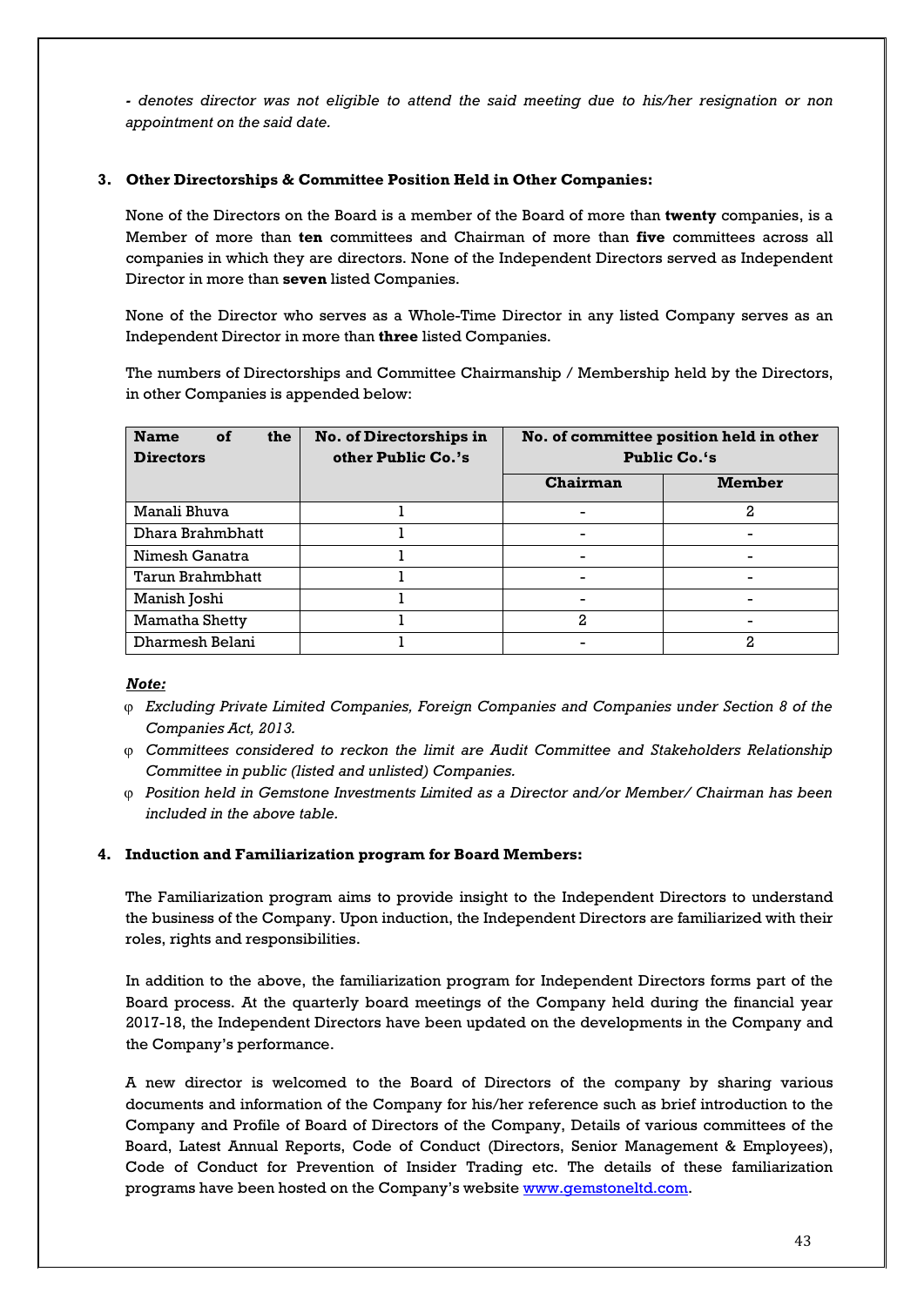*- denotes director was not eligible to attend the said meeting due to his/her resignation or non appointment on the said date.*

**3. Other Directorships & Committee Position Held in Other Companies:**

None of the Directors on the Board is a member of the Board of more than **twenty** companies, is a Member of more than **ten** committees and Chairman of more than **five** committees across all companies in which they are directors. None of the Independent Directors served as Independent Director in more than **seven** listed Companies.

None of the Director who serves as a Whole-Time Director in any listed Company serves as an Independent Director in more than **three** listed Companies.

The numbers of Directorships and Committee Chairmanship / Membership held by the Directors, in other Companies is appended below:

| Name of the Directors | No. of Directorships in other Public Co.'s | No. of committee position held in other Public Co.'s | |
|---|---|---|---|
| | | Chairman | Member |
| Manali Bhuva | 1 | - | 2 |
| Dhara Brahmbhatt | 1 | - | - |
| Nimesh Ganatra | 1 | - | - |
| Tarun Brahmbhatt | 1 | - | - |
| Manish Joshi | 1 | - | - |
| Mamatha Shetty | 1 | 2 | - |
| Dharmesh Belani | 1 | - | 2 |

***Note:***

- *Excluding Private Limited Companies, Foreign Companies and Companies under Section 8 of the Companies Act, 2013.*
- *Committees considered to reckon the limit are Audit Committee and Stakeholders Relationship Committee in public (listed and unlisted) Companies.*
- *Position held in Gemstone Investments Limited as a Director and/or Member/ Chairman has been included in the above table.*

**4. Induction and Familiarization program for Board Members:**

The Familiarization program aims to provide insight to the Independent Directors to understand the business of the Company. Upon induction, the Independent Directors are familiarized with their roles, rights and responsibilities.

In addition to the above, the familiarization program for Independent Directors forms part of the Board process. At the quarterly board meetings of the Company held during the financial year 2017-18, the Independent Directors have been updated on the developments in the Company and the Company's performance.

A new director is welcomed to the Board of Directors of the company by sharing various documents and information of the Company for his/her reference such as brief introduction to the Company and Profile of Board of Directors of the Company, Details of various committees of the Board, Latest Annual Reports, Code of Conduct (Directors, Senior Management & Employees), Code of Conduct for Prevention of Insider Trading etc. The details of these familiarization programs have been hosted on the Company's website www.gemstoneltd.com.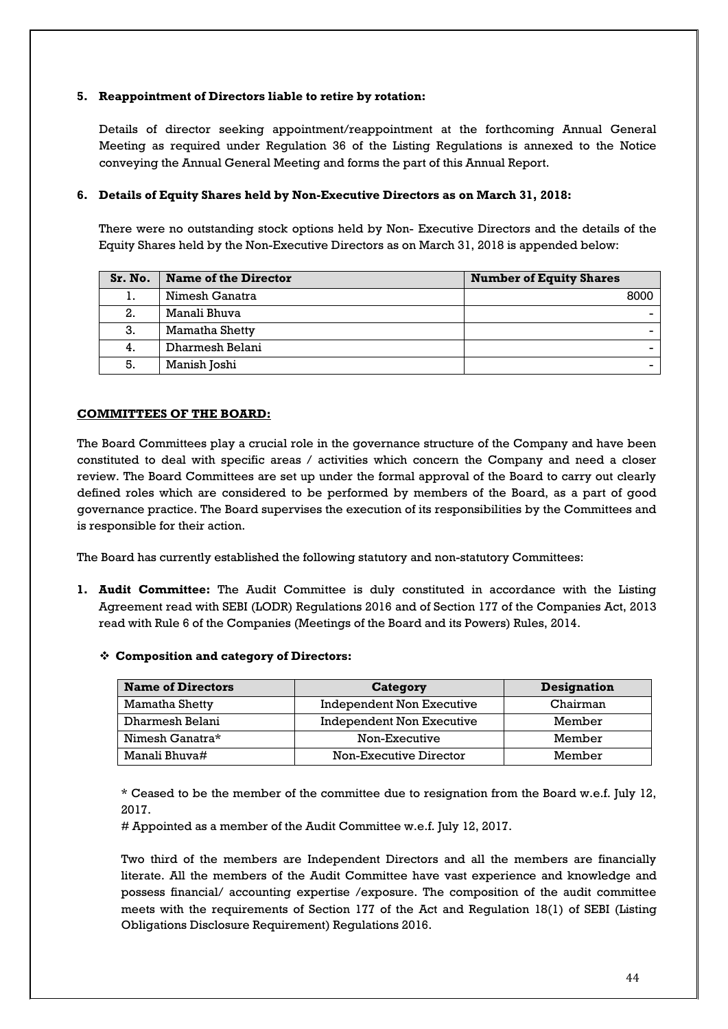**5. Reappointment of Directors liable to retire by rotation:**

Details of director seeking appointment/reappointment at the forthcoming Annual General Meeting as required under Regulation 36 of the Listing Regulations is annexed to the Notice conveying the Annual General Meeting and forms the part of this Annual Report.

**6. Details of Equity Shares held by Non-Executive Directors as on March 31, 2018:**

There were no outstanding stock options held by Non- Executive Directors and the details of the Equity Shares held by the Non-Executive Directors as on March 31, 2018 is appended below:

| Sr. No. | Name of the Director | Number of Equity Shares |
|---|---|---|
| 1. | Nimesh Ganatra | 8000 |
| 2. | Manali Bhuva | - |
| 3. | Mamatha Shetty | - |
| 4. | Dharmesh Belani | - |
| 5. | Manish Joshi | - |

**COMMITTEES OF THE BOARD:**

The Board Committees play a crucial role in the governance structure of the Company and have been constituted to deal with specific areas / activities which concern the Company and need a closer review. The Board Committees are set up under the formal approval of the Board to carry out clearly defined roles which are considered to be performed by members of the Board, as a part of good governance practice. The Board supervises the execution of its responsibilities by the Committees and is responsible for their action.

The Board has currently established the following statutory and non-statutory Committees:

1. **Audit Committee:** The Audit Committee is duly constituted in accordance with the Listing Agreement read with SEBI (LODR) Regulations 2016 and of Section 177 of the Companies Act, 2013 read with Rule 6 of the Companies (Meetings of the Board and its Powers) Rules, 2014.

❖ **Composition and category of Directors:**

| Name of Directors | Category | Designation |
|---|---|---|
| Mamatha Shetty | Independent Non Executive | Chairman |
| Dharmesh Belani | Independent Non Executive | Member |
| Nimesh Ganatra* | Non-Executive | Member |
| Manali Bhuva# | Non-Executive Director | Member |

\* Ceased to be the member of the committee due to resignation from the Board w.e.f. July 12, 2017.

# Appointed as a member of the Audit Committee w.e.f. July 12, 2017.

Two third of the members are Independent Directors and all the members are financially literate. All the members of the Audit Committee have vast experience and knowledge and possess financial/ accounting expertise /exposure. The composition of the audit committee meets with the requirements of Section 177 of the Act and Regulation 18(1) of SEBI (Listing Obligations Disclosure Requirement) Regulations 2016.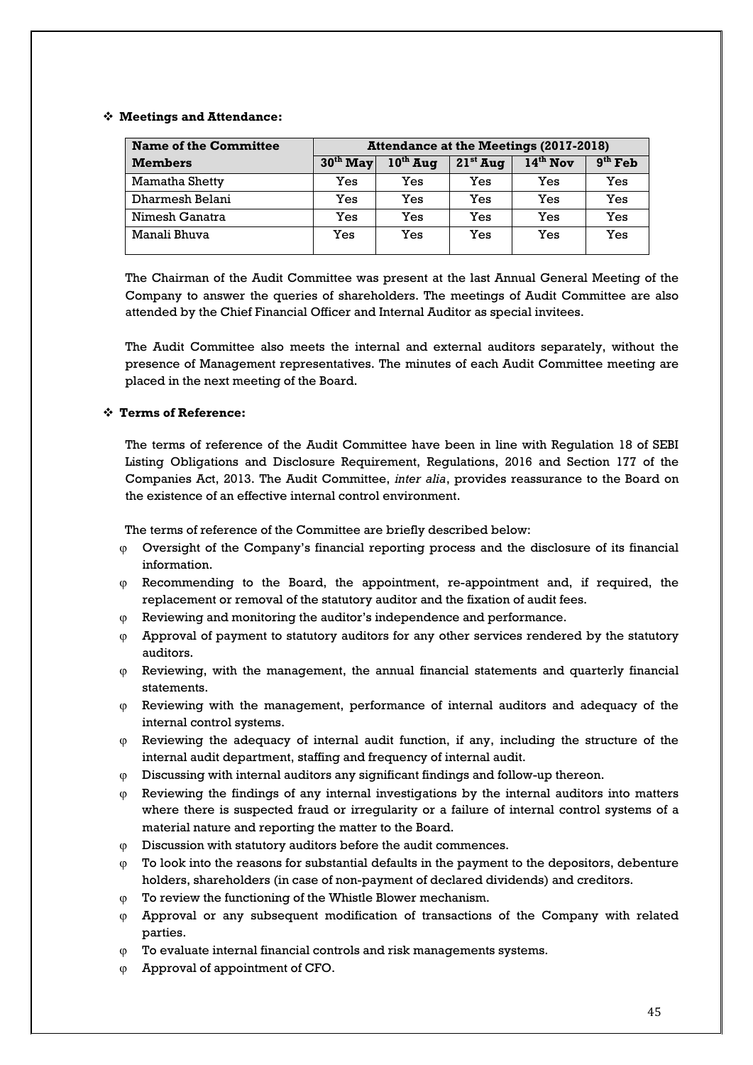- **Meetings and Attendance:**

| Name of the Committee | Attendance at the Meetings (2017-2018) | | | | |
|---|---|---|---|---|---|
| **Members** | **30th May** | **10th Aug** | **21st Aug** | **14th Nov** | **9th Feb** |
| Mamatha Shetty | Yes | Yes | Yes | Yes | Yes |
| Dharmesh Belani | Yes | Yes | Yes | Yes | Yes |
| Nimesh Ganatra | Yes | Yes | Yes | Yes | Yes |
| Manali Bhuva | Yes | Yes | Yes | Yes | Yes |

The Chairman of the Audit Committee was present at the last Annual General Meeting of the Company to answer the queries of shareholders. The meetings of Audit Committee are also attended by the Chief Financial Officer and Internal Auditor as special invitees.

The Audit Committee also meets the internal and external auditors separately, without the presence of Management representatives. The minutes of each Audit Committee meeting are placed in the next meeting of the Board.

- **Terms of Reference:**

The terms of reference of the Audit Committee have been in line with Regulation 18 of SEBI Listing Obligations and Disclosure Requirement, Regulations, 2016 and Section 177 of the Companies Act, 2013. The Audit Committee, *inter alia*, provides reassurance to the Board on the existence of an effective internal control environment.

The terms of reference of the Committee are briefly described below:

- Oversight of the Company's financial reporting process and the disclosure of its financial information.
- Recommending to the Board, the appointment, re-appointment and, if required, the replacement or removal of the statutory auditor and the fixation of audit fees.
- Reviewing and monitoring the auditor's independence and performance.
- Approval of payment to statutory auditors for any other services rendered by the statutory auditors.
- Reviewing, with the management, the annual financial statements and quarterly financial statements.
- Reviewing with the management, performance of internal auditors and adequacy of the internal control systems.
- Reviewing the adequacy of internal audit function, if any, including the structure of the internal audit department, staffing and frequency of internal audit.
- Discussing with internal auditors any significant findings and follow-up thereon.
- Reviewing the findings of any internal investigations by the internal auditors into matters where there is suspected fraud or irregularity or a failure of internal control systems of a material nature and reporting the matter to the Board.
- Discussion with statutory auditors before the audit commences.
- To look into the reasons for substantial defaults in the payment to the depositors, debenture holders, shareholders (in case of non-payment of declared dividends) and creditors.
- To review the functioning of the Whistle Blower mechanism.
- Approval or any subsequent modification of transactions of the Company with related parties.
- To evaluate internal financial controls and risk managements systems.
- Approval of appointment of CFO.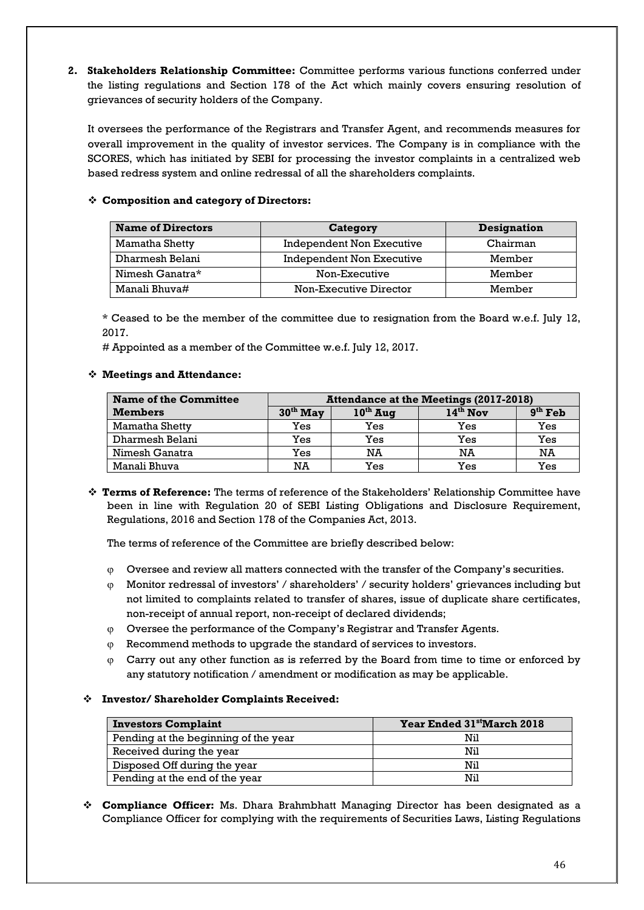2. **Stakeholders Relationship Committee:** Committee performs various functions conferred under the listing regulations and Section 178 of the Act which mainly covers ensuring resolution of grievances of security holders of the Company.

   It oversees the performance of the Registrars and Transfer Agent, and recommends measures for overall improvement in the quality of investor services. The Company is in compliance with the SCORES, which has initiated by SEBI for processing the investor complaints in a centralized web based redress system and online redressal of all the shareholders complaints.

   - **Composition and category of Directors:**

| Name of Directors | Category | Designation |
|---|---|---|
| Mamatha Shetty | Independent Non Executive | Chairman |
| Dharmesh Belani | Independent Non Executive | Member |
| Nimesh Ganatra* | Non-Executive | Member |
| Manali Bhuva# | Non-Executive Director | Member |

   \* Ceased to be the member of the committee due to resignation from the Board w.e.f. July 12, 2017.

   # Appointed as a member of the Committee w.e.f. July 12, 2017.

   - **Meetings and Attendance:**

| Name of the Committee Members | Attendance at the Meetings (2017-2018) | | | |
|---|---|---|---|---|
| | 30th May | 10th Aug | 14th Nov | 9th Feb |
| Mamatha Shetty | Yes | Yes | Yes | Yes |
| Dharmesh Belani | Yes | Yes | Yes | Yes |
| Nimesh Ganatra | Yes | NA | NA | NA |
| Manali Bhuva | NA | Yes | Yes | Yes |

   - **Terms of Reference:** The terms of reference of the Stakeholders' Relationship Committee have been in line with Regulation 20 of SEBI Listing Obligations and Disclosure Requirement, Regulations, 2016 and Section 178 of the Companies Act, 2013.

     The terms of reference of the Committee are briefly described below:

     - Oversee and review all matters connected with the transfer of the Company's securities.
     - Monitor redressal of investors' / shareholders' / security holders' grievances including but not limited to complaints related to transfer of shares, issue of duplicate share certificates, non-receipt of annual report, non-receipt of declared dividends;
     - Oversee the performance of the Company's Registrar and Transfer Agents.
     - Recommend methods to upgrade the standard of services to investors.
     - Carry out any other function as is referred by the Board from time to time or enforced by any statutory notification / amendment or modification as may be applicable.

   - **Investor/ Shareholder Complaints Received:**

| Investors Complaint | Year Ended 31st March 2018 |
|---|---|
| Pending at the beginning of the year | Nil |
| Received during the year | Nil |
| Disposed Off during the year | Nil |
| Pending at the end of the year | Nil |

   - **Compliance Officer:** Ms. Dhara Brahmbhatt Managing Director has been designated as a Compliance Officer for complying with the requirements of Securities Laws, Listing Regulations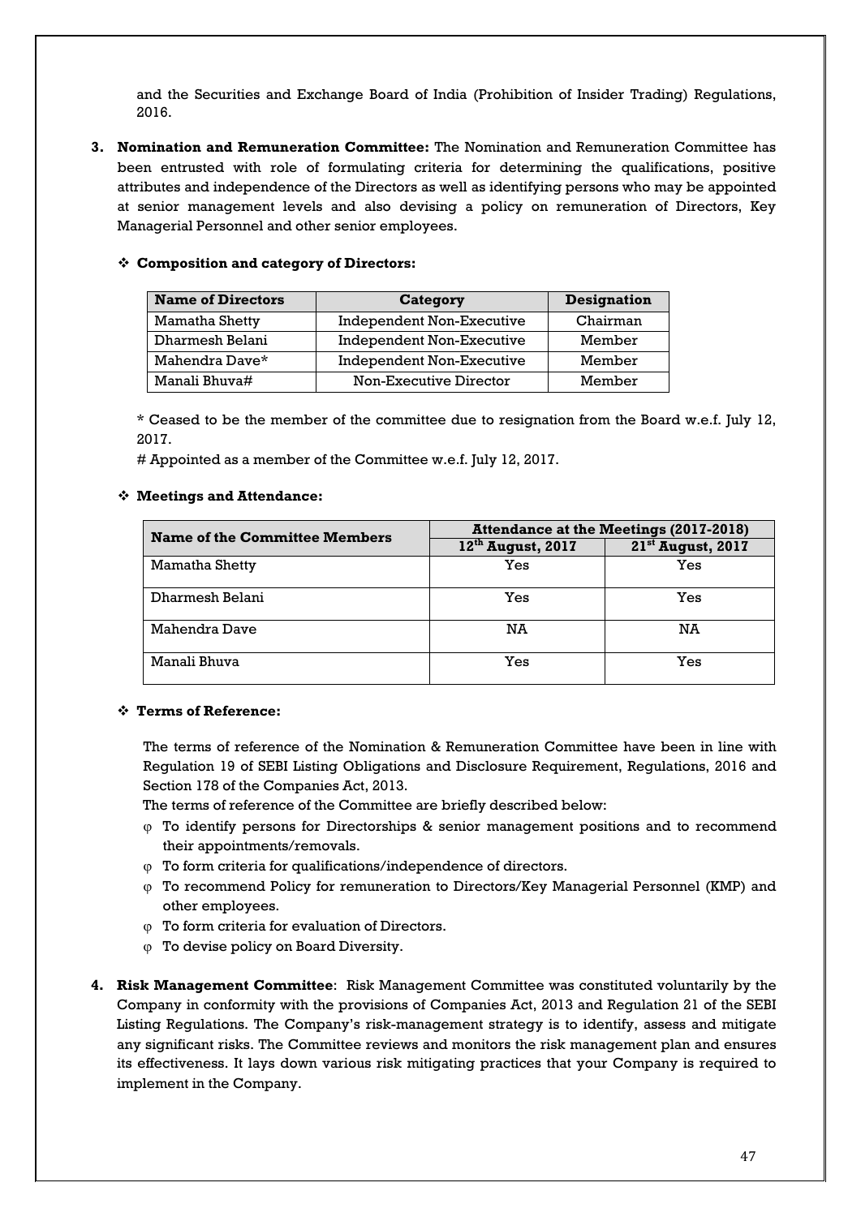and the Securities and Exchange Board of India (Prohibition of Insider Trading) Regulations, 2016.

3. **Nomination and Remuneration Committee:** The Nomination and Remuneration Committee has been entrusted with role of formulating criteria for determining the qualifications, positive attributes and independence of the Directors as well as identifying persons who may be appointed at senior management levels and also devising a policy on remuneration of Directors, Key Managerial Personnel and other senior employees.

❖ **Composition and category of Directors:**

| Name of Directors | Category | Designation |
|---|---|---|
| Mamatha Shetty | Independent Non-Executive | Chairman |
| Dharmesh Belani | Independent Non-Executive | Member |
| Mahendra Dave* | Independent Non-Executive | Member |
| Manali Bhuva# | Non-Executive Director | Member |

\* Ceased to be the member of the committee due to resignation from the Board w.e.f. July 12, 2017.

# Appointed as a member of the Committee w.e.f. July 12, 2017.

❖ **Meetings and Attendance:**

| Name of the Committee Members | Attendance at the Meetings (2017-2018) | |
|---|---|---|
| | 12th August, 2017 | 21st August, 2017 |
| Mamatha Shetty | Yes | Yes |
| Dharmesh Belani | Yes | Yes |
| Mahendra Dave | NA | NA |
| Manali Bhuva | Yes | Yes |

❖ **Terms of Reference:**

The terms of reference of the Nomination & Remuneration Committee have been in line with Regulation 19 of SEBI Listing Obligations and Disclosure Requirement, Regulations, 2016 and Section 178 of the Companies Act, 2013.

The terms of reference of the Committee are briefly described below:

- To identify persons for Directorships & senior management positions and to recommend their appointments/removals.
- To form criteria for qualifications/independence of directors.
- To recommend Policy for remuneration to Directors/Key Managerial Personnel (KMP) and other employees.
- To form criteria for evaluation of Directors.
- To devise policy on Board Diversity.

4. **Risk Management Committee**: Risk Management Committee was constituted voluntarily by the Company in conformity with the provisions of Companies Act, 2013 and Regulation 21 of the SEBI Listing Regulations. The Company's risk-management strategy is to identify, assess and mitigate any significant risks. The Committee reviews and monitors the risk management plan and ensures its effectiveness. It lays down various risk mitigating practices that your Company is required to implement in the Company.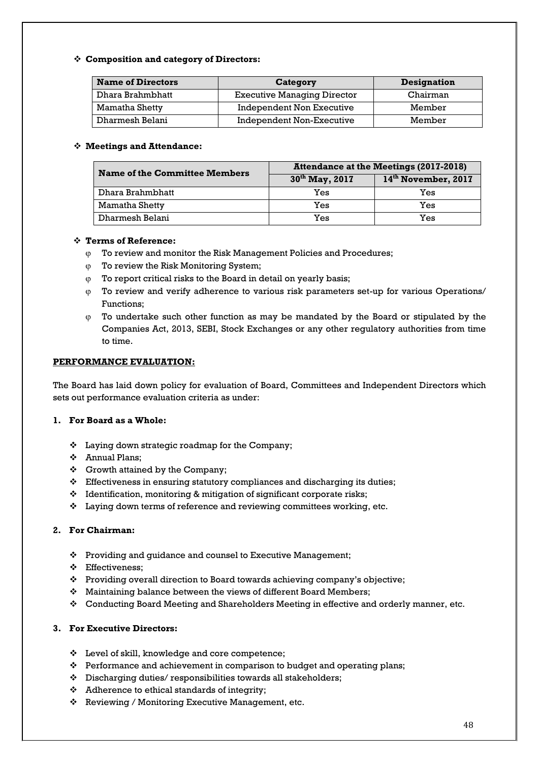- **Composition and category of Directors:**

| Name of Directors | Category | Designation |
| --- | --- | --- |
| Dhara Brahmbhatt | Executive Managing Director | Chairman |
| Mamatha Shetty | Independent Non Executive | Member |
| Dharmesh Belani | Independent Non-Executive | Member |

- **Meetings and Attendance:**

| Name of the Committee Members | Attendance at the Meetings (2017-2018) | |
| --- | --- | --- |
| | 30th May, 2017 | 14th November, 2017 |
| Dhara Brahmbhatt | Yes | Yes |
| Mamatha Shetty | Yes | Yes |
| Dharmesh Belani | Yes | Yes |

- **Terms of Reference:**
  - To review and monitor the Risk Management Policies and Procedures;
  - To review the Risk Monitoring System;
  - To report critical risks to the Board in detail on yearly basis;
  - To review and verify adherence to various risk parameters set-up for various Operations/ Functions;
  - To undertake such other function as may be mandated by the Board or stipulated by the Companies Act, 2013, SEBI, Stock Exchanges or any other regulatory authorities from time to time.

**PERFORMANCE EVALUATION:**

The Board has laid down policy for evaluation of Board, Committees and Independent Directors which sets out performance evaluation criteria as under:

**1. For Board as a Whole:**

- Laying down strategic roadmap for the Company;
- Annual Plans;
- Growth attained by the Company;
- Effectiveness in ensuring statutory compliances and discharging its duties;
- Identification, monitoring & mitigation of significant corporate risks;
- Laying down terms of reference and reviewing committees working, etc.

**2. For Chairman:**

- Providing and guidance and counsel to Executive Management;
- Effectiveness;
- Providing overall direction to Board towards achieving company's objective;
- Maintaining balance between the views of different Board Members;
- Conducting Board Meeting and Shareholders Meeting in effective and orderly manner, etc.

**3. For Executive Directors:**

- Level of skill, knowledge and core competence;
- Performance and achievement in comparison to budget and operating plans;
- Discharging duties/ responsibilities towards all stakeholders;
- Adherence to ethical standards of integrity;
- Reviewing / Monitoring Executive Management, etc.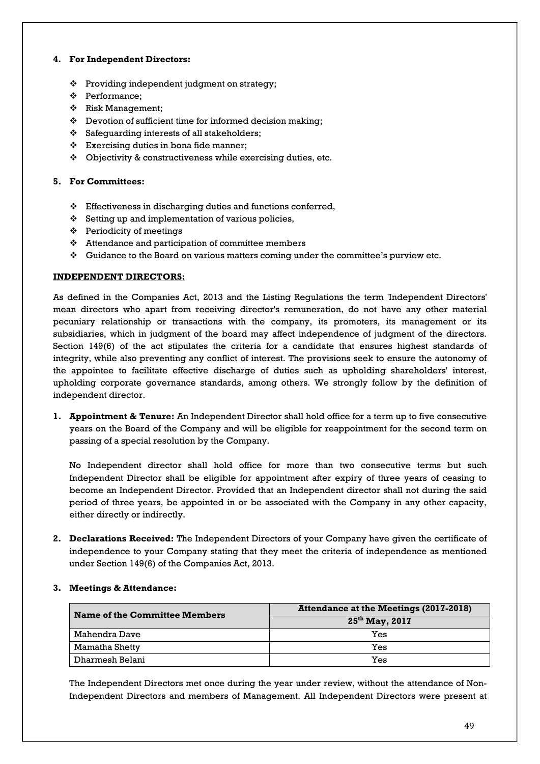**4. For Independent Directors:**

- Providing independent judgment on strategy;
- Performance;
- Risk Management;
- Devotion of sufficient time for informed decision making;
- Safeguarding interests of all stakeholders;
- Exercising duties in bona fide manner;
- Objectivity & constructiveness while exercising duties, etc.

**5. For Committees:**

- Effectiveness in discharging duties and functions conferred,
- Setting up and implementation of various policies,
- Periodicity of meetings
- Attendance and participation of committee members
- Guidance to the Board on various matters coming under the committee's purview etc.

**INDEPENDENT DIRECTORS:**

As defined in the Companies Act, 2013 and the Listing Regulations the term 'Independent Directors' mean directors who apart from receiving director's remuneration, do not have any other material pecuniary relationship or transactions with the company, its promoters, its management or its subsidiaries, which in judgment of the board may affect independence of judgment of the directors. Section 149(6) of the act stipulates the criteria for a candidate that ensures highest standards of integrity, while also preventing any conflict of interest. The provisions seek to ensure the autonomy of the appointee to facilitate effective discharge of duties such as upholding shareholders' interest, upholding corporate governance standards, among others. We strongly follow by the definition of independent director.

1. **Appointment & Tenure:** An Independent Director shall hold office for a term up to five consecutive years on the Board of the Company and will be eligible for reappointment for the second term on passing of a special resolution by the Company.

   No Independent director shall hold office for more than two consecutive terms but such Independent Director shall be eligible for appointment after expiry of three years of ceasing to become an Independent Director. Provided that an Independent director shall not during the said period of three years, be appointed in or be associated with the Company in any other capacity, either directly or indirectly.

2. **Declarations Received:** The Independent Directors of your Company have given the certificate of independence to your Company stating that they meet the criteria of independence as mentioned under Section 149(6) of the Companies Act, 2013.

3. **Meetings & Attendance:**

| Name of the Committee Members | Attendance at the Meetings (2017-2018) |
|---|---|
| | 25th May, 2017 |
| Mahendra Dave | Yes |
| Mamatha Shetty | Yes |
| Dharmesh Belani | Yes |

The Independent Directors met once during the year under review, without the attendance of Non-Independent Directors and members of Management. All Independent Directors were present at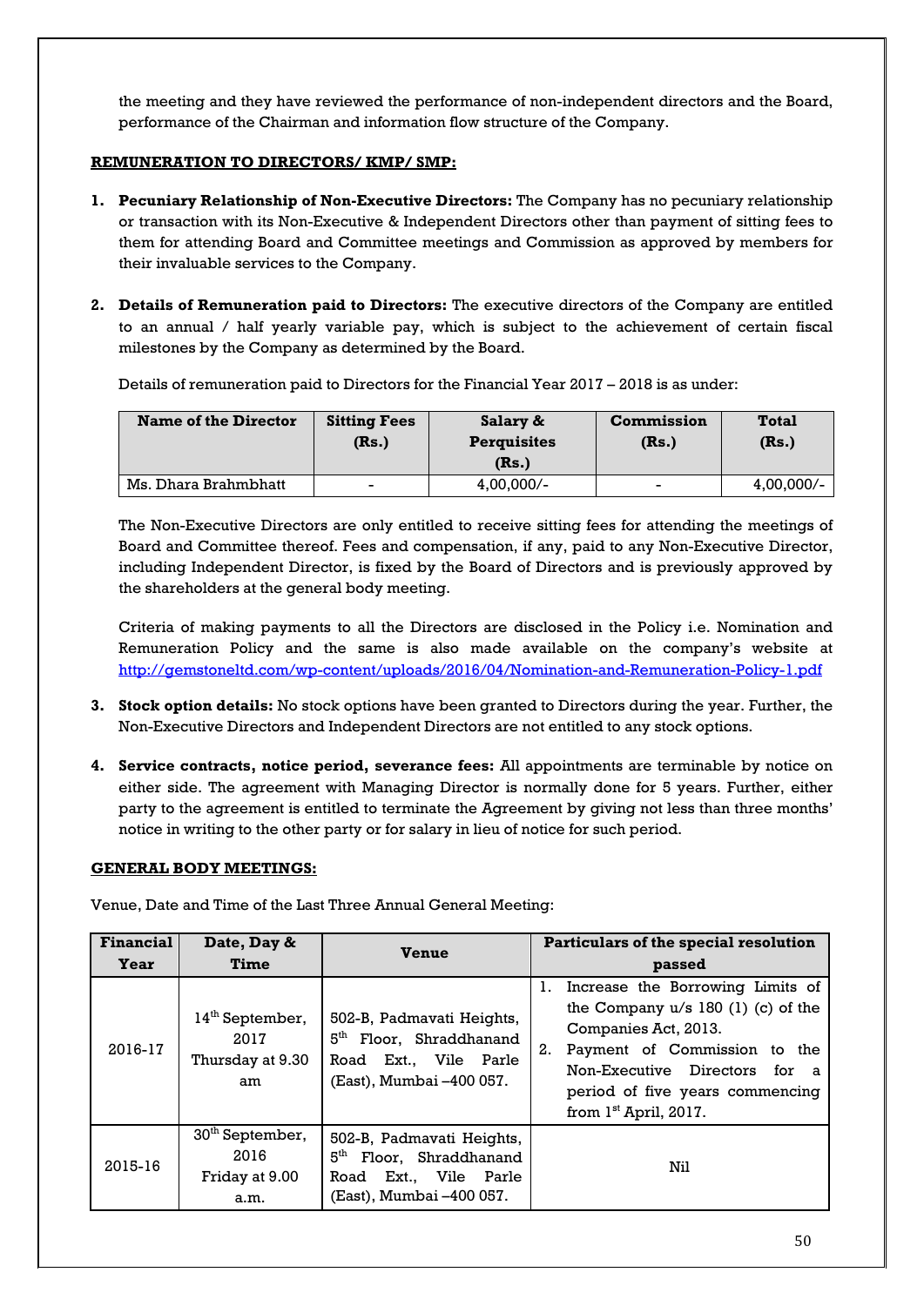the meeting and they have reviewed the performance of non-independent directors and the Board, performance of the Chairman and information flow structure of the Company.

**REMUNERATION TO DIRECTORS/ KMP/ SMP:**

1. **Pecuniary Relationship of Non-Executive Directors:** The Company has no pecuniary relationship or transaction with its Non-Executive & Independent Directors other than payment of sitting fees to them for attending Board and Committee meetings and Commission as approved by members for their invaluable services to the Company.

2. **Details of Remuneration paid to Directors:** The executive directors of the Company are entitled to an annual / half yearly variable pay, which is subject to the achievement of certain fiscal milestones by the Company as determined by the Board.

   Details of remuneration paid to Directors for the Financial Year 2017 – 2018 is as under:

| Name of the Director | Sitting Fees (Rs.) | Salary & Perquisites (Rs.) | Commission (Rs.) | Total (Rs.) |
|---|---|---|---|---|
| Ms. Dhara Brahmbhatt | - | 4,00,000/- | - | 4,00,000/- |

   The Non-Executive Directors are only entitled to receive sitting fees for attending the meetings of Board and Committee thereof. Fees and compensation, if any, paid to any Non-Executive Director, including Independent Director, is fixed by the Board of Directors and is previously approved by the shareholders at the general body meeting.

   Criteria of making payments to all the Directors are disclosed in the Policy i.e. Nomination and Remuneration Policy and the same is also made available on the company's website at http://gemstoneltd.com/wp-content/uploads/2016/04/Nomination-and-Remuneration-Policy-1.pdf

3. **Stock option details:** No stock options have been granted to Directors during the year. Further, the Non-Executive Directors and Independent Directors are not entitled to any stock options.

4. **Service contracts, notice period, severance fees:** All appointments are terminable by notice on either side. The agreement with Managing Director is normally done for 5 years. Further, either party to the agreement is entitled to terminate the Agreement by giving not less than three months' notice in writing to the other party or for salary in lieu of notice for such period.

**GENERAL BODY MEETINGS:**

Venue, Date and Time of the Last Three Annual General Meeting:

| Financial Year | Date, Day & Time | Venue | Particulars of the special resolution passed |
|---|---|---|---|
| 2016-17 | 14th September, 2017 Thursday at 9.30 am | 502-B, Padmavati Heights, 5th Floor, Shraddhanand Road Ext., Vile Parle (East), Mumbai –400 057. | 1. Increase the Borrowing Limits of the Company u/s 180 (1) (c) of the Companies Act, 2013. 2. Payment of Commission to the Non-Executive Directors for a period of five years commencing from 1st April, 2017. |
| 2015-16 | 30th September, 2016 Friday at 9.00 a.m. | 502-B, Padmavati Heights, 5th Floor, Shraddhanand Road Ext., Vile Parle (East), Mumbai –400 057. | Nil |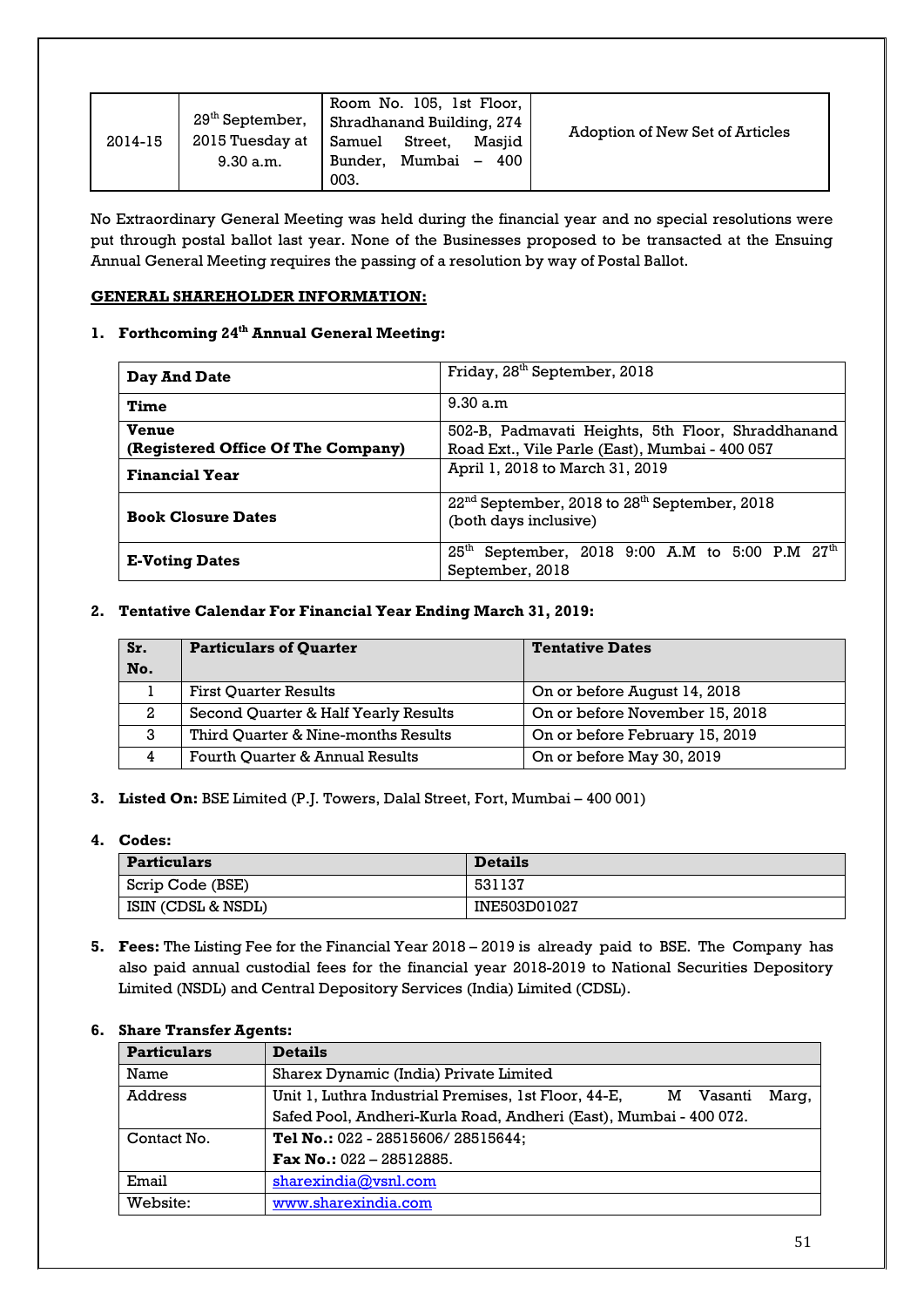| 2014-15 | 29th September, 2015 Tuesday at 9.30 a.m. | Room No. 105, 1st Floor, Shradhanand Building, 274 Samuel Street, Masjid Bunder, Mumbai – 400 003. | Adoption of New Set of Articles |
|---|---|---|---|

No Extraordinary General Meeting was held during the financial year and no special resolutions were put through postal ballot last year. None of the Businesses proposed to be transacted at the Ensuing Annual General Meeting requires the passing of a resolution by way of Postal Ballot.

**GENERAL SHAREHOLDER INFORMATION:**

1. **Forthcoming 24th Annual General Meeting:**

| | |
|---|---|
| **Day And Date** | Friday, 28th September, 2018 |
| **Time** | 9.30 a.m |
| **Venue (Registered Office Of The Company)** | 502-B, Padmavati Heights, 5th Floor, Shraddhanand Road Ext., Vile Parle (East), Mumbai - 400 057 |
| **Financial Year** | April 1, 2018 to March 31, 2019 |
| **Book Closure Dates** | 22nd September, 2018 to 28th September, 2018 (both days inclusive) |
| **E-Voting Dates** | 25th September, 2018 9:00 A.M to 5:00 P.M 27th September, 2018 |

2. **Tentative Calendar For Financial Year Ending March 31, 2019:**

| Sr. No. | Particulars of Quarter | Tentative Dates |
|---|---|---|
| 1 | First Quarter Results | On or before August 14, 2018 |
| 2 | Second Quarter & Half Yearly Results | On or before November 15, 2018 |
| 3 | Third Quarter & Nine-months Results | On or before February 15, 2019 |
| 4 | Fourth Quarter & Annual Results | On or before May 30, 2019 |

3. **Listed On:** BSE Limited (P.J. Towers, Dalal Street, Fort, Mumbai – 400 001)

4. **Codes:**

| Particulars | Details |
|---|---|
| Scrip Code (BSE) | 531137 |
| ISIN (CDSL & NSDL) | INE503D01027 |

5. **Fees:** The Listing Fee for the Financial Year 2018 – 2019 is already paid to BSE. The Company has also paid annual custodial fees for the financial year 2018-2019 to National Securities Depository Limited (NSDL) and Central Depository Services (India) Limited (CDSL).

6. **Share Transfer Agents:**

| Particulars | Details |
|---|---|
| Name | Sharex Dynamic (India) Private Limited |
| Address | Unit 1, Luthra Industrial Premises, 1st Floor, 44-E, M Vasanti Marg, Safed Pool, Andheri-Kurla Road, Andheri (East), Mumbai - 400 072. |
| Contact No. | **Tel No.:** 022 - 28515606/ 28515644; **Fax No.:** 022 – 28512885. |
| Email | sharexindia@vsnl.com |
| Website: | www.sharexindia.com |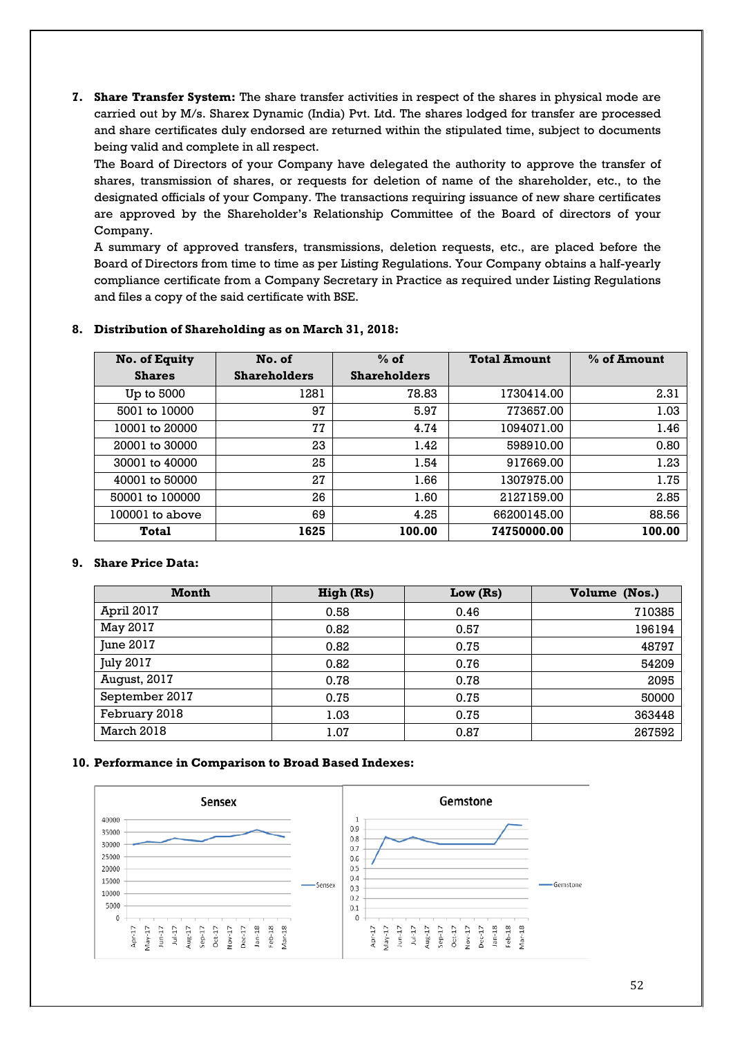7. **Share Transfer System:** The share transfer activities in respect of the shares in physical mode are carried out by M/s. Sharex Dynamic (India) Pvt. Ltd. The shares lodged for transfer are processed and share certificates duly endorsed are returned within the stipulated time, subject to documents being valid and complete in all respect.

   The Board of Directors of your Company have delegated the authority to approve the transfer of shares, transmission of shares, or requests for deletion of name of the shareholder, etc., to the designated officials of your Company. The transactions requiring issuance of new share certificates are approved by the Shareholder's Relationship Committee of the Board of directors of your Company.

   A summary of approved transfers, transmissions, deletion requests, etc., are placed before the Board of Directors from time to time as per Listing Regulations. Your Company obtains a half-yearly compliance certificate from a Company Secretary in Practice as required under Listing Regulations and files a copy of the said certificate with BSE.

8. **Distribution of Shareholding as on March 31, 2018:**

| No. of Equity Shares | No. of Shareholders | % of Shareholders | Total Amount | % of Amount |
|---|---|---|---|---|
| Up to 5000 | 1281 | 78.83 | 1730414.00 | 2.31 |
| 5001 to 10000 | 97 | 5.97 | 773657.00 | 1.03 |
| 10001 to 20000 | 77 | 4.74 | 1094071.00 | 1.46 |
| 20001 to 30000 | 23 | 1.42 | 598910.00 | 0.80 |
| 30001 to 40000 | 25 | 1.54 | 917669.00 | 1.23 |
| 40001 to 50000 | 27 | 1.66 | 1307975.00 | 1.75 |
| 50001 to 100000 | 26 | 1.60 | 2127159.00 | 2.85 |
| 100001 to above | 69 | 4.25 | 66200145.00 | 88.56 |
| **Total** | **1625** | **100.00** | **74750000.00** | **100.00** |

9. **Share Price Data:**

| Month | High (Rs) | Low (Rs) | Volume (Nos.) |
|---|---|---|---|
| April 2017 | 0.58 | 0.46 | 710385 |
| May 2017 | 0.82 | 0.57 | 196194 |
| June 2017 | 0.82 | 0.75 | 48797 |
| July 2017 | 0.82 | 0.76 | 54209 |
| August, 2017 | 0.78 | 0.78 | 2095 |
| September 2017 | 0.75 | 0.75 | 50000 |
| February 2018 | 1.03 | 0.75 | 363448 |
| March 2018 | 1.07 | 0.87 | 267592 |

10. **Performance in Comparison to Broad Based Indexes:**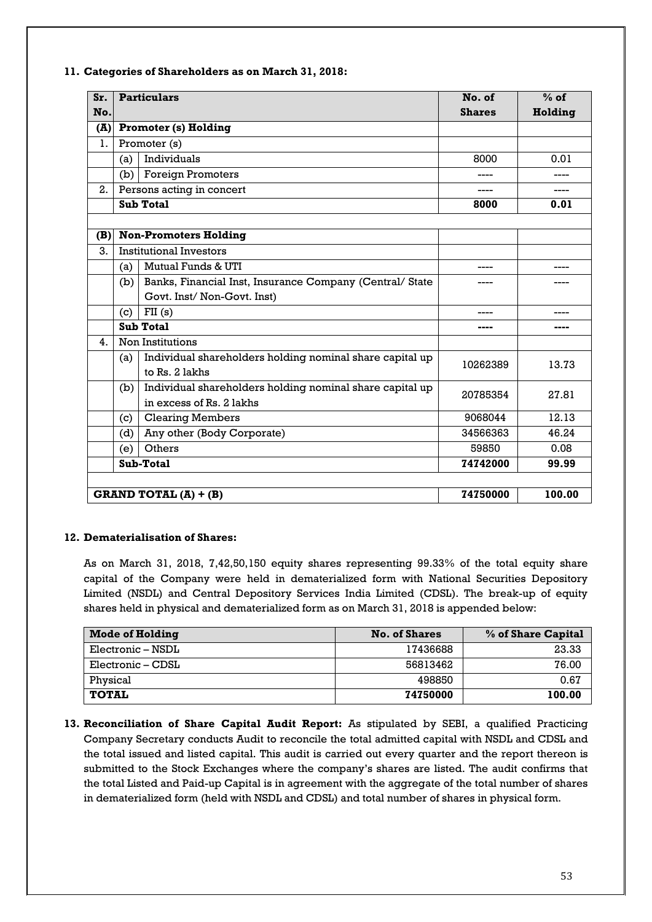**11. Categories of Shareholders as on March 31, 2018:**

| Sr. No. | | Particulars | No. of Shares | % of Holding |
|---|---|---|---|---|
| **(A)** | | **Promoter (s) Holding** | | |
| 1. | | Promoter (s) | | |
| | (a) | Individuals | 8000 | 0.01 |
| | (b) | Foreign Promoters | ---- | ---- |
| 2. | | Persons acting in concert | ---- | ---- |
| | | **Sub Total** | **8000** | **0.01** |
| | | | | |
| **(B)** | | **Non-Promoters Holding** | | |
| 3. | | Institutional Investors | | |
| | (a) | Mutual Funds & UTI | ---- | ---- |
| | (b) | Banks, Financial Inst, Insurance Company (Central/ State Govt. Inst/ Non-Govt. Inst) | ---- | ---- |
| | (c) | FII (s) | ---- | ---- |
| | | **Sub Total** | **----** | **----** |
| 4. | | Non Institutions | | |
| | (a) | Individual shareholders holding nominal share capital up to Rs. 2 lakhs | 10262389 | 13.73 |
| | (b) | Individual shareholders holding nominal share capital up in excess of Rs. 2 lakhs | 20785354 | 27.81 |
| | (c) | Clearing Members | 9068044 | 12.13 |
| | (d) | Any other (Body Corporate) | 34566363 | 46.24 |
| | (e) | Others | 59850 | 0.08 |
| | | **Sub-Total** | **74742000** | **99.99** |
| | | | | |
| | | **GRAND TOTAL (A) + (B)** | **74750000** | **100.00** |

**12. Dematerialisation of Shares:**

As on March 31, 2018, 7,42,50,150 equity shares representing 99.33% of the total equity share capital of the Company were held in dematerialized form with National Securities Depository Limited (NSDL) and Central Depository Services India Limited (CDSL). The break-up of equity shares held in physical and dematerialized form as on March 31, 2018 is appended below:

| Mode of Holding | No. of Shares | % of Share Capital |
|---|---|---|
| Electronic – NSDL | 17436688 | 23.33 |
| Electronic – CDSL | 56813462 | 76.00 |
| Physical | 498850 | 0.67 |
| **TOTAL** | **74750000** | **100.00** |

**13. Reconciliation of Share Capital Audit Report:** As stipulated by SEBI, a qualified Practicing Company Secretary conducts Audit to reconcile the total admitted capital with NSDL and CDSL and the total issued and listed capital. This audit is carried out every quarter and the report thereon is submitted to the Stock Exchanges where the company's shares are listed. The audit confirms that the total Listed and Paid-up Capital is in agreement with the aggregate of the total number of shares in dematerialized form (held with NSDL and CDSL) and total number of shares in physical form.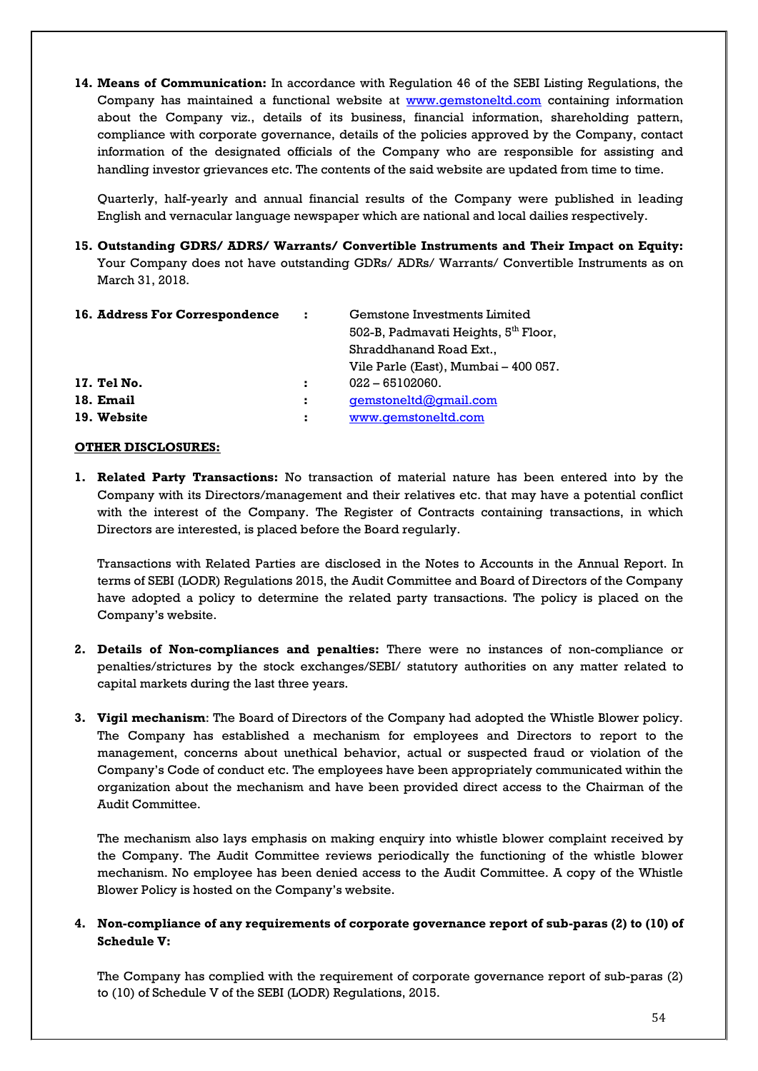14. **Means of Communication:** In accordance with Regulation 46 of the SEBI Listing Regulations, the Company has maintained a functional website at www.gemstoneltd.com containing information about the Company viz., details of its business, financial information, shareholding pattern, compliance with corporate governance, details of the policies approved by the Company, contact information of the designated officials of the Company who are responsible for assisting and handling investor grievances etc. The contents of the said website are updated from time to time.

    Quarterly, half-yearly and annual financial results of the Company were published in leading English and vernacular language newspaper which are national and local dailies respectively.

15. **Outstanding GDRS/ ADRS/ Warrants/ Convertible Instruments and Their Impact on Equity:** Your Company does not have outstanding GDRs/ ADRs/ Warrants/ Convertible Instruments as on March 31, 2018.

16. **Address For Correspondence** : Gemstone Investments Limited
    502-B, Padmavati Heights, 5th Floor,
    Shraddhanand Road Ext.,
    Vile Parle (East), Mumbai – 400 057.
17. **Tel No.** : 022 – 65102060.
18. **Email** : gemstoneltd@gmail.com
19. **Website** : www.gemstoneltd.com

**OTHER DISCLOSURES:**

1. **Related Party Transactions:** No transaction of material nature has been entered into by the Company with its Directors/management and their relatives etc. that may have a potential conflict with the interest of the Company. The Register of Contracts containing transactions, in which Directors are interested, is placed before the Board regularly.

   Transactions with Related Parties are disclosed in the Notes to Accounts in the Annual Report. In terms of SEBI (LODR) Regulations 2015, the Audit Committee and Board of Directors of the Company have adopted a policy to determine the related party transactions. The policy is placed on the Company's website.

2. **Details of Non-compliances and penalties:** There were no instances of non-compliance or penalties/strictures by the stock exchanges/SEBI/ statutory authorities on any matter related to capital markets during the last three years.

3. **Vigil mechanism**: The Board of Directors of the Company had adopted the Whistle Blower policy. The Company has established a mechanism for employees and Directors to report to the management, concerns about unethical behavior, actual or suspected fraud or violation of the Company's Code of conduct etc. The employees have been appropriately communicated within the organization about the mechanism and have been provided direct access to the Chairman of the Audit Committee.

   The mechanism also lays emphasis on making enquiry into whistle blower complaint received by the Company. The Audit Committee reviews periodically the functioning of the whistle blower mechanism. No employee has been denied access to the Audit Committee. A copy of the Whistle Blower Policy is hosted on the Company's website.

4. **Non-compliance of any requirements of corporate governance report of sub-paras (2) to (10) of Schedule V:**

   The Company has complied with the requirement of corporate governance report of sub-paras (2) to (10) of Schedule V of the SEBI (LODR) Regulations, 2015.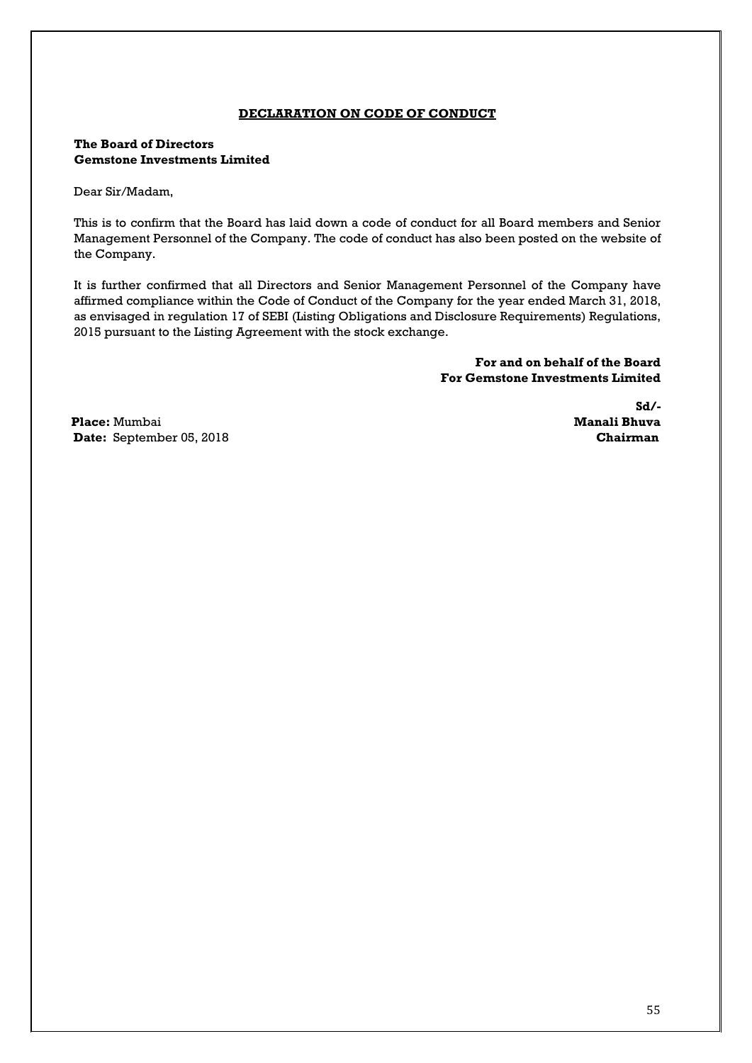## **DECLARATION ON CODE OF CONDUCT**

**The Board of Directors**
**Gemstone Investments Limited**

Dear Sir/Madam,

This is to confirm that the Board has laid down a code of conduct for all Board members and Senior Management Personnel of the Company. The code of conduct has also been posted on the website of the Company.

It is further confirmed that all Directors and Senior Management Personnel of the Company have affirmed compliance within the Code of Conduct of the Company for the year ended March 31, 2018, as envisaged in regulation 17 of SEBI (Listing Obligations and Disclosure Requirements) Regulations, 2015 pursuant to the Listing Agreement with the stock exchange.

**For and on behalf of the Board**
**For Gemstone Investments Limited**

**Sd/-**
**Manali Bhuva**
**Chairman**

**Place:** Mumbai
**Date:** September 05, 2018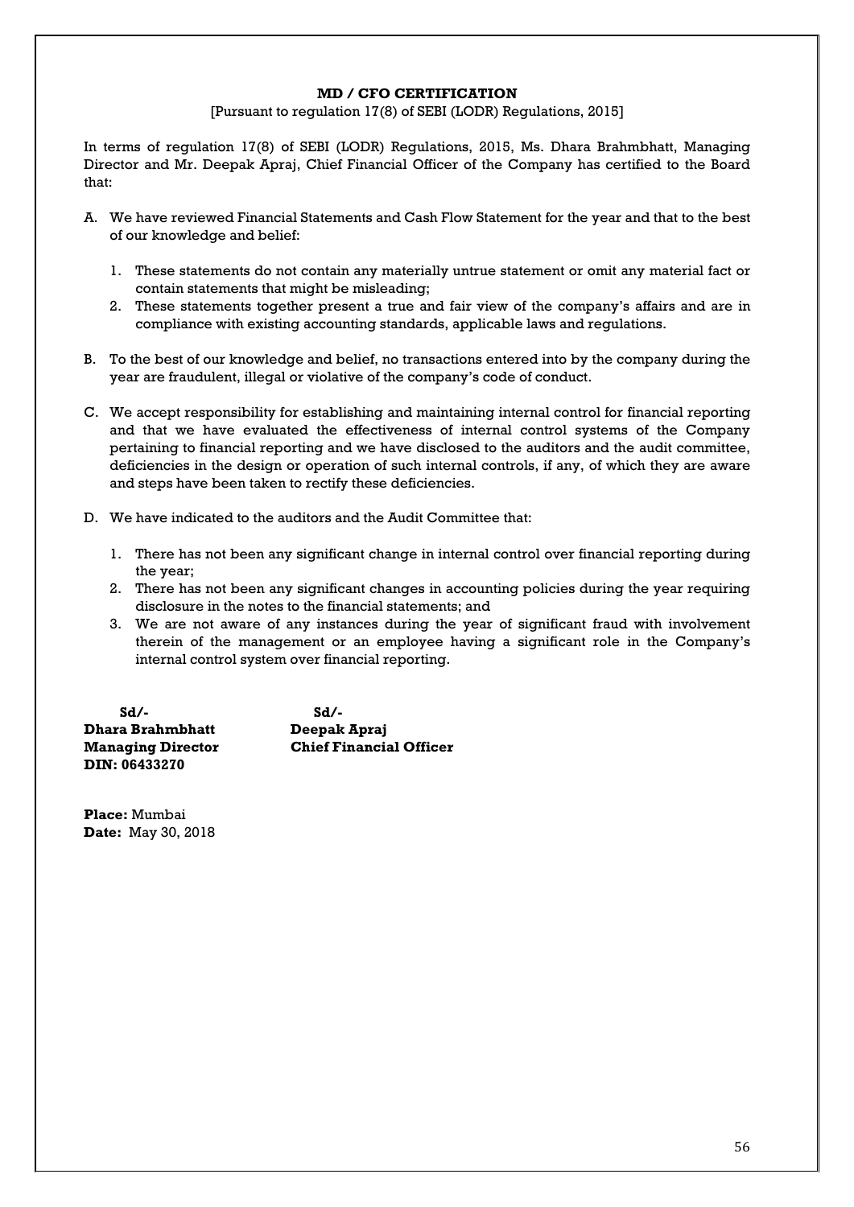## MD / CFO CERTIFICATION

[Pursuant to regulation 17(8) of SEBI (LODR) Regulations, 2015]

In terms of regulation 17(8) of SEBI (LODR) Regulations, 2015, Ms. Dhara Brahmbhatt, Managing Director and Mr. Deepak Apraj, Chief Financial Officer of the Company has certified to the Board that:

A. We have reviewed Financial Statements and Cash Flow Statement for the year and that to the best of our knowledge and belief:

   1. These statements do not contain any materially untrue statement or omit any material fact or contain statements that might be misleading;
   2. These statements together present a true and fair view of the company's affairs and are in compliance with existing accounting standards, applicable laws and regulations.

B. To the best of our knowledge and belief, no transactions entered into by the company during the year are fraudulent, illegal or violative of the company's code of conduct.

C. We accept responsibility for establishing and maintaining internal control for financial reporting and that we have evaluated the effectiveness of internal control systems of the Company pertaining to financial reporting and we have disclosed to the auditors and the audit committee, deficiencies in the design or operation of such internal controls, if any, of which they are aware and steps have been taken to rectify these deficiencies.

D. We have indicated to the auditors and the Audit Committee that:

   1. There has not been any significant change in internal control over financial reporting during the year;
   2. There has not been any significant changes in accounting policies during the year requiring disclosure in the notes to the financial statements; and
   3. We are not aware of any instances during the year of significant fraud with involvement therein of the management or an employee having a significant role in the Company's internal control system over financial reporting.

| Sd/- | Sd/- |
|---|---|
| **Dhara Brahmbhatt** | **Deepak Apraj** |
| **Managing Director** | **Chief Financial Officer** |
| **DIN: 06433270** | |

**Place:** Mumbai
**Date:** May 30, 2018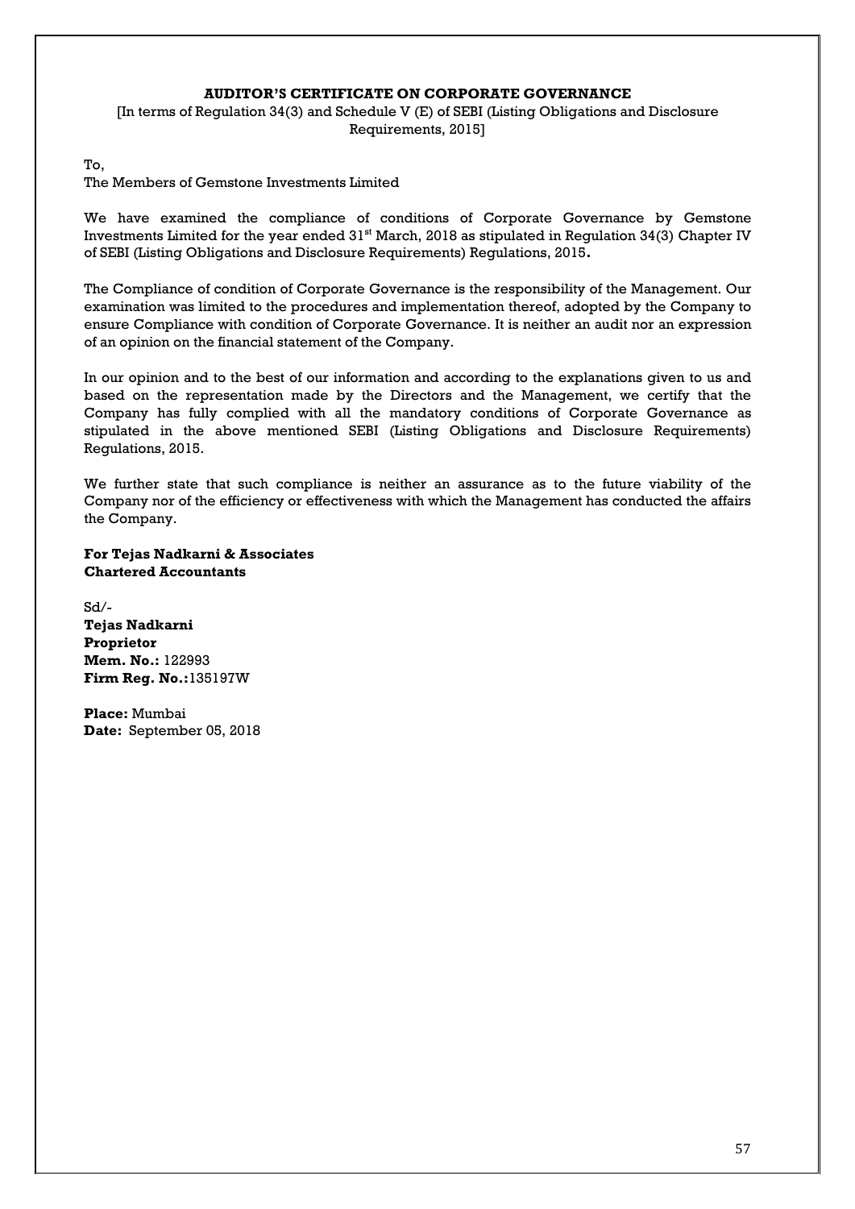## AUDITOR'S CERTIFICATE ON CORPORATE GOVERNANCE

[In terms of Regulation 34(3) and Schedule V (E) of SEBI (Listing Obligations and Disclosure Requirements, 2015]

To,
The Members of Gemstone Investments Limited

We have examined the compliance of conditions of Corporate Governance by Gemstone Investments Limited for the year ended 31st March, 2018 as stipulated in Regulation 34(3) Chapter IV of SEBI (Listing Obligations and Disclosure Requirements) Regulations, 2015**.**

The Compliance of condition of Corporate Governance is the responsibility of the Management. Our examination was limited to the procedures and implementation thereof, adopted by the Company to ensure Compliance with condition of Corporate Governance. It is neither an audit nor an expression of an opinion on the financial statement of the Company.

In our opinion and to the best of our information and according to the explanations given to us and based on the representation made by the Directors and the Management, we certify that the Company has fully complied with all the mandatory conditions of Corporate Governance as stipulated in the above mentioned SEBI (Listing Obligations and Disclosure Requirements) Regulations, 2015.

We further state that such compliance is neither an assurance as to the future viability of the Company nor of the efficiency or effectiveness with which the Management has conducted the affairs the Company.

**For Tejas Nadkarni & Associates**
**Chartered Accountants**

Sd/-
**Tejas Nadkarni**
**Proprietor**
**Mem. No.:** 122993
**Firm Reg. No.:**135197W

**Place:** Mumbai
**Date:** September 05, 2018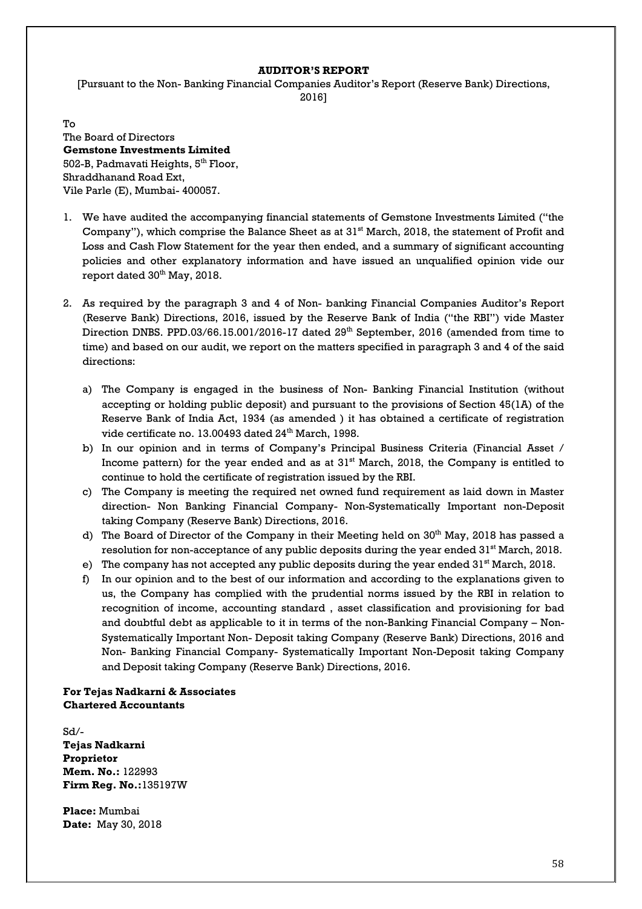# AUDITOR'S REPORT

[Pursuant to the Non- Banking Financial Companies Auditor's Report (Reserve Bank) Directions, 2016]

To
The Board of Directors
**Gemstone Investments Limited**
502-B, Padmavati Heights, 5th Floor,
Shraddhanand Road Ext,
Vile Parle (E), Mumbai- 400057.

1. We have audited the accompanying financial statements of Gemstone Investments Limited ("the Company"), which comprise the Balance Sheet as at 31st March, 2018, the statement of Profit and Loss and Cash Flow Statement for the year then ended, and a summary of significant accounting policies and other explanatory information and have issued an unqualified opinion vide our report dated 30th May, 2018.

2. As required by the paragraph 3 and 4 of Non- banking Financial Companies Auditor's Report (Reserve Bank) Directions, 2016, issued by the Reserve Bank of India ("the RBI") vide Master Direction DNBS. PPD.03/66.15.001/2016-17 dated 29th September, 2016 (amended from time to time) and based on our audit, we report on the matters specified in paragraph 3 and 4 of the said directions:

   a) The Company is engaged in the business of Non- Banking Financial Institution (without accepting or holding public deposit) and pursuant to the provisions of Section 45(1A) of the Reserve Bank of India Act, 1934 (as amended ) it has obtained a certificate of registration vide certificate no. 13.00493 dated 24th March, 1998.
   b) In our opinion and in terms of Company's Principal Business Criteria (Financial Asset / Income pattern) for the year ended and as at 31st March, 2018, the Company is entitled to continue to hold the certificate of registration issued by the RBI.
   c) The Company is meeting the required net owned fund requirement as laid down in Master direction- Non Banking Financial Company- Non-Systematically Important non-Deposit taking Company (Reserve Bank) Directions, 2016.
   d) The Board of Director of the Company in their Meeting held on 30th May, 2018 has passed a resolution for non-acceptance of any public deposits during the year ended 31st March, 2018.
   e) The company has not accepted any public deposits during the year ended 31st March, 2018.
   f) In our opinion and to the best of our information and according to the explanations given to us, the Company has complied with the prudential norms issued by the RBI in relation to recognition of income, accounting standard , asset classification and provisioning for bad and doubtful debt as applicable to it in terms of the non-Banking Financial Company – Non-Systematically Important Non- Deposit taking Company (Reserve Bank) Directions, 2016 and Non- Banking Financial Company- Systematically Important Non-Deposit taking Company and Deposit taking Company (Reserve Bank) Directions, 2016.

**For Tejas Nadkarni & Associates**
**Chartered Accountants**

Sd/-
**Tejas Nadkarni**
**Proprietor**
**Mem. No.:** 122993
**Firm Reg. No.:**135197W

**Place:** Mumbai
**Date:** May 30, 2018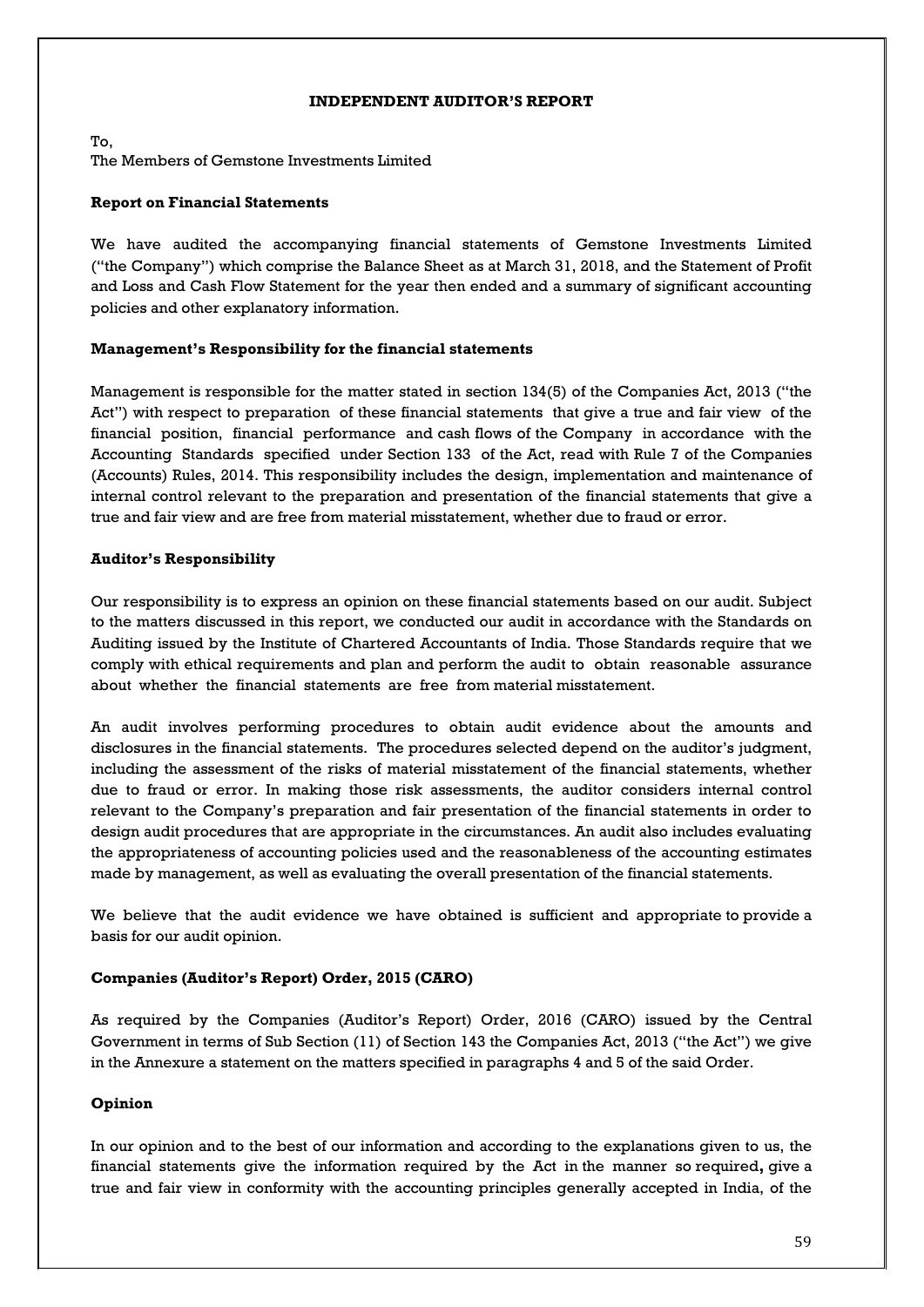# INDEPENDENT AUDITOR'S REPORT

To,
The Members of Gemstone Investments Limited

**Report on Financial Statements**

We have audited the accompanying financial statements of Gemstone Investments Limited ("the Company") which comprise the Balance Sheet as at March 31, 2018, and the Statement of Profit and Loss and Cash Flow Statement for the year then ended and a summary of significant accounting policies and other explanatory information.

**Management's Responsibility for the financial statements**

Management is responsible for the matter stated in section 134(5) of the Companies Act, 2013 ("the Act") with respect to preparation of these financial statements that give a true and fair view of the financial position, financial performance and cash flows of the Company in accordance with the Accounting Standards specified under Section 133 of the Act, read with Rule 7 of the Companies (Accounts) Rules, 2014. This responsibility includes the design, implementation and maintenance of internal control relevant to the preparation and presentation of the financial statements that give a true and fair view and are free from material misstatement, whether due to fraud or error.

**Auditor's Responsibility**

Our responsibility is to express an opinion on these financial statements based on our audit. Subject to the matters discussed in this report, we conducted our audit in accordance with the Standards on Auditing issued by the Institute of Chartered Accountants of India. Those Standards require that we comply with ethical requirements and plan and perform the audit to obtain reasonable assurance about whether the financial statements are free from material misstatement.

An audit involves performing procedures to obtain audit evidence about the amounts and disclosures in the financial statements. The procedures selected depend on the auditor's judgment, including the assessment of the risks of material misstatement of the financial statements, whether due to fraud or error. In making those risk assessments, the auditor considers internal control relevant to the Company's preparation and fair presentation of the financial statements in order to design audit procedures that are appropriate in the circumstances. An audit also includes evaluating the appropriateness of accounting policies used and the reasonableness of the accounting estimates made by management, as well as evaluating the overall presentation of the financial statements.

We believe that the audit evidence we have obtained is sufficient and appropriate to provide a basis for our audit opinion.

**Companies (Auditor's Report) Order, 2015 (CARO)**

As required by the Companies (Auditor's Report) Order, 2016 (CARO) issued by the Central Government in terms of Sub Section (11) of Section 143 the Companies Act, 2013 ("the Act") we give in the Annexure a statement on the matters specified in paragraphs 4 and 5 of the said Order.

**Opinion**

In our opinion and to the best of our information and according to the explanations given to us, the financial statements give the information required by the Act in the manner so required**,** give a true and fair view in conformity with the accounting principles generally accepted in India, of the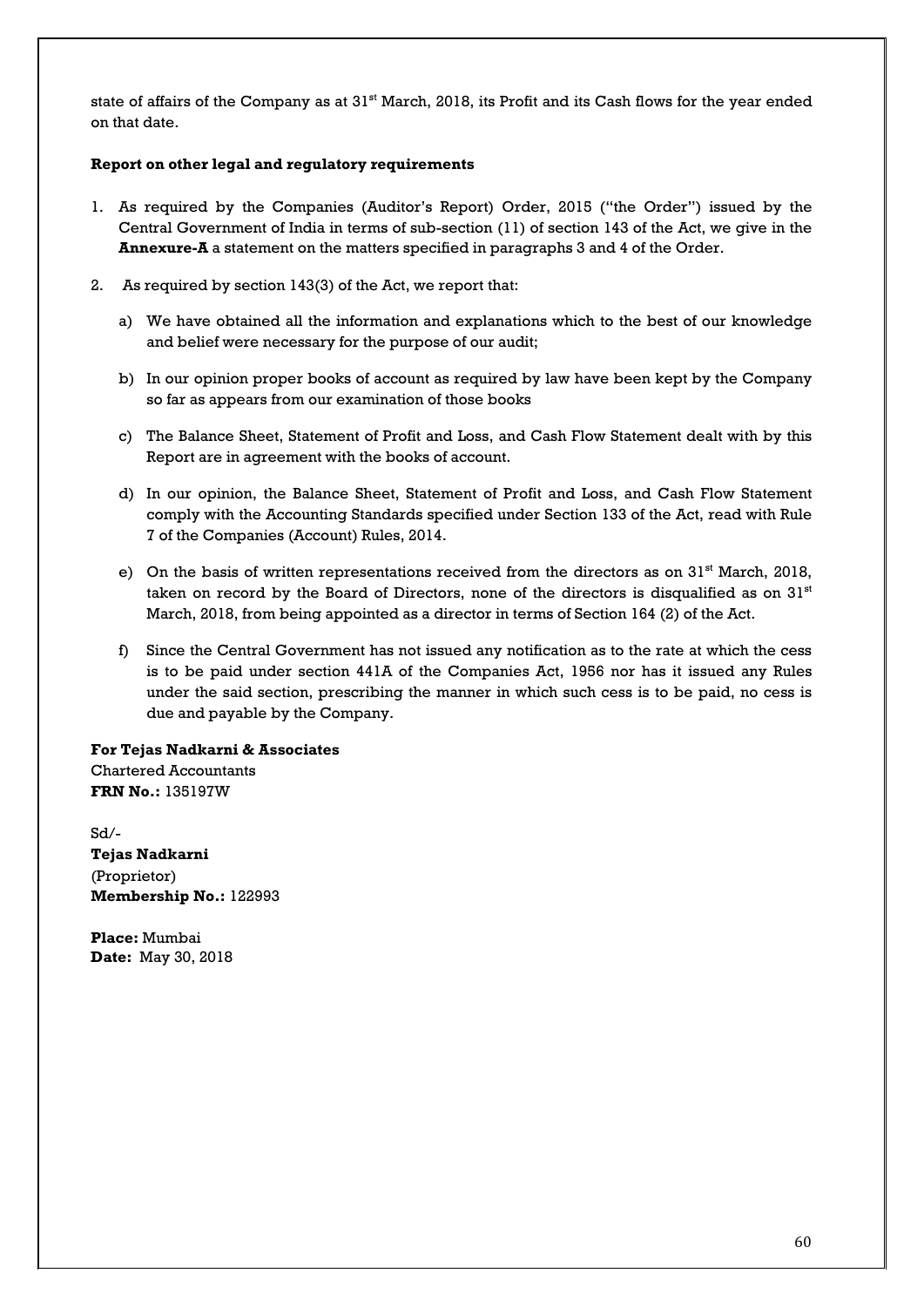state of affairs of the Company as at 31st March, 2018, its Profit and its Cash flows for the year ended on that date.

**Report on other legal and regulatory requirements**

1. As required by the Companies (Auditor's Report) Order, 2015 ("the Order") issued by the Central Government of India in terms of sub-section (11) of section 143 of the Act, we give in the **Annexure-A** a statement on the matters specified in paragraphs 3 and 4 of the Order.

2. As required by section 143(3) of the Act, we report that:

   a) We have obtained all the information and explanations which to the best of our knowledge and belief were necessary for the purpose of our audit;

   b) In our opinion proper books of account as required by law have been kept by the Company so far as appears from our examination of those books

   c) The Balance Sheet, Statement of Profit and Loss, and Cash Flow Statement dealt with by this Report are in agreement with the books of account.

   d) In our opinion, the Balance Sheet, Statement of Profit and Loss, and Cash Flow Statement comply with the Accounting Standards specified under Section 133 of the Act, read with Rule 7 of the Companies (Account) Rules, 2014.

   e) On the basis of written representations received from the directors as on 31st March, 2018, taken on record by the Board of Directors, none of the directors is disqualified as on 31st March, 2018, from being appointed as a director in terms of Section 164 (2) of the Act.

   f) Since the Central Government has not issued any notification as to the rate at which the cess is to be paid under section 441A of the Companies Act, 1956 nor has it issued any Rules under the said section, prescribing the manner in which such cess is to be paid, no cess is due and payable by the Company.

**For Tejas Nadkarni & Associates**
Chartered Accountants
**FRN No.:** 135197W

Sd/-
**Tejas Nadkarni**
(Proprietor)
**Membership No.:** 122993

**Place:** Mumbai
**Date:** May 30, 2018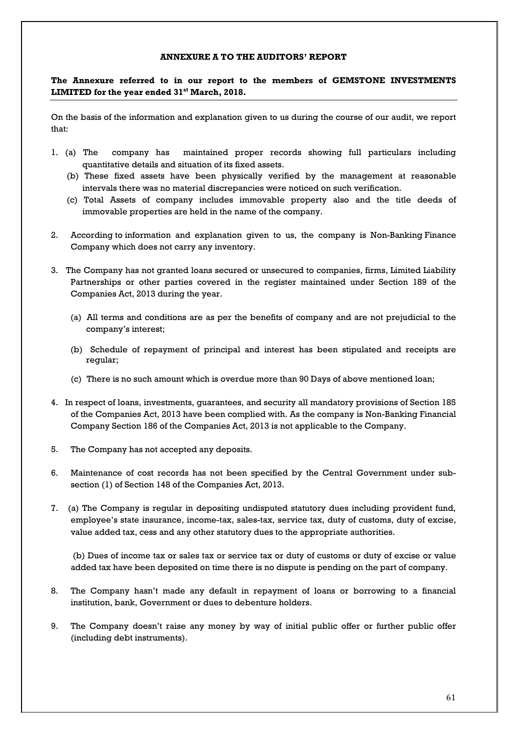## ANNEXURE A TO THE AUDITORS' REPORT

**The Annexure referred to in our report to the members of GEMSTONE INVESTMENTS LIMITED for the year ended 31st March, 2018.**

On the basis of the information and explanation given to us during the course of our audit, we report that:

1. (a) The company has maintained proper records showing full particulars including quantitative details and situation of its fixed assets.
   (b) These fixed assets have been physically verified by the management at reasonable intervals there was no material discrepancies were noticed on such verification.
   (c) Total Assets of company includes immovable property also and the title deeds of immovable properties are held in the name of the company.

2. According to information and explanation given to us, the company is Non-Banking Finance Company which does not carry any inventory.

3. The Company has not granted loans secured or unsecured to companies, firms, Limited Liability Partnerships or other parties covered in the register maintained under Section 189 of the Companies Act, 2013 during the year.

   (a) All terms and conditions are as per the benefits of company and are not prejudicial to the company's interest;

   (b) Schedule of repayment of principal and interest has been stipulated and receipts are regular;

   (c) There is no such amount which is overdue more than 90 Days of above mentioned loan;

4. In respect of loans, investments, guarantees, and security all mandatory provisions of Section 185 of the Companies Act, 2013 have been complied with. As the company is Non-Banking Financial Company Section 186 of the Companies Act, 2013 is not applicable to the Company.

5. The Company has not accepted any deposits.

6. Maintenance of cost records has not been specified by the Central Government under sub-section (1) of Section 148 of the Companies Act, 2013.

7. (a) The Company is regular in depositing undisputed statutory dues including provident fund, employee's state insurance, income-tax, sales-tax, service tax, duty of customs, duty of excise, value added tax, cess and any other statutory dues to the appropriate authorities.

   (b) Dues of income tax or sales tax or service tax or duty of customs or duty of excise or value added tax have been deposited on time there is no dispute is pending on the part of company.

8. The Company hasn't made any default in repayment of loans or borrowing to a financial institution, bank, Government or dues to debenture holders.

9. The Company doesn't raise any money by way of initial public offer or further public offer (including debt instruments).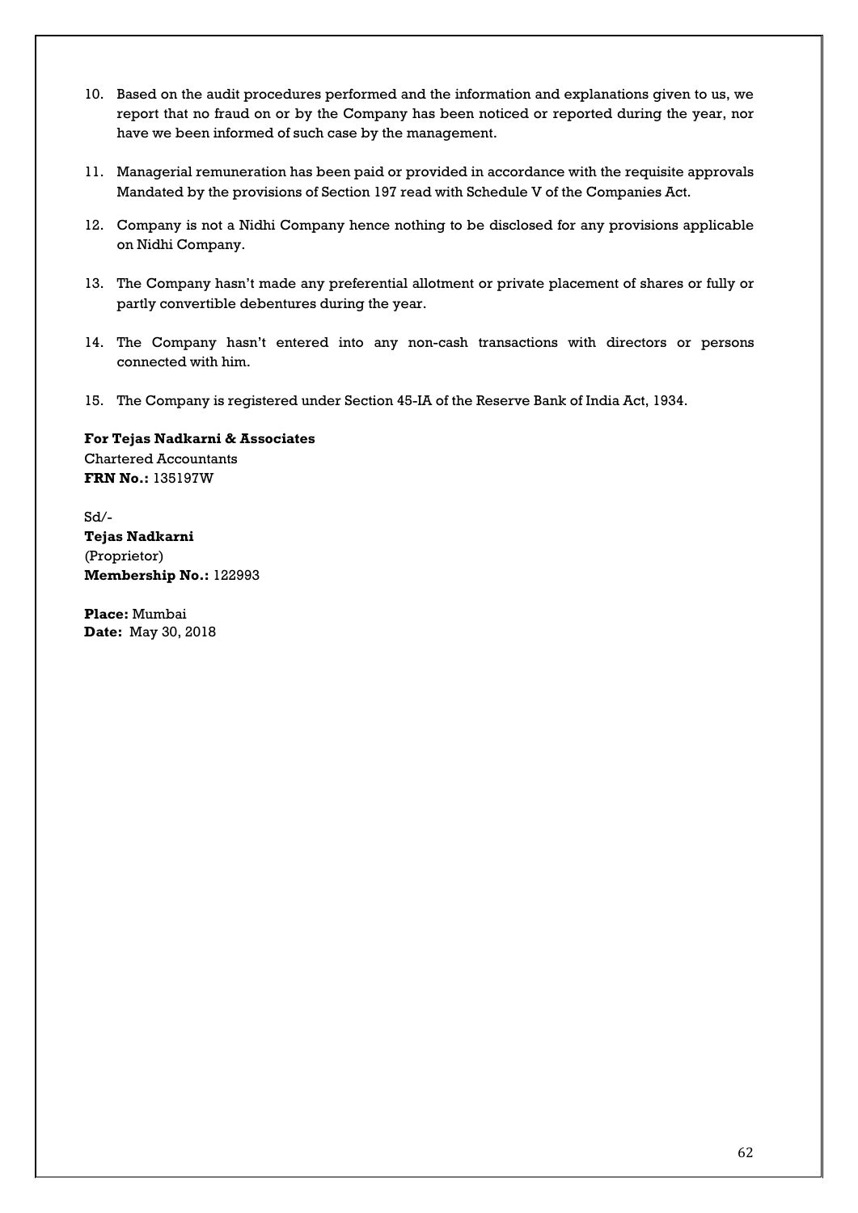10. Based on the audit procedures performed and the information and explanations given to us, we report that no fraud on or by the Company has been noticed or reported during the year, nor have we been informed of such case by the management.

11. Managerial remuneration has been paid or provided in accordance with the requisite approvals Mandated by the provisions of Section 197 read with Schedule V of the Companies Act.

12. Company is not a Nidhi Company hence nothing to be disclosed for any provisions applicable on Nidhi Company.

13. The Company hasn't made any preferential allotment or private placement of shares or fully or partly convertible debentures during the year.

14. The Company hasn't entered into any non-cash transactions with directors or persons connected with him.

15. The Company is registered under Section 45-IA of the Reserve Bank of India Act, 1934.

**For Tejas Nadkarni & Associates**
Chartered Accountants
**FRN No.:** 135197W

Sd/-
**Tejas Nadkarni**
(Proprietor)
**Membership No.:** 122993

**Place:** Mumbai
**Date:** May 30, 2018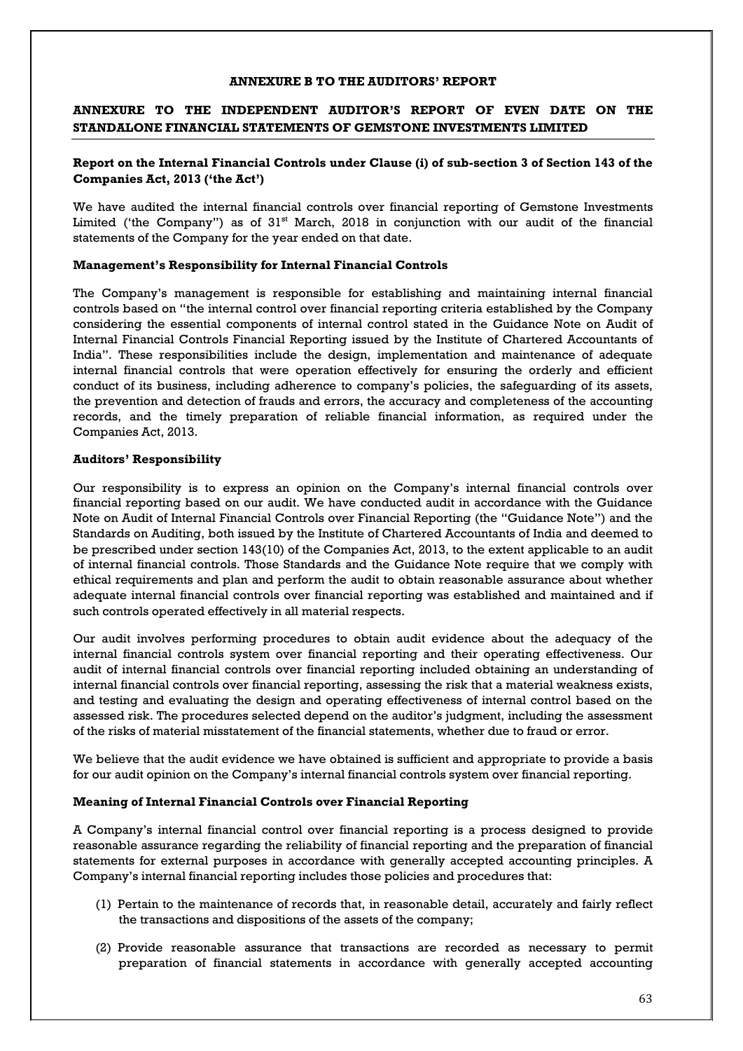**ANNEXURE B TO THE AUDITORS' REPORT**

**ANNEXURE TO THE INDEPENDENT AUDITOR'S REPORT OF EVEN DATE ON THE STANDALONE FINANCIAL STATEMENTS OF GEMSTONE INVESTMENTS LIMITED**

**Report on the Internal Financial Controls under Clause (i) of sub-section 3 of Section 143 of the Companies Act, 2013 ('the Act')**

We have audited the internal financial controls over financial reporting of Gemstone Investments Limited ('the Company") as of 31st March, 2018 in conjunction with our audit of the financial statements of the Company for the year ended on that date.

**Management's Responsibility for Internal Financial Controls**

The Company's management is responsible for establishing and maintaining internal financial controls based on "the internal control over financial reporting criteria established by the Company considering the essential components of internal control stated in the Guidance Note on Audit of Internal Financial Controls Financial Reporting issued by the Institute of Chartered Accountants of India". These responsibilities include the design, implementation and maintenance of adequate internal financial controls that were operation effectively for ensuring the orderly and efficient conduct of its business, including adherence to company's policies, the safeguarding of its assets, the prevention and detection of frauds and errors, the accuracy and completeness of the accounting records, and the timely preparation of reliable financial information, as required under the Companies Act, 2013.

**Auditors' Responsibility**

Our responsibility is to express an opinion on the Company's internal financial controls over financial reporting based on our audit. We have conducted audit in accordance with the Guidance Note on Audit of Internal Financial Controls over Financial Reporting (the "Guidance Note") and the Standards on Auditing, both issued by the Institute of Chartered Accountants of India and deemed to be prescribed under section 143(10) of the Companies Act, 2013, to the extent applicable to an audit of internal financial controls. Those Standards and the Guidance Note require that we comply with ethical requirements and plan and perform the audit to obtain reasonable assurance about whether adequate internal financial controls over financial reporting was established and maintained and if such controls operated effectively in all material respects.

Our audit involves performing procedures to obtain audit evidence about the adequacy of the internal financial controls system over financial reporting and their operating effectiveness. Our audit of internal financial controls over financial reporting included obtaining an understanding of internal financial controls over financial reporting, assessing the risk that a material weakness exists, and testing and evaluating the design and operating effectiveness of internal control based on the assessed risk. The procedures selected depend on the auditor's judgment, including the assessment of the risks of material misstatement of the financial statements, whether due to fraud or error.

We believe that the audit evidence we have obtained is sufficient and appropriate to provide a basis for our audit opinion on the Company's internal financial controls system over financial reporting.

**Meaning of Internal Financial Controls over Financial Reporting**

A Company's internal financial control over financial reporting is a process designed to provide reasonable assurance regarding the reliability of financial reporting and the preparation of financial statements for external purposes in accordance with generally accepted accounting principles. A Company's internal financial reporting includes those policies and procedures that:

(1) Pertain to the maintenance of records that, in reasonable detail, accurately and fairly reflect the transactions and dispositions of the assets of the company;

(2) Provide reasonable assurance that transactions are recorded as necessary to permit preparation of financial statements in accordance with generally accepted accounting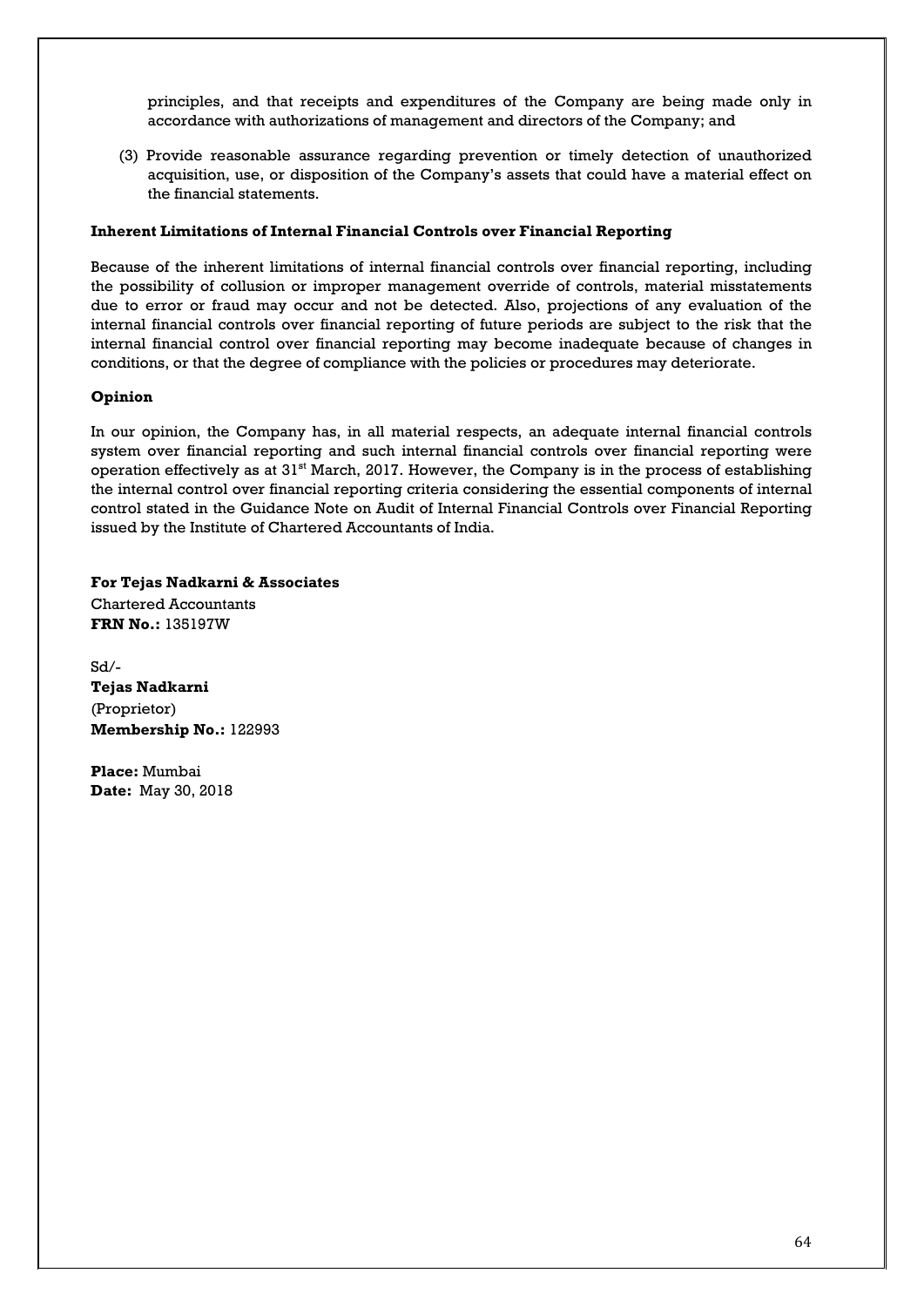principles, and that receipts and expenditures of the Company are being made only in accordance with authorizations of management and directors of the Company; and

(3) Provide reasonable assurance regarding prevention or timely detection of unauthorized acquisition, use, or disposition of the Company's assets that could have a material effect on the financial statements.

**Inherent Limitations of Internal Financial Controls over Financial Reporting**

Because of the inherent limitations of internal financial controls over financial reporting, including the possibility of collusion or improper management override of controls, material misstatements due to error or fraud may occur and not be detected. Also, projections of any evaluation of the internal financial controls over financial reporting of future periods are subject to the risk that the internal financial control over financial reporting may become inadequate because of changes in conditions, or that the degree of compliance with the policies or procedures may deteriorate.

**Opinion**

In our opinion, the Company has, in all material respects, an adequate internal financial controls system over financial reporting and such internal financial controls over financial reporting were operation effectively as at 31st March, 2017. However, the Company is in the process of establishing the internal control over financial reporting criteria considering the essential components of internal control stated in the Guidance Note on Audit of Internal Financial Controls over Financial Reporting issued by the Institute of Chartered Accountants of India.

**For Tejas Nadkarni & Associates**
Chartered Accountants
**FRN No.:** 135197W

Sd/-
**Tejas Nadkarni**
(Proprietor)
**Membership No.:** 122993

**Place:** Mumbai
**Date:** May 30, 2018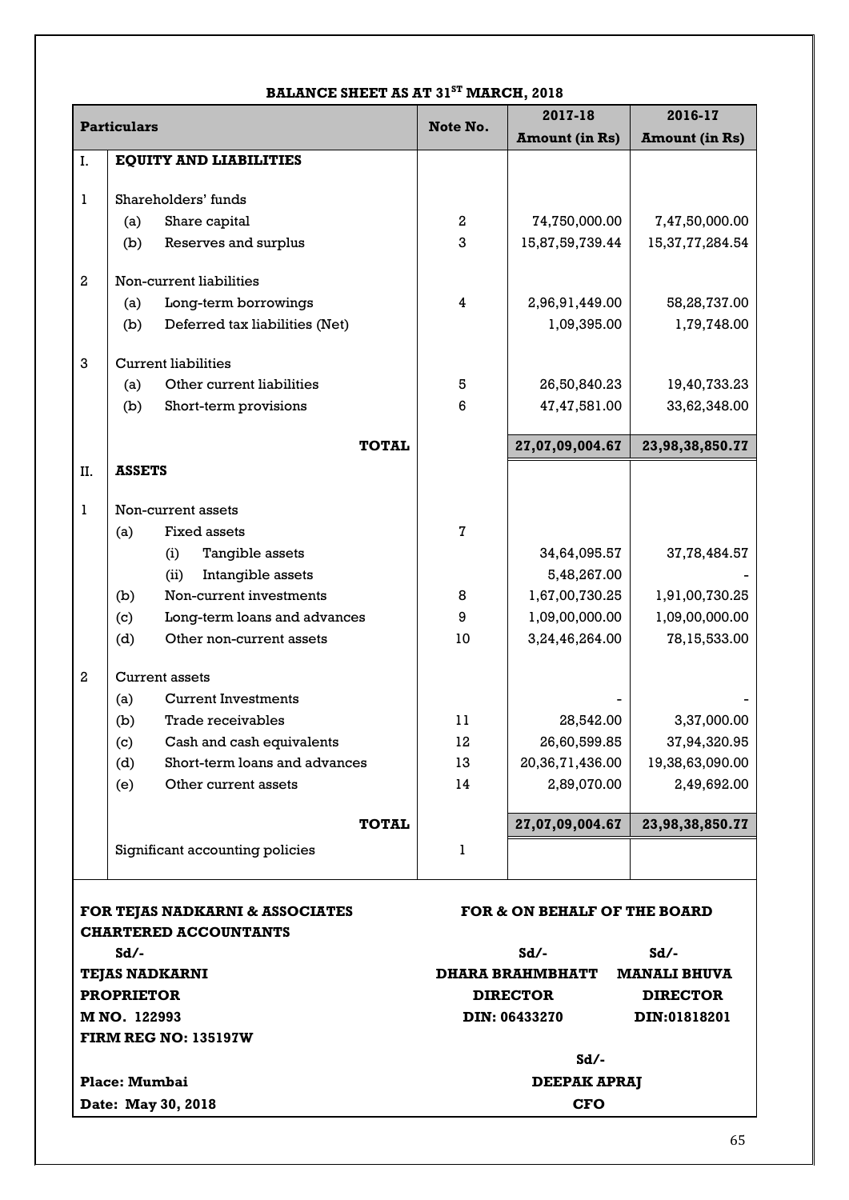## BALANCE SHEET AS AT 31ST MARCH, 2018

| | Particulars | Note No. | 2017-18 Amount (in Rs) | 2016-17 Amount (in Rs) |
|---|---|---|---|---|
| I. | **EQUITY AND LIABILITIES** | | | |
| 1 | Shareholders' funds | | | |
| | (a) Share capital | 2 | 74,750,000.00 | 7,47,50,000.00 |
| | (b) Reserves and surplus | 3 | 15,87,59,739.44 | 15,37,77,284.54 |
| 2 | Non-current liabilities | | | |
| | (a) Long-term borrowings | 4 | 2,96,91,449.00 | 58,28,737.00 |
| | (b) Deferred tax liabilities (Net) | | 1,09,395.00 | 1,79,748.00 |
| 3 | Current liabilities | | | |
| | (a) Other current liabilities | 5 | 26,50,840.23 | 19,40,733.23 |
| | (b) Short-term provisions | 6 | 47,47,581.00 | 33,62,348.00 |
| | **TOTAL** | | **27,07,09,004.67** | **23,98,38,850.77** |
| II. | **ASSETS** | | | |
| 1 | Non-current assets | | | |
| | (a) Fixed assets | 7 | | |
| | (i) Tangible assets | | 34,64,095.57 | 37,78,484.57 |
| | (ii) Intangible assets | | 5,48,267.00 | - |
| | (b) Non-current investments | 8 | 1,67,00,730.25 | 1,91,00,730.25 |
| | (c) Long-term loans and advances | 9 | 1,09,00,000.00 | 1,09,00,000.00 |
| | (d) Other non-current assets | 10 | 3,24,46,264.00 | 78,15,533.00 |
| 2 | Current assets | | | |
| | (a) Current Investments | | - | - |
| | (b) Trade receivables | 11 | 28,542.00 | 3,37,000.00 |
| | (c) Cash and cash equivalents | 12 | 26,60,599.85 | 37,94,320.95 |
| | (d) Short-term loans and advances | 13 | 20,36,71,436.00 | 19,38,63,090.00 |
| | (e) Other current assets | 14 | 2,89,070.00 | 2,49,692.00 |
| | **TOTAL** | | **27,07,09,004.67** | **23,98,38,850.77** |
| | Significant accounting policies | 1 | | |

**FOR TEJAS NADKARNI & ASSOCIATES**
**CHARTERED ACCOUNTANTS**

**Sd/-**
**TEJAS NADKARNI**
**PROPRIETOR**
**M NO. 122993**
**FIRM REG NO: 135197W**

**Place: Mumbai**
**Date: May 30, 2018**

**FOR & ON BEHALF OF THE BOARD**

| **Sd/-** | **Sd/-** |
|---|---|
| **DHARA BRAHMBHATT** | **MANALI BHUVA** |
| **DIRECTOR** | **DIRECTOR** |
| **DIN: 06433270** | **DIN:01818201** |

**Sd/-**
**DEEPAK APRAJ**
**CFO**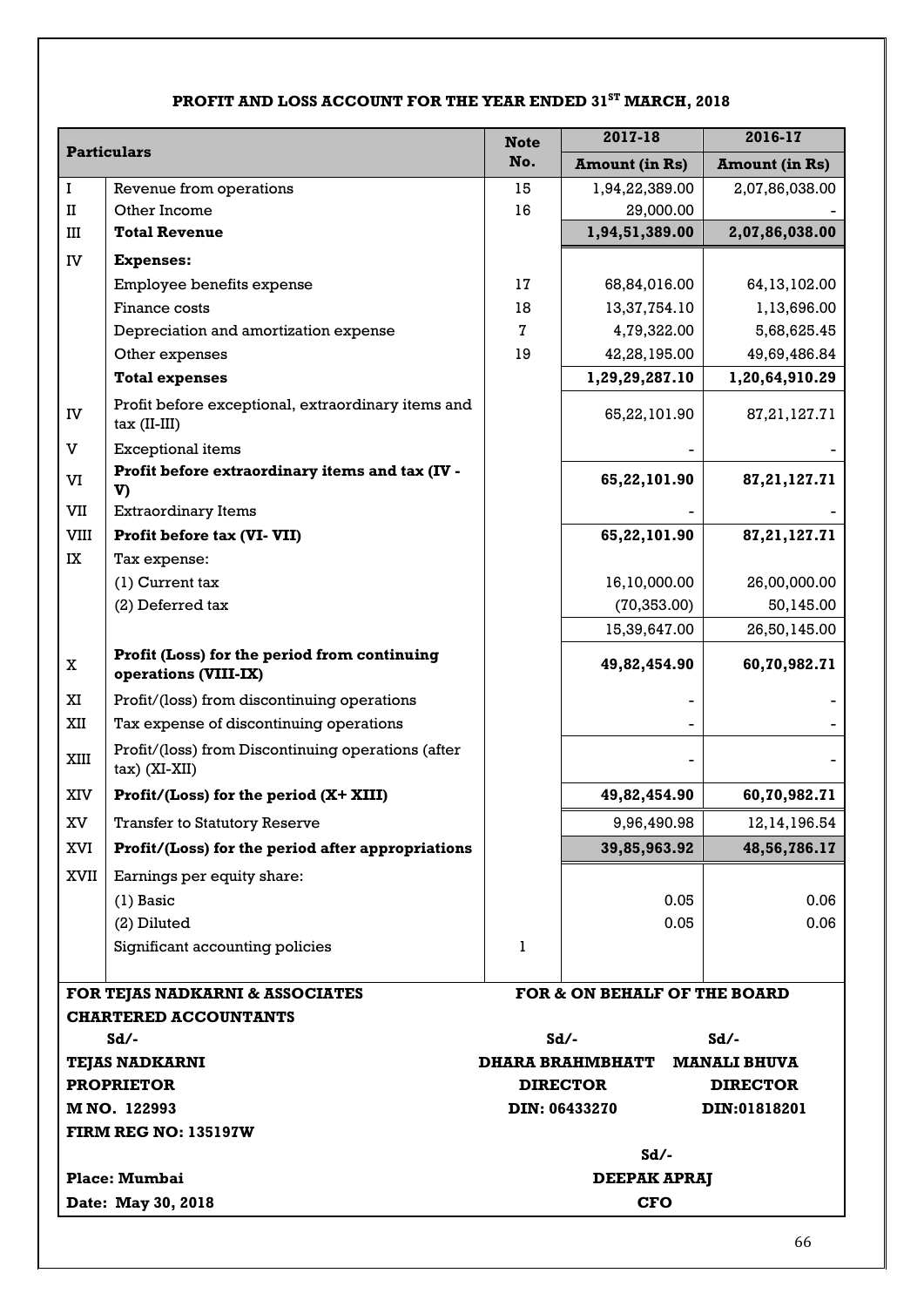## PROFIT AND LOSS ACCOUNT FOR THE YEAR ENDED 31ST MARCH, 2018

| | Particulars | Note No. | 2017-18 Amount (in Rs) | 2016-17 Amount (in Rs) |
|---|---|---|---|---|
| I | Revenue from operations | 15 | 1,94,22,389.00 | 2,07,86,038.00 |
| II | Other Income | 16 | 29,000.00 | - |
| III | **Total Revenue** | | **1,94,51,389.00** | **2,07,86,038.00** |
| IV | **Expenses:** | | | |
| | Employee benefits expense | 17 | 68,84,016.00 | 64,13,102.00 |
| | Finance costs | 18 | 13,37,754.10 | 1,13,696.00 |
| | Depreciation and amortization expense | 7 | 4,79,322.00 | 5,68,625.45 |
| | Other expenses | 19 | 42,28,195.00 | 49,69,486.84 |
| | **Total expenses** | | **1,29,29,287.10** | **1,20,64,910.29** |
| IV | Profit before exceptional, extraordinary items and tax (II-III) | | 65,22,101.90 | 87,21,127.71 |
| V | Exceptional items | | - | - |
| VI | **Profit before extraordinary items and tax (IV - V)** | | **65,22,101.90** | **87,21,127.71** |
| VII | Extraordinary Items | | - | - |
| VIII | **Profit before tax (VI- VII)** | | **65,22,101.90** | **87,21,127.71** |
| IX | Tax expense: | | | |
| | (1) Current tax | | 16,10,000.00 | 26,00,000.00 |
| | (2) Deferred tax | | (70,353.00) | 50,145.00 |
| | | | 15,39,647.00 | 26,50,145.00 |
| X | **Profit (Loss) for the period from continuing operations (VIII-IX)** | | **49,82,454.90** | **60,70,982.71** |
| XI | Profit/(loss) from discontinuing operations | | - | - |
| XII | Tax expense of discontinuing operations | | - | - |
| XIII | Profit/(loss) from Discontinuing operations (after tax) (XI-XII) | | - | - |
| XIV | **Profit/(Loss) for the period (X+ XIII)** | | **49,82,454.90** | **60,70,982.71** |
| XV | Transfer to Statutory Reserve | | 9,96,490.98 | 12,14,196.54 |
| XVI | **Profit/(Loss) for the period after appropriations** | | **39,85,963.92** | **48,56,786.17** |
| XVII | Earnings per equity share: | | | |
| | (1) Basic | | 0.05 | 0.06 |
| | (2) Diluted | | 0.05 | 0.06 |
| | Significant accounting policies | 1 | | |

**FOR TEJAS NADKARNI & ASSOCIATES**
**CHARTERED ACCOUNTANTS**

Sd/-
**TEJAS NADKARNI**
**PROPRIETOR**
**M NO. 122993**
**FIRM REG NO: 135197W**

**Place: Mumbai**
**Date: May 30, 2018**

**FOR & ON BEHALF OF THE BOARD**

Sd/-
**DHARA BRAHMBHATT**
**DIRECTOR**
**DIN: 06433270**

Sd/-
**MANALI BHUVA**
**DIRECTOR**
**DIN:01818201**

Sd/-
**DEEPAK APRAJ**
**CFO**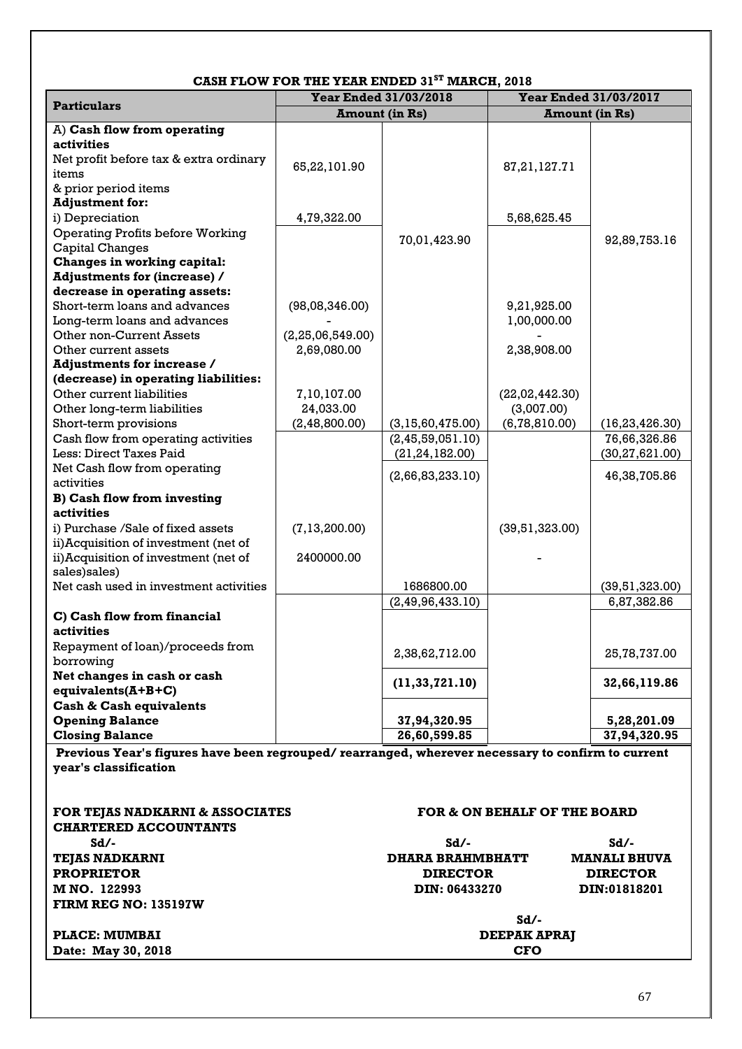## CASH FLOW FOR THE YEAR ENDED 31ST MARCH, 2018

| Particulars | Year Ended 31/03/2018 | | Year Ended 31/03/2017 | |
|---|---|---|---|---|
| | Amount (in Rs) | | Amount (in Rs) | |
| A) **Cash flow from operating activities** | | | | |
| Net profit before tax & extra ordinary items & prior period items | 65,22,101.90 | | 87,21,127.71 | |
| **Adjustment for:** | | | | |
| i) Depreciation | 4,79,322.00 | | 5,68,625.45 | |
| Operating Profits before Working Capital Changes | | 70,01,423.90 | | 92,89,753.16 |
| **Changes in working capital:** | | | | |
| **Adjustments for (increase) / decrease in operating assets:** | | | | |
| Short-term loans and advances | (98,08,346.00) | | 9,21,925.00 | |
| Long-term loans and advances | - | | 1,00,000.00 | |
| Other non-Current Assets | (2,25,06,549.00) | | - | |
| Other current assets | 2,69,080.00 | | 2,38,908.00 | |
| **Adjustments for increase / (decrease) in operating liabilities:** | | | | |
| Other current liabilities | 7,10,107.00 | | (22,02,442.30) | |
| Other long-term liabilities | 24,033.00 | | (3,007.00) | |
| Short-term provisions | (2,48,800.00) | (3,15,60,475.00) | (6,78,810.00) | (16,23,426.30) |
| Cash flow from operating activities | | (2,45,59,051.10) | | 76,66,326.86 |
| Less: Direct Taxes Paid | | (21,24,182.00) | | (30,27,621.00) |
| Net Cash flow from operating activities | | (2,66,83,233.10) | | 46,38,705.86 |
| **B) Cash flow from investing activities** | | | | |
| i) Purchase /Sale of fixed assets | (7,13,200.00) | | (39,51,323.00) | |
| ii)Acquisition of investment (net of ii)Acquisition of investment (net of sales)sales) | 2400000.00 | | - | |
| Net cash used in investment activities | | 1686800.00 | | (39,51,323.00) |
| | | (2,49,96,433.10) | | 6,87,382.86 |
| **C) Cash flow from financial activities** | | | | |
| Repayment of loan)/proceeds from borrowing | | 2,38,62,712.00 | | 25,78,737.00 |
| **Net changes in cash or cash equivalents(A+B+C)** | | **(11,33,721.10)** | | **32,66,119.86** |
| **Cash & Cash equivalents** | | | | |
| **Opening Balance** | | **37,94,320.95** | | **5,28,201.09** |
| **Closing Balance** | | **26,60,599.85** | | **37,94,320.95** |

**Previous Year's figures have been regrouped/ rearranged, wherever necessary to confirm to current year's classification**

**FOR TEJAS NADKARNI & ASSOCIATES**
**CHARTERED ACCOUNTANTS**
**Sd/-**
**TEJAS NADKARNI**
**PROPRIETOR**
**M NO. 122993**
**FIRM REG NO: 135197W**

**PLACE: MUMBAI**
**Date: May 30, 2018**

**FOR & ON BEHALF OF THE BOARD**

| Sd/- | Sd/- |
|---|---|
| **DHARA BRAHMBHATT** | **MANALI BHUVA** |
| **DIRECTOR** | **DIRECTOR** |
| **DIN: 06433270** | **DIN:01818201** |

**Sd/-**
**DEEPAK APRAJ**
**CFO**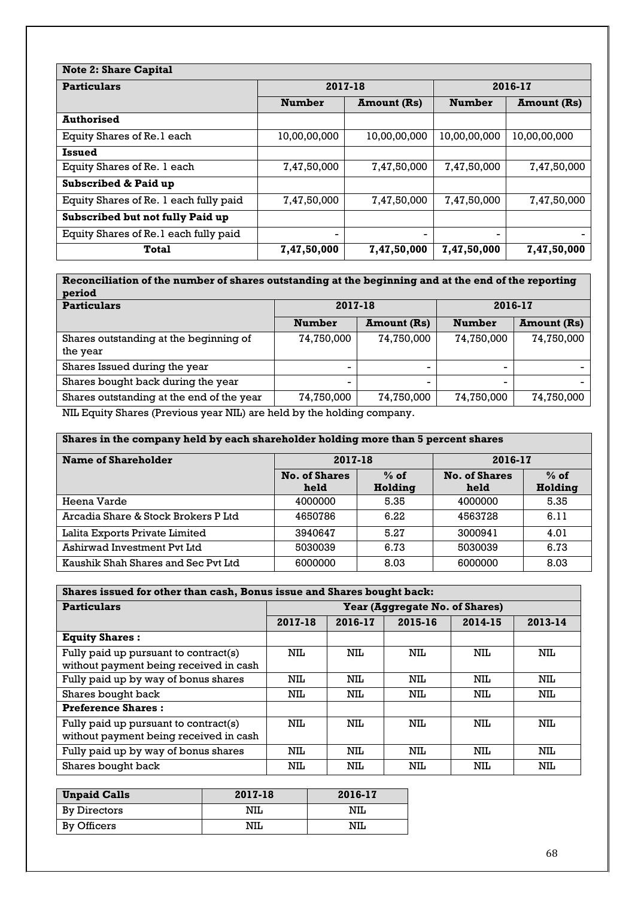| **Note 2: Share Capital** | | | | |
|---|---|---|---|---|
| **Particulars** | **2017-18** | | **2016-17** | |
| | **Number** | **Amount (Rs)** | **Number** | **Amount (Rs)** |
| **Authorised** | | | | |
| Equity Shares of Re.1 each | 10,00,00,000 | 10,00,00,000 | 10,00,00,000 | 10,00,00,000 |
| **Issued** | | | | |
| Equity Shares of Re. 1 each | 7,47,50,000 | 7,47,50,000 | 7,47,50,000 | 7,47,50,000 |
| **Subscribed & Paid up** | | | | |
| Equity Shares of Re. 1 each fully paid | 7,47,50,000 | 7,47,50,000 | 7,47,50,000 | 7,47,50,000 |
| **Subscribed but not fully Paid up** | | | | |
| Equity Shares of Re.1 each fully paid | - | - | - | - |
| **Total** | **7,47,50,000** | **7,47,50,000** | **7,47,50,000** | **7,47,50,000** |

| **Reconciliation of the number of shares outstanding at the beginning and at the end of the reporting period** | | | | |
|---|---|---|---|---|
| **Particulars** | **2017-18** | | **2016-17** | |
| | **Number** | **Amount (Rs)** | **Number** | **Amount (Rs)** |
| Shares outstanding at the beginning of the year | 74,750,000 | 74,750,000 | 74,750,000 | 74,750,000 |
| Shares Issued during the year | - | - | - | - |
| Shares bought back during the year | - | - | - | - |
| Shares outstanding at the end of the year | 74,750,000 | 74,750,000 | 74,750,000 | 74,750,000 |

NIL Equity Shares (Previous year NIL) are held by the holding company.

| **Shares in the company held by each shareholder holding more than 5 percent shares** | | | | |
|---|---|---|---|---|
| **Name of Shareholder** | **2017-18** | | **2016-17** | |
| | **No. of Shares held** | **% of Holding** | **No. of Shares held** | **% of Holding** |
| Heena Varde | 4000000 | 5.35 | 4000000 | 5.35 |
| Arcadia Share & Stock Brokers P Ltd | 4650786 | 6.22 | 4563728 | 6.11 |
| Lalita Exports Private Limited | 3940647 | 5.27 | 3000941 | 4.01 |
| Ashirwad Investment Pvt Ltd | 5030039 | 6.73 | 5030039 | 6.73 |
| Kaushik Shah Shares and Sec Pvt Ltd | 6000000 | 8.03 | 6000000 | 8.03 |

| **Shares issued for other than cash, Bonus issue and Shares bought back:** | | | | | |
|---|---|---|---|---|---|
| **Particulars** | **Year (Aggregate No. of Shares)** | | | | |
| | **2017-18** | **2016-17** | **2015-16** | **2014-15** | **2013-14** |
| **Equity Shares :** | | | | | |
| Fully paid up pursuant to contract(s) without payment being received in cash | NIL | NIL | NIL | NIL | NIL |
| Fully paid up by way of bonus shares | NIL | NIL | NIL | NIL | NIL |
| Shares bought back | NIL | NIL | NIL | NIL | NIL |
| **Preference Shares :** | | | | | |
| Fully paid up pursuant to contract(s) without payment being received in cash | NIL | NIL | NIL | NIL | NIL |
| Fully paid up by way of bonus shares | NIL | NIL | NIL | NIL | NIL |
| Shares bought back | NIL | NIL | NIL | NIL | NIL |

| **Unpaid Calls** | **2017-18** | **2016-17** |
|---|---|---|
| By Directors | NIL | NIL |
| By Officers | NIL | NIL |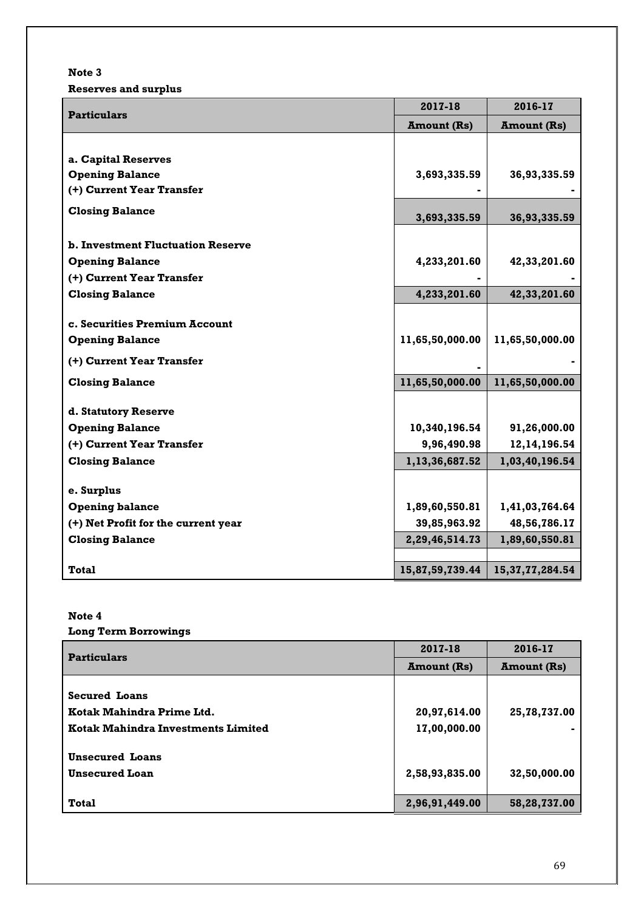**Note 3**

**Reserves and surplus**

| Particulars | 2017-18 | 2016-17 |
|---|---|---|
| | Amount (Rs) | Amount (Rs) |
| **a. Capital Reserves** | | |
| Opening Balance | 3,693,335.59 | 36,93,335.59 |
| (+) Current Year Transfer | - | - |
| Closing Balance | 3,693,335.59 | 36,93,335.59 |
| **b. Investment Fluctuation Reserve** | | |
| Opening Balance | 4,233,201.60 | 42,33,201.60 |
| (+) Current Year Transfer | - | - |
| Closing Balance | 4,233,201.60 | 42,33,201.60 |
| **c. Securities Premium Account** | | |
| Opening Balance | 11,65,50,000.00 | 11,65,50,000.00 |
| (+) Current Year Transfer | - | - |
| Closing Balance | 11,65,50,000.00 | 11,65,50,000.00 |
| **d. Statutory Reserve** | | |
| Opening Balance | 10,340,196.54 | 91,26,000.00 |
| (+) Current Year Transfer | 9,96,490.98 | 12,14,196.54 |
| Closing Balance | 1,13,36,687.52 | 1,03,40,196.54 |
| **e. Surplus** | | |
| Opening balance | 1,89,60,550.81 | 1,41,03,764.64 |
| (+) Net Profit for the current year | 39,85,963.92 | 48,56,786.17 |
| Closing Balance | 2,29,46,514.73 | 1,89,60,550.81 |
| **Total** | **15,87,59,739.44** | **15,37,77,284.54** |

**Note 4**

**Long Term Borrowings**

| Particulars | 2017-18 | 2016-17 |
|---|---|---|
| | Amount (Rs) | Amount (Rs) |
| **Secured Loans** | | |
| Kotak Mahindra Prime Ltd. | 20,97,614.00 | 25,78,737.00 |
| Kotak Mahindra Investments Limited | 17,00,000.00 | - |
| **Unsecured Loans** | | |
| Unsecured Loan | 2,58,93,835.00 | 32,50,000.00 |
| **Total** | **2,96,91,449.00** | **58,28,737.00** |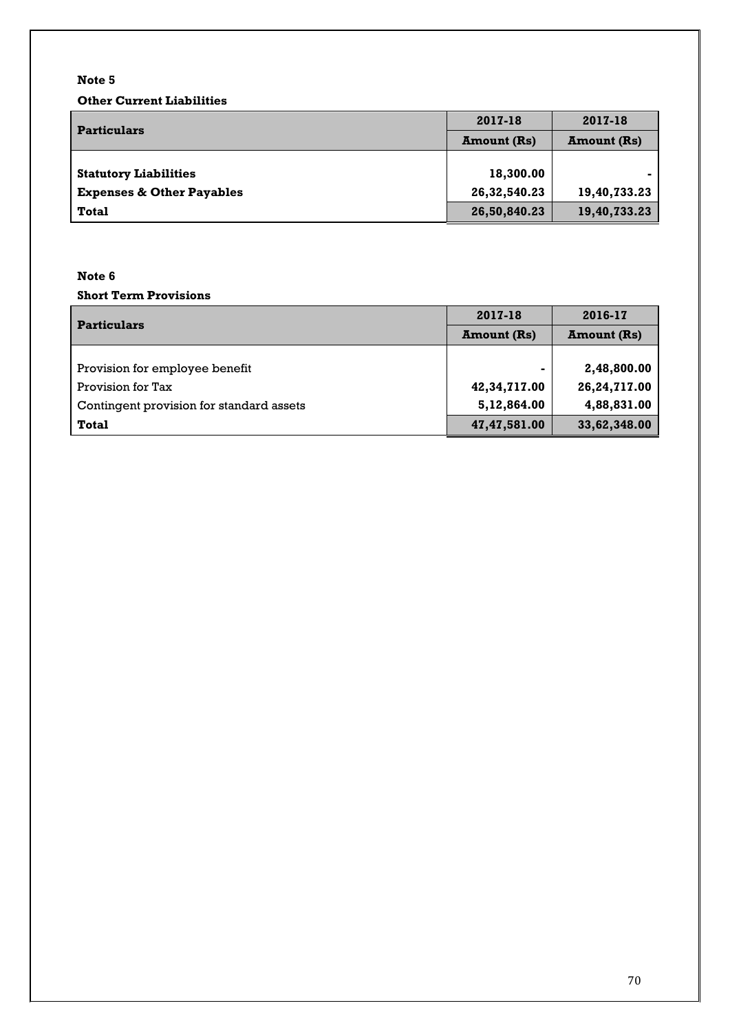**Note 5**

**Other Current Liabilities**

| Particulars | 2017-18 | 2017-18 |
|---|---|---|
| | Amount (Rs) | Amount (Rs) |
| **Statutory Liabilities** | 18,300.00 | - |
| **Expenses & Other Payables** | 26,32,540.23 | 19,40,733.23 |
| **Total** | 26,50,840.23 | 19,40,733.23 |

**Note 6**

**Short Term Provisions**

| Particulars | 2017-18 | 2016-17 |
|---|---|---|
| | Amount (Rs) | Amount (Rs) |
| Provision for employee benefit | - | 2,48,800.00 |
| Provision for Tax | 42,34,717.00 | 26,24,717.00 |
| Contingent provision for standard assets | 5,12,864.00 | 4,88,831.00 |
| **Total** | 47,47,581.00 | 33,62,348.00 |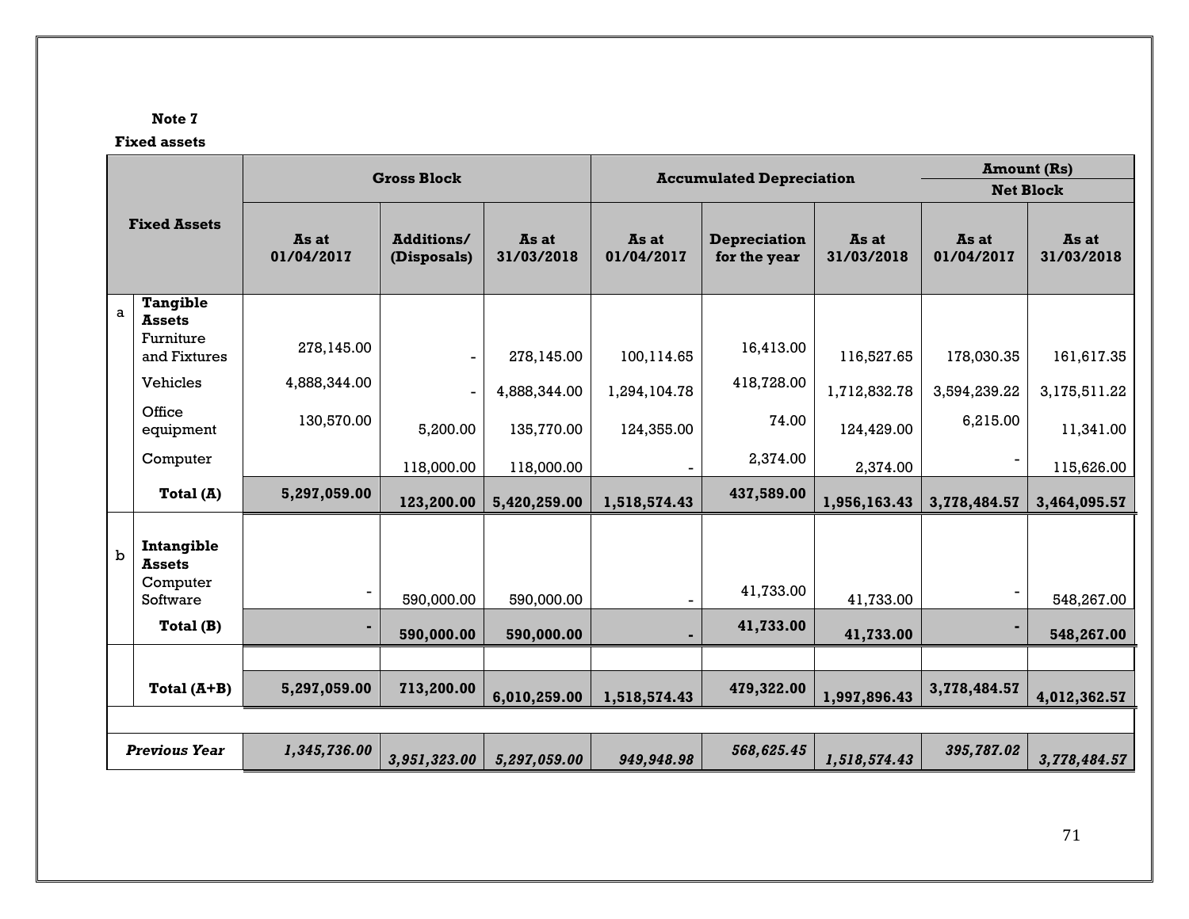**Note 7**

**Fixed assets**

| | Fixed Assets | Gross Block | | | Accumulated Depreciation | | | Amount (Rs) Net Block | |
|---|---|---|---|---|---|---|---|---|---|
| | | **As at 01/04/2017** | **Additions/ (Disposals)** | **As at 31/03/2018** | **As at 01/04/2017** | **Depreciation for the year** | **As at 31/03/2018** | **As at 01/04/2017** | **As at 31/03/2018** |
| a | **Tangible Assets** | | | | | | | | |
| | Furniture and Fixtures | 278,145.00 | - | 278,145.00 | 100,114.65 | 16,413.00 | 116,527.65 | 178,030.35 | 161,617.35 |
| | Vehicles | 4,888,344.00 | - | 4,888,344.00 | 1,294,104.78 | 418,728.00 | 1,712,832.78 | 3,594,239.22 | 3,175,511.22 |
| | Office equipment | 130,570.00 | 5,200.00 | 135,770.00 | 124,355.00 | 74.00 | 124,429.00 | 6,215.00 | 11,341.00 |
| | Computer | | 118,000.00 | 118,000.00 | - | 2,374.00 | 2,374.00 | - | 115,626.00 |
| | **Total (A)** | **5,297,059.00** | **123,200.00** | **5,420,259.00** | **1,518,574.43** | **437,589.00** | **1,956,163.43** | **3,778,484.57** | **3,464,095.57** |
| b | **Intangible Assets** | | | | | | | | |
| | Computer Software | - | 590,000.00 | 590,000.00 | - | 41,733.00 | 41,733.00 | - | 548,267.00 |
| | **Total (B)** | **-** | **590,000.00** | **590,000.00** | **-** | **41,733.00** | **41,733.00** | **-** | **548,267.00** |
| | **Total (A+B)** | **5,297,059.00** | **713,200.00** | **6,010,259.00** | **1,518,574.43** | **479,322.00** | **1,997,896.43** | **3,778,484.57** | **4,012,362.57** |
| | ***Previous Year*** | ***1,345,736.00*** | ***3,951,323.00*** | ***5,297,059.00*** | ***949,948.98*** | ***568,625.45*** | ***1,518,574.43*** | ***395,787.02*** | ***3,778,484.57*** |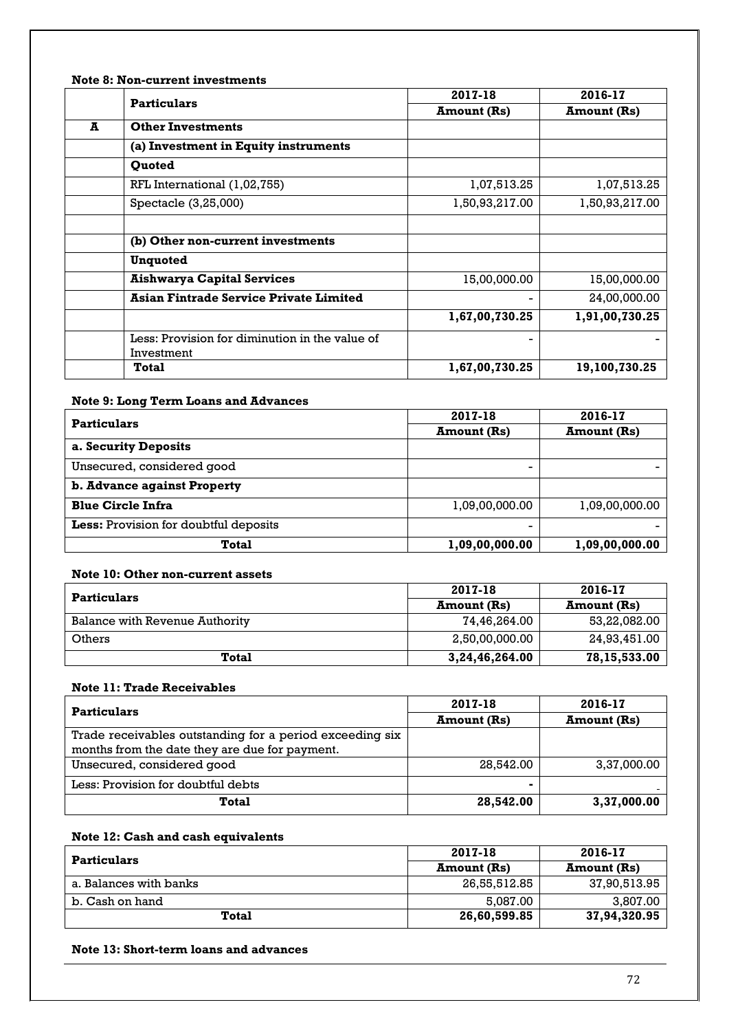**Note 8: Non-current investments**

| | Particulars | 2017-18 | 2016-17 |
|---|---|---|---|
| | | Amount (Rs) | Amount (Rs) |
| A | **Other Investments** | | |
| | **(a) Investment in Equity instruments** | | |
| | **Quoted** | | |
| | RFL International (1,02,755) | 1,07,513.25 | 1,07,513.25 |
| | Spectacle (3,25,000) | 1,50,93,217.00 | 1,50,93,217.00 |
| | | | |
| | **(b) Other non-current investments** | | |
| | **Unquoted** | | |
| | **Aishwarya Capital Services** | 15,00,000.00 | 15,00,000.00 |
| | **Asian Fintrade Service Private Limited** | - | 24,00,000.00 |
| | | **1,67,00,730.25** | **1,91,00,730.25** |
| | Less: Provision for diminution in the value of Investment | - | - |
| | **Total** | **1,67,00,730.25** | **19,100,730.25** |

**Note 9: Long Term Loans and Advances**

| Particulars | 2017-18 | 2016-17 |
|---|---|---|
| | Amount (Rs) | Amount (Rs) |
| **a. Security Deposits** | | |
| Unsecured, considered good | - | - |
| **b. Advance against Property** | | |
| **Blue Circle Infra** | 1,09,00,000.00 | 1,09,00,000.00 |
| **Less:** Provision for doubtful deposits | - | - |
| **Total** | **1,09,00,000.00** | **1,09,00,000.00** |

**Note 10: Other non-current assets**

| Particulars | 2017-18 | 2016-17 |
|---|---|---|
| | Amount (Rs) | Amount (Rs) |
| Balance with Revenue Authority | 74,46,264.00 | 53,22,082.00 |
| Others | 2,50,00,000.00 | 24,93,451.00 |
| **Total** | **3,24,46,264.00** | **78,15,533.00** |

**Note 11: Trade Receivables**

| Particulars | 2017-18 | 2016-17 |
|---|---|---|
| | Amount (Rs) | Amount (Rs) |
| Trade receivables outstanding for a period exceeding six months from the date they are due for payment. | | |
| Unsecured, considered good | 28,542.00 | 3,37,000.00 |
| Less: Provision for doubtful debts | - | - |
| **Total** | **28,542.00** | **3,37,000.00** |

**Note 12: Cash and cash equivalents**

| Particulars | 2017-18 | 2016-17 |
|---|---|---|
| | Amount (Rs) | Amount (Rs) |
| a. Balances with banks | 26,55,512.85 | 37,90,513.95 |
| b. Cash on hand | 5,087.00 | 3,807.00 |
| **Total** | **26,60,599.85** | **37,94,320.95** |

**Note 13: Short-term loans and advances**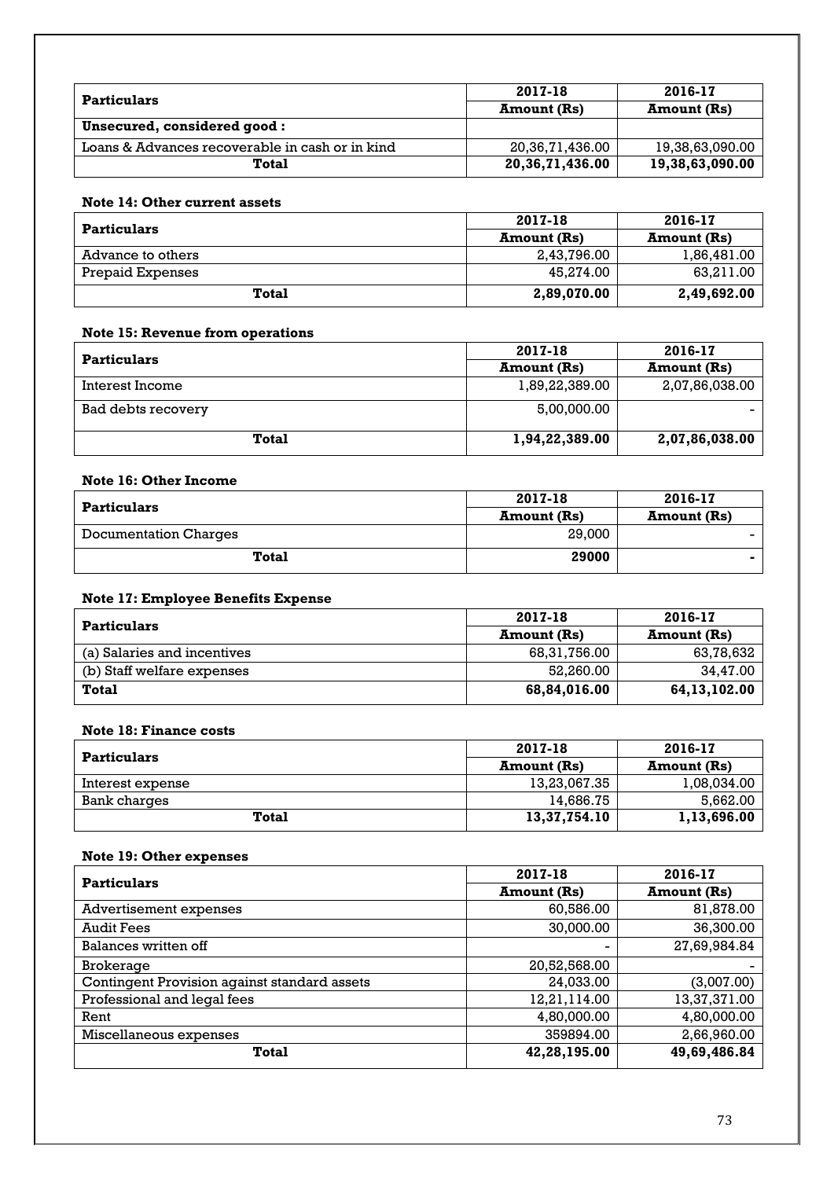| Particulars | 2017-18 | 2016-17 |
|---|---|---|
| | **Amount (Rs)** | **Amount (Rs)** |
| **Unsecured, considered good :** | | |
| Loans & Advances recoverable in cash or in kind | 20,36,71,436.00 | 19,38,63,090.00 |
| **Total** | **20,36,71,436.00** | **19,38,63,090.00** |

**Note 14: Other current assets**

| Particulars | 2017-18 | 2016-17 |
|---|---|---|
| | **Amount (Rs)** | **Amount (Rs)** |
| Advance to others | 2,43,796.00 | 1,86,481.00 |
| Prepaid Expenses | 45,274.00 | 63,211.00 |
| **Total** | **2,89,070.00** | **2,49,692.00** |

**Note 15: Revenue from operations**

| Particulars | 2017-18 | 2016-17 |
|---|---|---|
| | **Amount (Rs)** | **Amount (Rs)** |
| Interest Income | 1,89,22,389.00 | 2,07,86,038.00 |
| Bad debts recovery | 5,00,000.00 | - |
| **Total** | **1,94,22,389.00** | **2,07,86,038.00** |

**Note 16: Other Income**

| Particulars | 2017-18 | 2016-17 |
|---|---|---|
| | **Amount (Rs)** | **Amount (Rs)** |
| Documentation Charges | 29,000 | - |
| **Total** | **29000** | **-** |

**Note 17: Employee Benefits Expense**

| Particulars | 2017-18 | 2016-17 |
|---|---|---|
| | **Amount (Rs)** | **Amount (Rs)** |
| (a) Salaries and incentives | 68,31,756.00 | 63,78,632 |
| (b) Staff welfare expenses | 52,260.00 | 34,47.00 |
| **Total** | **68,84,016.00** | **64,13,102.00** |

**Note 18: Finance costs**

| Particulars | 2017-18 | 2016-17 |
|---|---|---|
| | **Amount (Rs)** | **Amount (Rs)** |
| Interest expense | 13,23,067.35 | 1,08,034.00 |
| Bank charges | 14,686.75 | 5,662.00 |
| **Total** | **13,37,754.10** | **1,13,696.00** |

**Note 19: Other expenses**

| Particulars | 2017-18 | 2016-17 |
|---|---|---|
| | **Amount (Rs)** | **Amount (Rs)** |
| Advertisement expenses | 60,586.00 | 81,878.00 |
| Audit Fees | 30,000.00 | 36,300.00 |
| Balances written off | - | 27,69,984.84 |
| Brokerage | 20,52,568.00 | - |
| Contingent Provision against standard assets | 24,033.00 | (3,007.00) |
| Professional and legal fees | 12,21,114.00 | 13,37,371.00 |
| Rent | 4,80,000.00 | 4,80,000.00 |
| Miscellaneous expenses | 359894.00 | 2,66,960.00 |
| **Total** | **42,28,195.00** | **49,69,486.84** |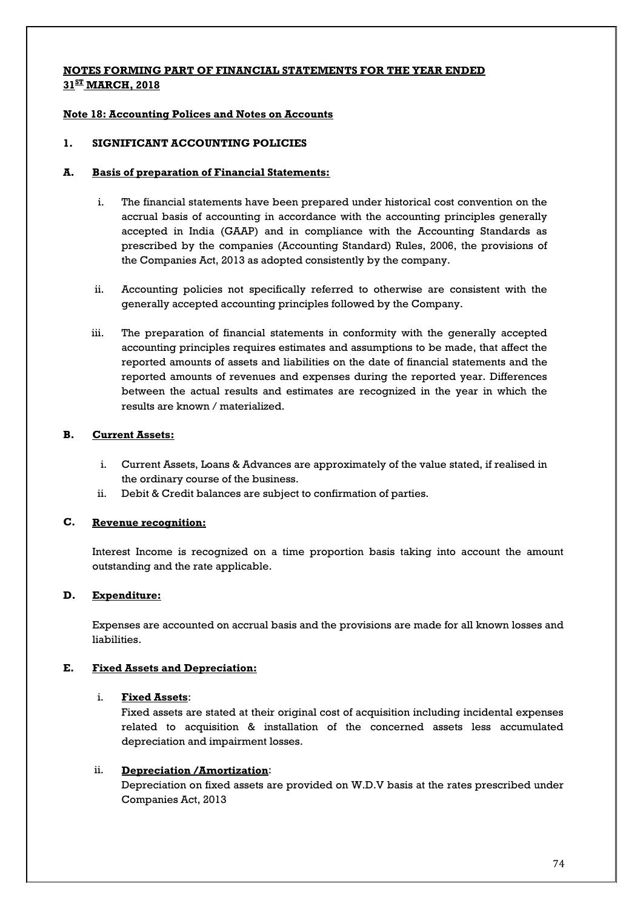## NOTES FORMING PART OF FINANCIAL STATEMENTS FOR THE YEAR ENDED 31ST MARCH, 2018

### Note 18: Accounting Polices and Notes on Accounts

### 1. SIGNIFICANT ACCOUNTING POLICIES

#### A. Basis of preparation of Financial Statements:

i. The financial statements have been prepared under historical cost convention on the accrual basis of accounting in accordance with the accounting principles generally accepted in India (GAAP) and in compliance with the Accounting Standards as prescribed by the companies (Accounting Standard) Rules, 2006, the provisions of the Companies Act, 2013 as adopted consistently by the company.

ii. Accounting policies not specifically referred to otherwise are consistent with the generally accepted accounting principles followed by the Company.

iii. The preparation of financial statements in conformity with the generally accepted accounting principles requires estimates and assumptions to be made, that affect the reported amounts of assets and liabilities on the date of financial statements and the reported amounts of revenues and expenses during the reported year. Differences between the actual results and estimates are recognized in the year in which the results are known / materialized.

#### B. Current Assets:

i. Current Assets, Loans & Advances are approximately of the value stated, if realised in the ordinary course of the business.
ii. Debit & Credit balances are subject to confirmation of parties.

#### C. Revenue recognition:

Interest Income is recognized on a time proportion basis taking into account the amount outstanding and the rate applicable.

#### D. Expenditure:

Expenses are accounted on accrual basis and the provisions are made for all known losses and liabilities.

#### E. Fixed Assets and Depreciation:

i. **Fixed Assets**:
Fixed assets are stated at their original cost of acquisition including incidental expenses related to acquisition & installation of the concerned assets less accumulated depreciation and impairment losses.

ii. **Depreciation /Amortization**:
Depreciation on fixed assets are provided on W.D.V basis at the rates prescribed under Companies Act, 2013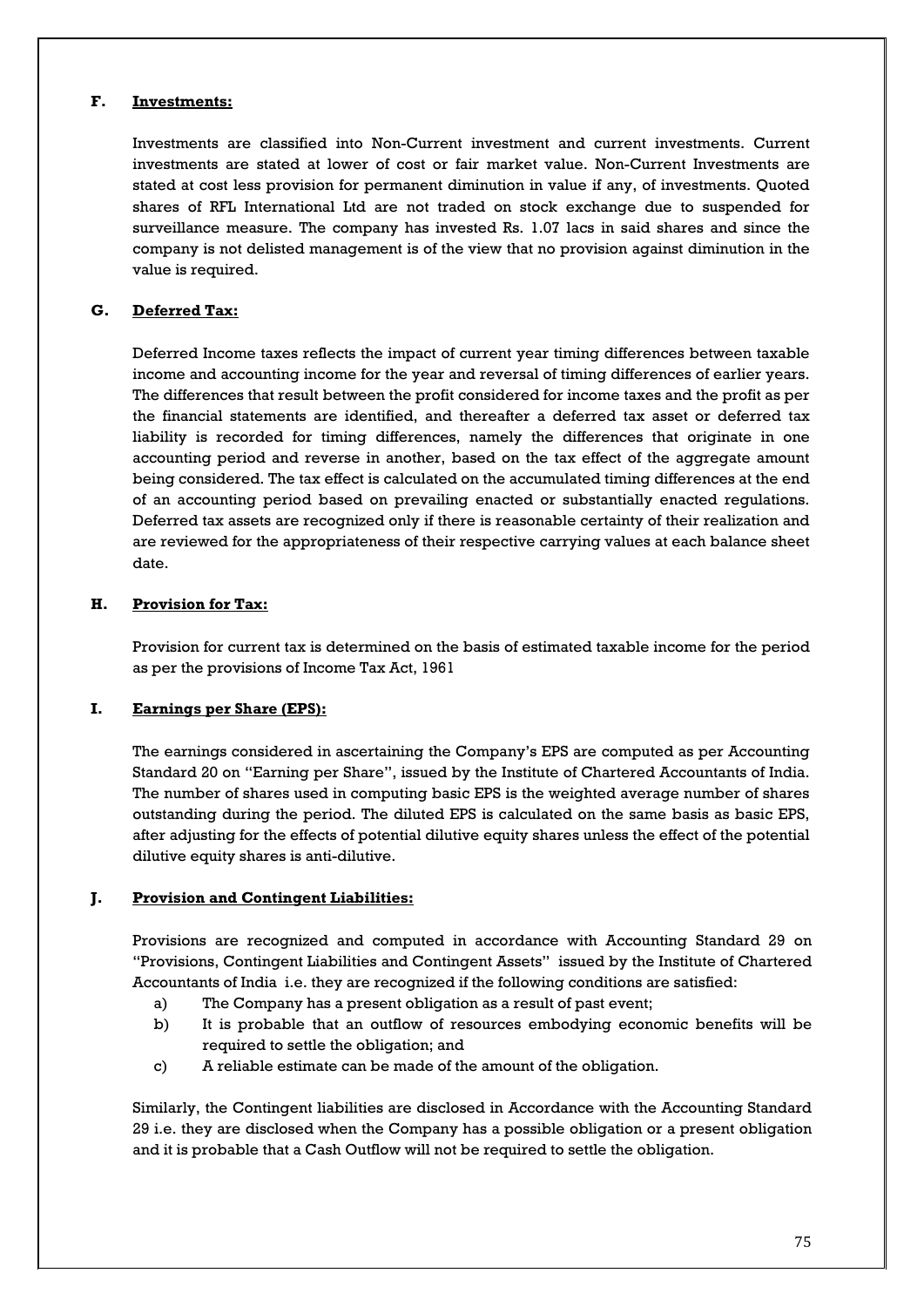**F. Investments:**

Investments are classified into Non-Current investment and current investments. Current investments are stated at lower of cost or fair market value. Non-Current Investments are stated at cost less provision for permanent diminution in value if any, of investments. Quoted shares of RFL International Ltd are not traded on stock exchange due to suspended for surveillance measure. The company has invested Rs. 1.07 lacs in said shares and since the company is not delisted management is of the view that no provision against diminution in the value is required.

**G. Deferred Tax:**

Deferred Income taxes reflects the impact of current year timing differences between taxable income and accounting income for the year and reversal of timing differences of earlier years. The differences that result between the profit considered for income taxes and the profit as per the financial statements are identified, and thereafter a deferred tax asset or deferred tax liability is recorded for timing differences, namely the differences that originate in one accounting period and reverse in another, based on the tax effect of the aggregate amount being considered. The tax effect is calculated on the accumulated timing differences at the end of an accounting period based on prevailing enacted or substantially enacted regulations. Deferred tax assets are recognized only if there is reasonable certainty of their realization and are reviewed for the appropriateness of their respective carrying values at each balance sheet date.

**H. Provision for Tax:**

Provision for current tax is determined on the basis of estimated taxable income for the period as per the provisions of Income Tax Act, 1961

**I. Earnings per Share (EPS):**

The earnings considered in ascertaining the Company's EPS are computed as per Accounting Standard 20 on "Earning per Share", issued by the Institute of Chartered Accountants of India. The number of shares used in computing basic EPS is the weighted average number of shares outstanding during the period. The diluted EPS is calculated on the same basis as basic EPS, after adjusting for the effects of potential dilutive equity shares unless the effect of the potential dilutive equity shares is anti-dilutive.

**J. Provision and Contingent Liabilities:**

Provisions are recognized and computed in accordance with Accounting Standard 29 on "Provisions, Contingent Liabilities and Contingent Assets" issued by the Institute of Chartered Accountants of India i.e. they are recognized if the following conditions are satisfied:

a) The Company has a present obligation as a result of past event;

b) It is probable that an outflow of resources embodying economic benefits will be required to settle the obligation; and

c) A reliable estimate can be made of the amount of the obligation.

Similarly, the Contingent liabilities are disclosed in Accordance with the Accounting Standard 29 i.e. they are disclosed when the Company has a possible obligation or a present obligation and it is probable that a Cash Outflow will not be required to settle the obligation.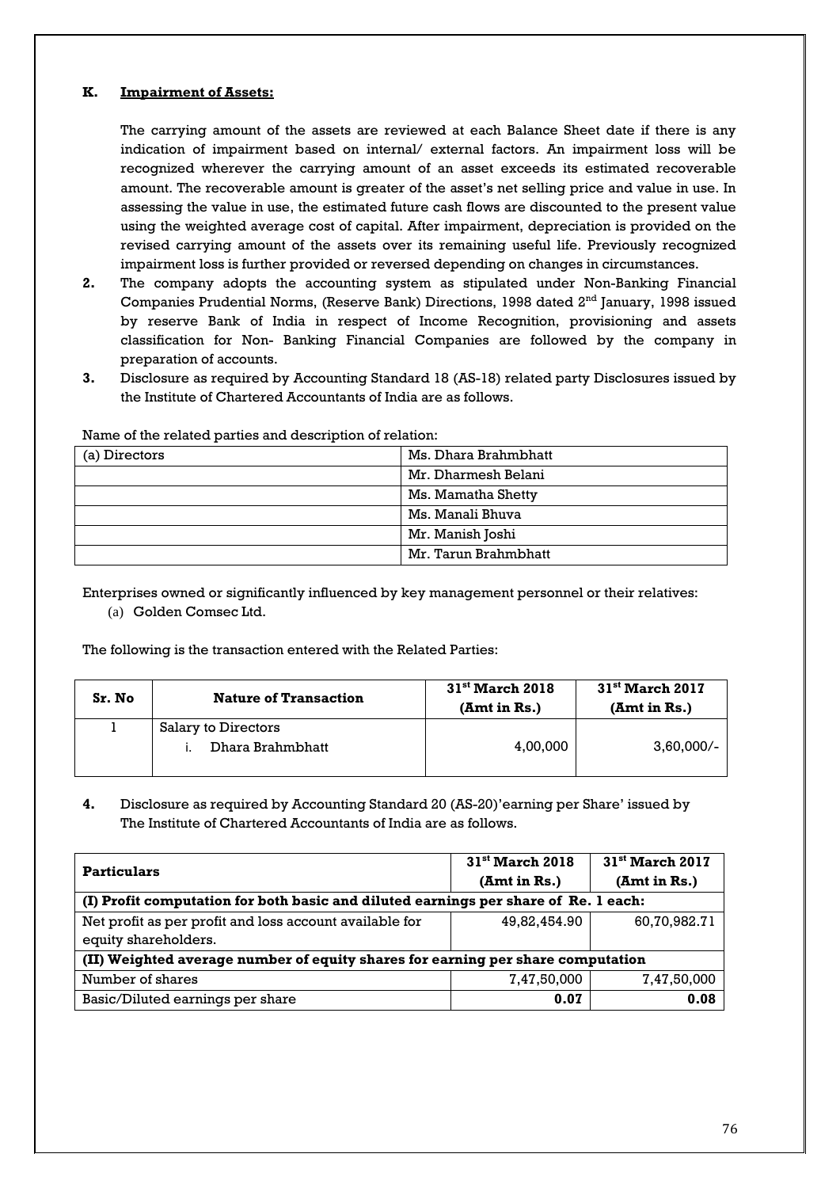**K. Impairment of Assets:**

The carrying amount of the assets are reviewed at each Balance Sheet date if there is any indication of impairment based on internal/ external factors. An impairment loss will be recognized wherever the carrying amount of an asset exceeds its estimated recoverable amount. The recoverable amount is greater of the asset's net selling price and value in use. In assessing the value in use, the estimated future cash flows are discounted to the present value using the weighted average cost of capital. After impairment, depreciation is provided on the revised carrying amount of the assets over its remaining useful life. Previously recognized impairment loss is further provided or reversed depending on changes in circumstances.

**2.** The company adopts the accounting system as stipulated under Non-Banking Financial Companies Prudential Norms, (Reserve Bank) Directions, 1998 dated 2nd January, 1998 issued by reserve Bank of India in respect of Income Recognition, provisioning and assets classification for Non- Banking Financial Companies are followed by the company in preparation of accounts.

**3.** Disclosure as required by Accounting Standard 18 (AS-18) related party Disclosures issued by the Institute of Chartered Accountants of India are as follows.

Name of the related parties and description of relation:

| (a) Directors | Ms. Dhara Brahmbhatt |
|---|---|
| | Mr. Dharmesh Belani |
| | Ms. Mamatha Shetty |
| | Ms. Manali Bhuva |
| | Mr. Manish Joshi |
| | Mr. Tarun Brahmbhatt |

Enterprises owned or significantly influenced by key management personnel or their relatives:

(a) Golden Comsec Ltd.

The following is the transaction entered with the Related Parties:

| Sr. No | Nature of Transaction | 31st March 2018 (Amt in Rs.) | 31st March 2017 (Amt in Rs.) |
|---|---|---|---|
| 1 | Salary to Directors<br>i. Dhara Brahmbhatt | 4,00,000 | 3,60,000/- |

**4.** Disclosure as required by Accounting Standard 20 (AS-20)'earning per Share' issued by The Institute of Chartered Accountants of India are as follows.

| Particulars | 31st March 2018 (Amt in Rs.) | 31st March 2017 (Amt in Rs.) |
|---|---|---|
| **(I) Profit computation for both basic and diluted earnings per share of Re. 1 each:** | | |
| Net profit as per profit and loss account available for equity shareholders. | 49,82,454.90 | 60,70,982.71 |
| **(II) Weighted average number of equity shares for earning per share computation** | | |
| Number of shares | 7,47,50,000 | 7,47,50,000 |
| Basic/Diluted earnings per share | **0.07** | **0.08** |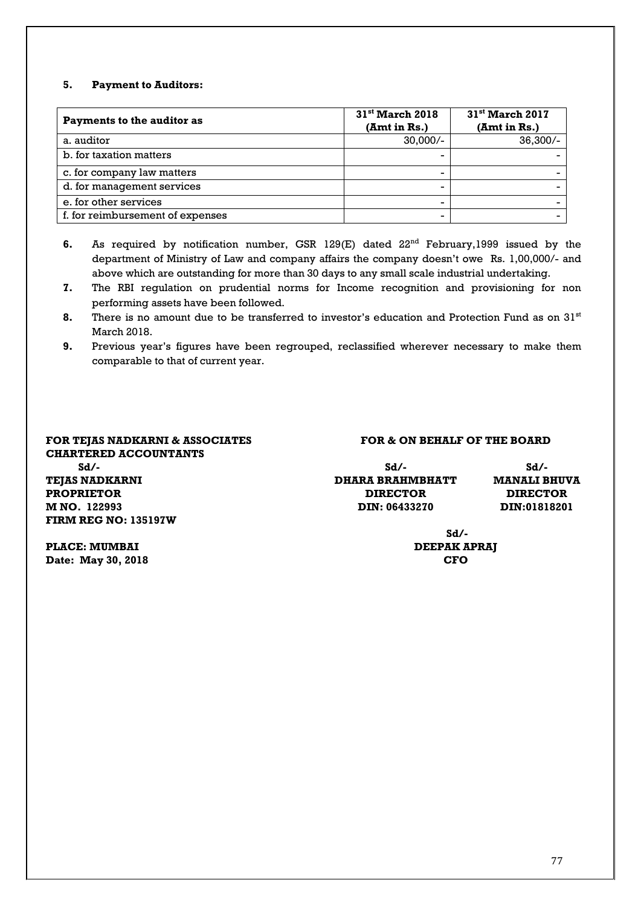**5. Payment to Auditors:**

| Payments to the auditor as | 31st March 2018 (Amt in Rs.) | 31st March 2017 (Amt in Rs.) |
|---|---|---|
| a. auditor | 30,000/- | 36,300/- |
| b. for taxation matters | - | - |
| c. for company law matters | - | - |
| d. for management services | - | - |
| e. for other services | - | - |
| f. for reimbursement of expenses | - | - |

6. As required by notification number, GSR 129(E) dated 22nd February,1999 issued by the department of Ministry of Law and company affairs the company doesn't owe Rs. 1,00,000/- and above which are outstanding for more than 30 days to any small scale industrial undertaking.
7. The RBI regulation on prudential norms for Income recognition and provisioning for non performing assets have been followed.
8. There is no amount due to be transferred to investor's education and Protection Fund as on 31st March 2018.
9. Previous year's figures have been regrouped, reclassified wherever necessary to make them comparable to that of current year.

**FOR TEJAS NADKARNI & ASSOCIATES**
**CHARTERED ACCOUNTANTS**
**Sd/-**
**TEJAS NADKARNI**
**PROPRIETOR**
**M NO. 122993**
**FIRM REG NO: 135197W**

**PLACE: MUMBAI**
**Date: May 30, 2018**

**FOR & ON BEHALF OF THE BOARD**

**Sd/-**
**DHARA BRAHMBHATT**
**DIRECTOR**
**DIN: 06433270**

**Sd/-**
**MANALI BHUVA**
**DIRECTOR**
**DIN:01818201**

**Sd/-**
**DEEPAK APRAJ**
**CFO**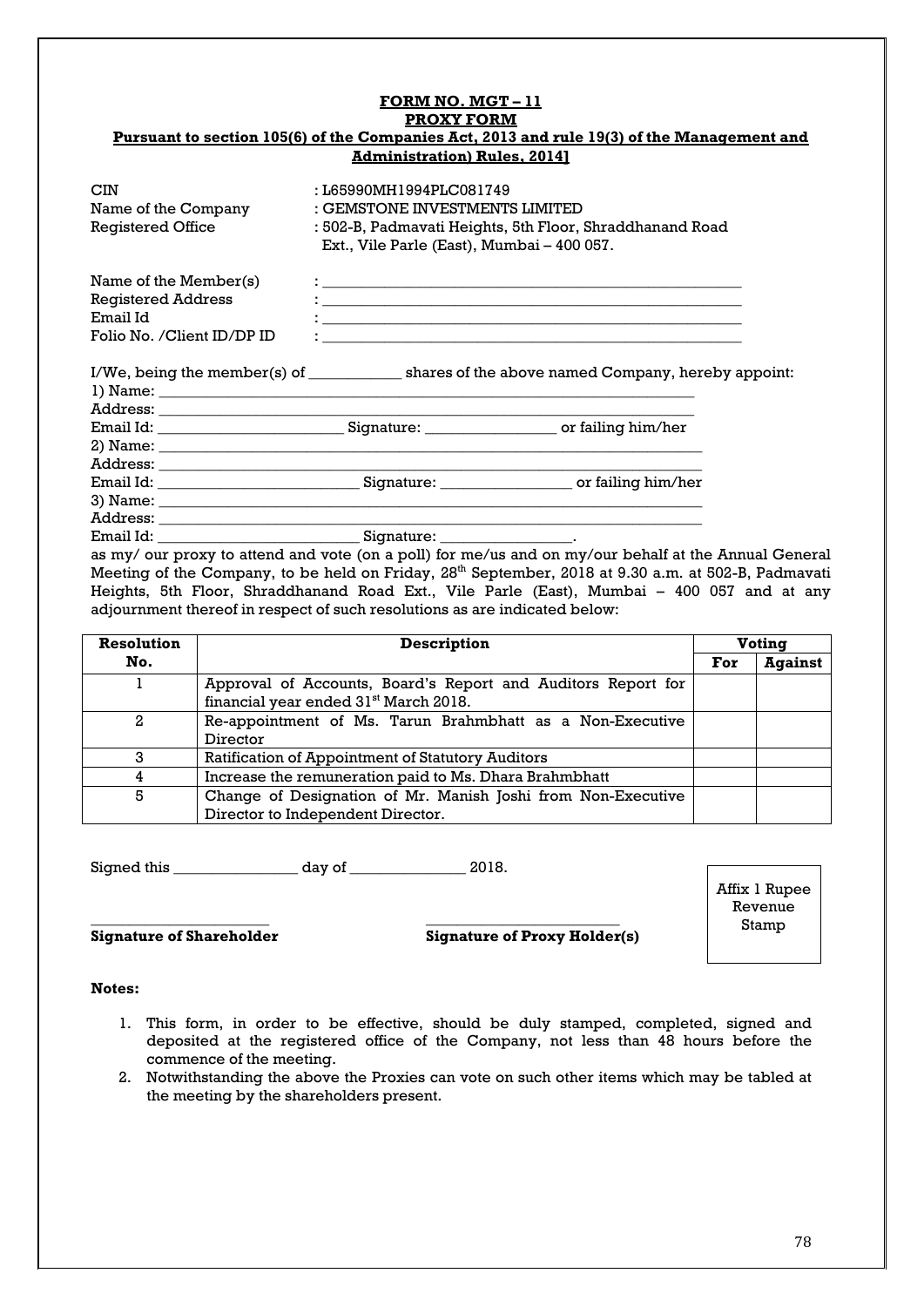**FORM NO. MGT – 11**

**PROXY FORM**

**Pursuant to section 105(6) of the Companies Act, 2013 and rule 19(3) of the Management and Administration) Rules, 2014]**

CIN : L65990MH1994PLC081749

Name of the Company : GEMSTONE INVESTMENTS LIMITED

Registered Office : 502-B, Padmavati Heights, 5th Floor, Shraddhanand Road Ext., Vile Parle (East), Mumbai – 400 057.

Name of the Member(s) : ______________________________

Registered Address : ______________________________

Email Id : ______________________________

Folio No. /Client ID/DP ID : ______________________________

I/We, being the member(s) of ____________ shares of the above named Company, hereby appoint:

1) Name: ______________________________

Address: ______________________________

Email Id: ______________________ Signature: ________________ or failing him/her

2) Name: ______________________________

Address: ______________________________

Email Id: ______________________ Signature: ________________ or failing him/her

3) Name: ______________________________

Address: ______________________________

Email Id: ______________________ Signature: ________________.

as my/ our proxy to attend and vote (on a poll) for me/us and on my/our behalf at the Annual General Meeting of the Company, to be held on Friday, 28th September, 2018 at 9.30 a.m. at 502-B, Padmavati Heights, 5th Floor, Shraddhanand Road Ext., Vile Parle (East), Mumbai – 400 057 and at any adjournment thereof in respect of such resolutions as are indicated below:

| Resolution No. | Description | Voting | |
|---|---|---|---|
| | | For | Against |
| 1 | Approval of Accounts, Board's Report and Auditors Report for financial year ended 31st March 2018. | | |
| 2 | Re-appointment of Ms. Tarun Brahmbhatt as a Non-Executive Director | | |
| 3 | Ratification of Appointment of Statutory Auditors | | |
| 4 | Increase the remuneration paid to Ms. Dhara Brahmbhatt | | |
| 5 | Change of Designation of Mr. Manish Joshi from Non-Executive Director to Independent Director. | | |

Signed this ________________ day of _______________ 2018.

Affix 1 Rupee Revenue Stamp

________________________ ________________________

**Signature of Shareholder** **Signature of Proxy Holder(s)**

**Notes:**

1. This form, in order to be effective, should be duly stamped, completed, signed and deposited at the registered office of the Company, not less than 48 hours before the commence of the meeting.
2. Notwithstanding the above the Proxies can vote on such other items which may be tabled at the meeting by the shareholders present.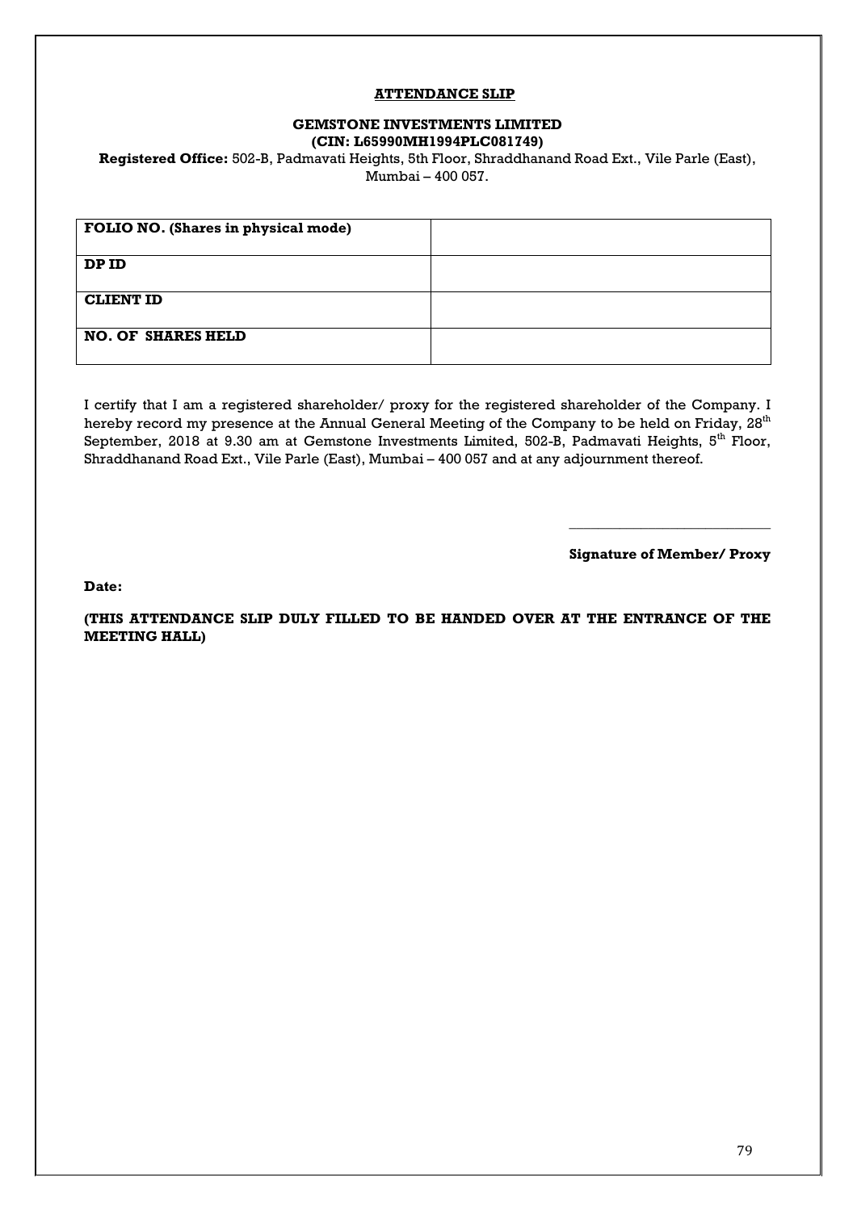## ATTENDANCE SLIP

**GEMSTONE INVESTMENTS LIMITED**
**(CIN: L65990MH1994PLC081749)**

**Registered Office:** 502-B, Padmavati Heights, 5th Floor, Shraddhanand Road Ext., Vile Parle (East), Mumbai – 400 057.

| **FOLIO NO. (Shares in physical mode)** | |
|---|---|
| **DP ID** | |
| **CLIENT ID** | |
| **NO. OF SHARES HELD** | |

I certify that I am a registered shareholder/ proxy for the registered shareholder of the Company. I hereby record my presence at the Annual General Meeting of the Company to be held on Friday, 28th September, 2018 at 9.30 am at Gemstone Investments Limited, 502-B, Padmavati Heights, 5th Floor, Shraddhanand Road Ext., Vile Parle (East), Mumbai – 400 057 and at any adjournment thereof.

\_\_\_\_\_\_\_\_\_\_\_\_\_\_\_\_\_\_\_\_\_\_\_\_\_\_\_\_

**Signature of Member/ Proxy**

**Date:**

**(THIS ATTENDANCE SLIP DULY FILLED TO BE HANDED OVER AT THE ENTRANCE OF THE MEETING HALL)**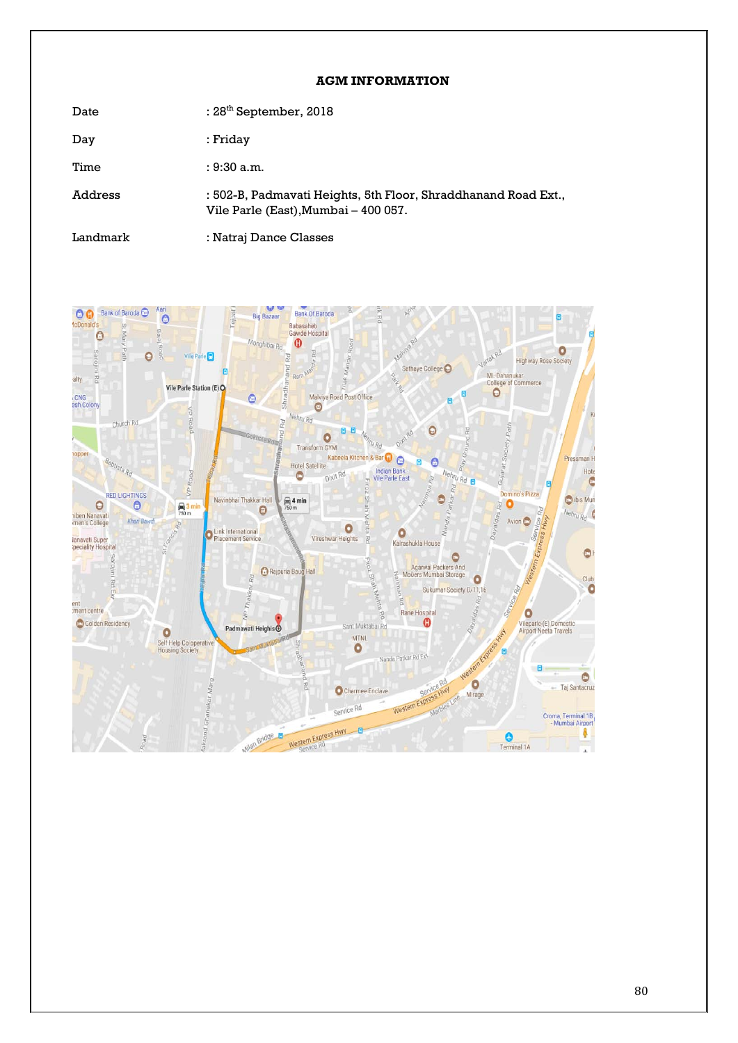## AGM INFORMATION

| | |
|---|---|
| Date | : 28th September, 2018 |
| Day | : Friday |
| Time | : 9:30 a.m. |
| Address | : 502-B, Padmavati Heights, 5th Floor, Shraddhanand Road Ext., Vile Parle (East),Mumbai – 400 057. |
| Landmark | : Natraj Dance Classes |